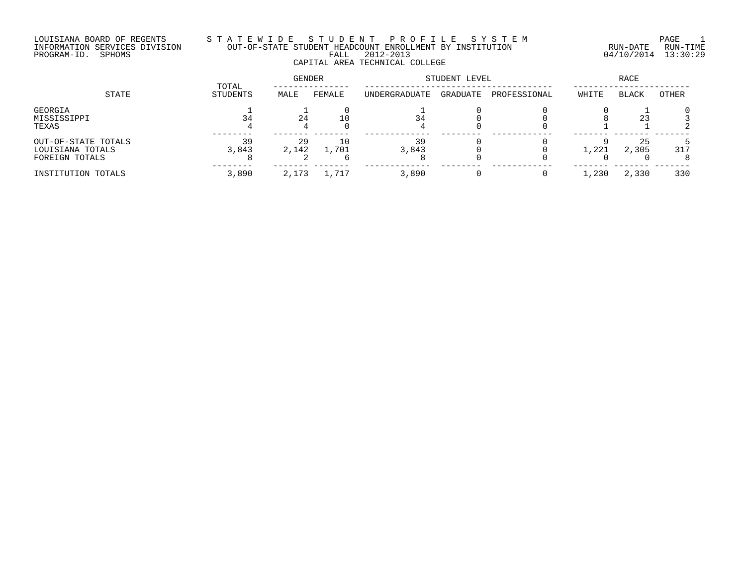LOUISIANA BOARD OF REGENTS
INFORMATION SERVICES DIVISION
PROGRAM-ID. SPHOMS

# S T A T E W I D E   S T U D E N T   P R O F I L E   S Y S T E M

## OUT-OF-STATE STUDENT HEADCOUNT ENROLLMENT BY INSTITUTION

FALL 2012-2013

### CAPITAL AREA TECHNICAL COLLEGE

RUN-DATE 04/10/2014 RUN-TIME 13:30:29

| STATE | TOTAL STUDENTS | GENDER | | STUDENT LEVEL | | | RACE | | |
|---|---|---|---|---|---|---|---|---|---|
| | | MALE | FEMALE | UNDERGRADUATE | GRADUATE | PROFESSIONAL | WHITE | BLACK | OTHER |
| GEORGIA | 1 | 1 | 0 | 1 | 0 | 0 | 0 | 1 | 0 |
| MISSISSIPPI | 34 | 24 | 10 | 34 | 0 | 0 | 8 | 23 | 3 |
| TEXAS | 4 | 4 | 0 | 4 | 0 | 0 | 1 | 1 | 2 |
| OUT-OF-STATE TOTALS | 39 | 29 | 10 | 39 | 0 | 0 | 9 | 25 | 5 |
| LOUISIANA TOTALS | 3,843 | 2,142 | 1,701 | 3,843 | 0 | 0 | 1,221 | 2,305 | 317 |
| FOREIGN TOTALS | 8 | 2 | 6 | 8 | 0 | 0 | 0 | 0 | 8 |
| INSTITUTION TOTALS | 3,890 | 2,173 | 1,717 | 3,890 | 0 | 0 | 1,230 | 2,330 | 330 |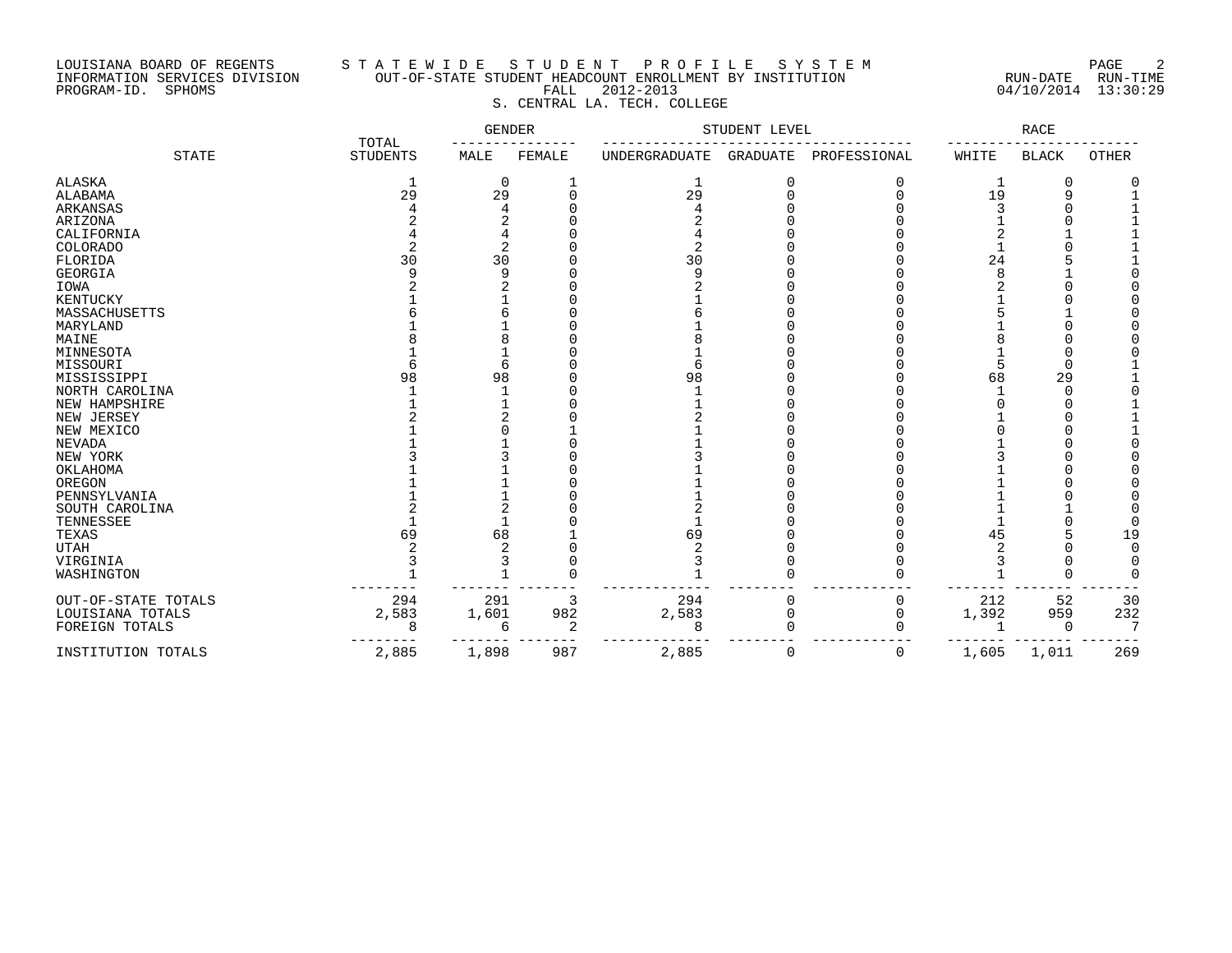LOUISIANA BOARD OF REGENTS — STATEWIDE STUDENT PROFILE SYSTEM
INFORMATION SERVICES DIVISION — OUT-OF-STATE STUDENT HEADCOUNT ENROLLMENT BY INSTITUTION — RUN-DATE 04/10/2014 RUN-TIME 13:30:29
PROGRAM-ID. SPHOMS — FALL 2012-2013

S. CENTRAL LA. TECH. COLLEGE

| STATE | TOTAL STUDENTS | GENDER | | STUDENT LEVEL | | | RACE | | |
|---|---|---|---|---|---|---|---|---|---|
| | | MALE | FEMALE | UNDERGRADUATE | GRADUATE | PROFESSIONAL | WHITE | BLACK | OTHER |
| ALASKA | 1 | 0 | 1 | 1 | 0 | 0 | 1 | 0 | 0 |
| ALABAMA | 29 | 29 | 0 | 29 | 0 | 0 | 19 | 9 | 1 |
| ARKANSAS | 4 | 4 | 0 | 4 | 0 | 0 | 3 | 0 | 1 |
| ARIZONA | 2 | 2 | 0 | 2 | 0 | 0 | 1 | 0 | 1 |
| CALIFORNIA | 4 | 4 | 0 | 4 | 0 | 0 | 2 | 1 | 1 |
| COLORADO | 2 | 2 | 0 | 2 | 0 | 0 | 1 | 0 | 1 |
| FLORIDA | 30 | 30 | 0 | 30 | 0 | 0 | 24 | 5 | 1 |
| GEORGIA | 9 | 9 | 0 | 9 | 0 | 0 | 8 | 1 | 0 |
| IOWA | 2 | 2 | 0 | 2 | 0 | 0 | 2 | 0 | 0 |
| KENTUCKY | 1 | 1 | 0 | 1 | 0 | 0 | 1 | 0 | 0 |
| MASSACHUSETTS | 6 | 6 | 0 | 6 | 0 | 0 | 5 | 1 | 0 |
| MARYLAND | 1 | 1 | 0 | 1 | 0 | 0 | 1 | 0 | 0 |
| MAINE | 8 | 8 | 0 | 8 | 0 | 0 | 8 | 0 | 0 |
| MINNESOTA | 1 | 1 | 0 | 1 | 0 | 0 | 1 | 0 | 0 |
| MISSOURI | 6 | 6 | 0 | 6 | 0 | 0 | 5 | 0 | 1 |
| MISSISSIPPI | 98 | 98 | 0 | 98 | 0 | 0 | 68 | 29 | 1 |
| NORTH CAROLINA | 1 | 1 | 0 | 1 | 0 | 0 | 1 | 0 | 0 |
| NEW HAMPSHIRE | 1 | 1 | 0 | 1 | 0 | 0 | 0 | 0 | 1 |
| NEW JERSEY | 2 | 2 | 0 | 2 | 0 | 0 | 1 | 0 | 1 |
| NEW MEXICO | 1 | 0 | 1 | 1 | 0 | 0 | 0 | 0 | 1 |
| NEVADA | 1 | 1 | 0 | 1 | 0 | 0 | 1 | 0 | 0 |
| NEW YORK | 3 | 3 | 0 | 3 | 0 | 0 | 3 | 0 | 0 |
| OKLAHOMA | 1 | 1 | 0 | 1 | 0 | 0 | 1 | 0 | 0 |
| OREGON | 1 | 1 | 0 | 1 | 0 | 0 | 1 | 0 | 0 |
| PENNSYLVANIA | 1 | 1 | 0 | 1 | 0 | 0 | 1 | 0 | 0 |
| SOUTH CAROLINA | 2 | 2 | 0 | 2 | 0 | 0 | 1 | 1 | 0 |
| TENNESSEE | 1 | 1 | 0 | 1 | 0 | 0 | 1 | 0 | 0 |
| TEXAS | 69 | 68 | 1 | 69 | 0 | 0 | 45 | 5 | 19 |
| UTAH | 2 | 2 | 0 | 2 | 0 | 0 | 2 | 0 | 0 |
| VIRGINIA | 3 | 3 | 0 | 3 | 0 | 0 | 3 | 0 | 0 |
| WASHINGTON | 1 | 1 | 0 | 1 | 0 | 0 | 1 | 0 | 0 |
| OUT-OF-STATE TOTALS | 294 | 291 | 3 | 294 | 0 | 0 | 212 | 52 | 30 |
| LOUISIANA TOTALS | 2,583 | 1,601 | 982 | 2,583 | 0 | 0 | 1,392 | 959 | 232 |
| FOREIGN TOTALS | 8 | 6 | 2 | 8 | 0 | 0 | 1 | 0 | 7 |
| INSTITUTION TOTALS | 2,885 | 1,898 | 987 | 2,885 | 0 | 0 | 1,605 | 1,011 | 269 |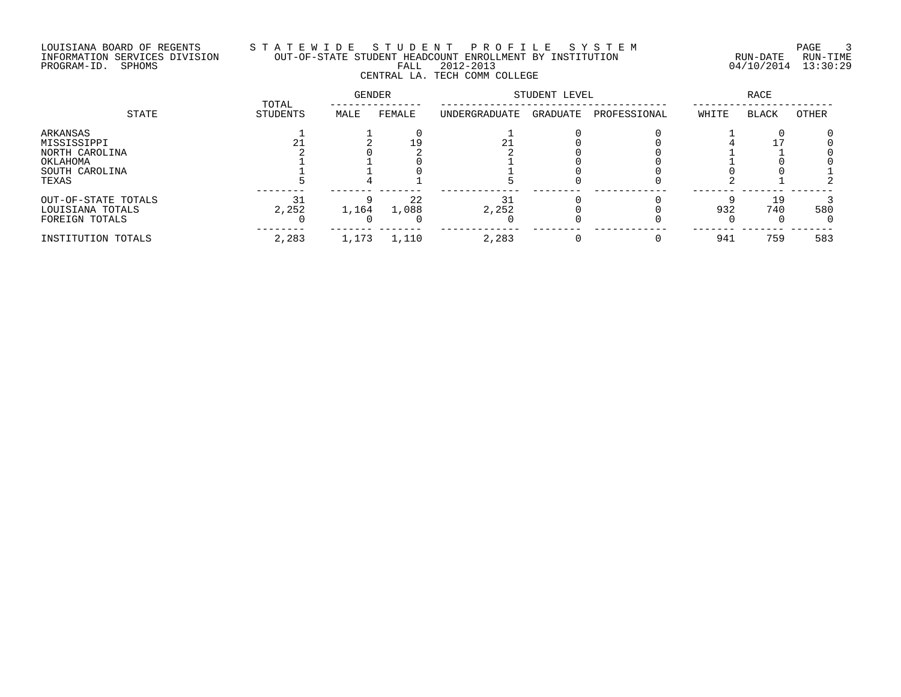LOUISIANA BOARD OF REGENTS — STATEWIDE STUDENT PROFILE SYSTEM
INFORMATION SERVICES DIVISION — OUT-OF-STATE STUDENT HEADCOUNT ENROLLMENT BY INSTITUTION
PROGRAM-ID. SPHOMS — FALL 2012-2013 — RUN-DATE 04/10/2014 RUN-TIME 13:30:29

CENTRAL LA. TECH COMM COLLEGE

| STATE | TOTAL STUDENTS | GENDER | | STUDENT LEVEL | | | RACE | | |
|---|---|---|---|---|---|---|---|---|---|
| | | MALE | FEMALE | UNDERGRADUATE | GRADUATE | PROFESSIONAL | WHITE | BLACK | OTHER |
| ARKANSAS | 1 | 1 | 0 | 1 | 0 | 0 | 1 | 0 | 0 |
| MISSISSIPPI | 21 | 2 | 19 | 21 | 0 | 0 | 4 | 17 | 0 |
| NORTH CAROLINA | 2 | 0 | 2 | 2 | 0 | 0 | 1 | 1 | 0 |
| OKLAHOMA | 1 | 1 | 0 | 1 | 0 | 0 | 1 | 0 | 0 |
| SOUTH CAROLINA | 1 | 1 | 0 | 1 | 0 | 0 | 0 | 0 | 1 |
| TEXAS | 5 | 4 | 1 | 5 | 0 | 0 | 2 | 1 | 2 |
| OUT-OF-STATE TOTALS | 31 | 9 | 22 | 31 | 0 | 0 | 9 | 19 | 3 |
| LOUISIANA TOTALS | 2,252 | 1,164 | 1,088 | 2,252 | 0 | 0 | 932 | 740 | 580 |
| FOREIGN TOTALS | 0 | 0 | 0 | 0 | 0 | 0 | 0 | 0 | 0 |
| INSTITUTION TOTALS | 2,283 | 1,173 | 1,110 | 2,283 | 0 | 0 | 941 | 759 | 583 |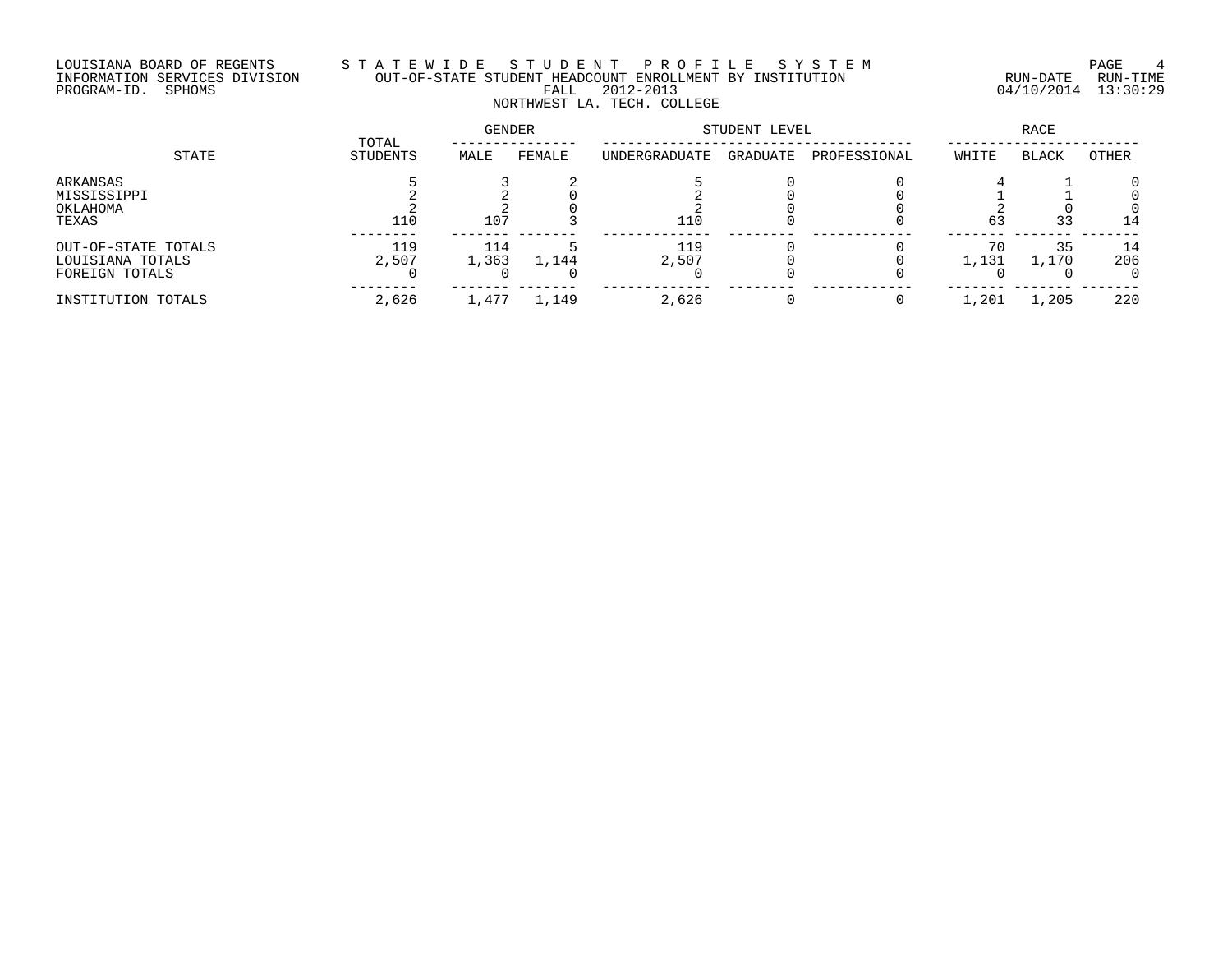LOUISIANA BOARD OF REGENTS
INFORMATION SERVICES DIVISION
PROGRAM-ID. SPHOMS

# STATEWIDE STUDENT PROFILE SYSTEM

## OUT-OF-STATE STUDENT HEADCOUNT ENROLLMENT BY INSTITUTION

FALL 2012-2013

NORTHWEST LA. TECH. COLLEGE

RUN-DATE 04/10/2014 RUN-TIME 13:30:29

| STATE | TOTAL STUDENTS | GENDER | | STUDENT LEVEL | | | RACE | | |
|---|---|---|---|---|---|---|---|---|---|
| | | MALE | FEMALE | UNDERGRADUATE | GRADUATE | PROFESSIONAL | WHITE | BLACK | OTHER |
| ARKANSAS | 5 | 3 | 2 | 5 | 0 | 0 | 4 | 1 | 0 |
| MISSISSIPPI | 2 | 2 | 0 | 2 | 0 | 0 | 1 | 1 | 0 |
| OKLAHOMA | 2 | 2 | 0 | 2 | 0 | 0 | 2 | 0 | 0 |
| TEXAS | 110 | 107 | 3 | 110 | 0 | 0 | 63 | 33 | 14 |
| OUT-OF-STATE TOTALS | 119 | 114 | 5 | 119 | 0 | 0 | 70 | 35 | 14 |
| LOUISIANA TOTALS | 2,507 | 1,363 | 1,144 | 2,507 | 0 | 0 | 1,131 | 1,170 | 206 |
| FOREIGN TOTALS | 0 | 0 | 0 | 0 | 0 | 0 | 0 | 0 | 0 |
| INSTITUTION TOTALS | 2,626 | 1,477 | 1,149 | 2,626 | 0 | 0 | 1,201 | 1,205 | 220 |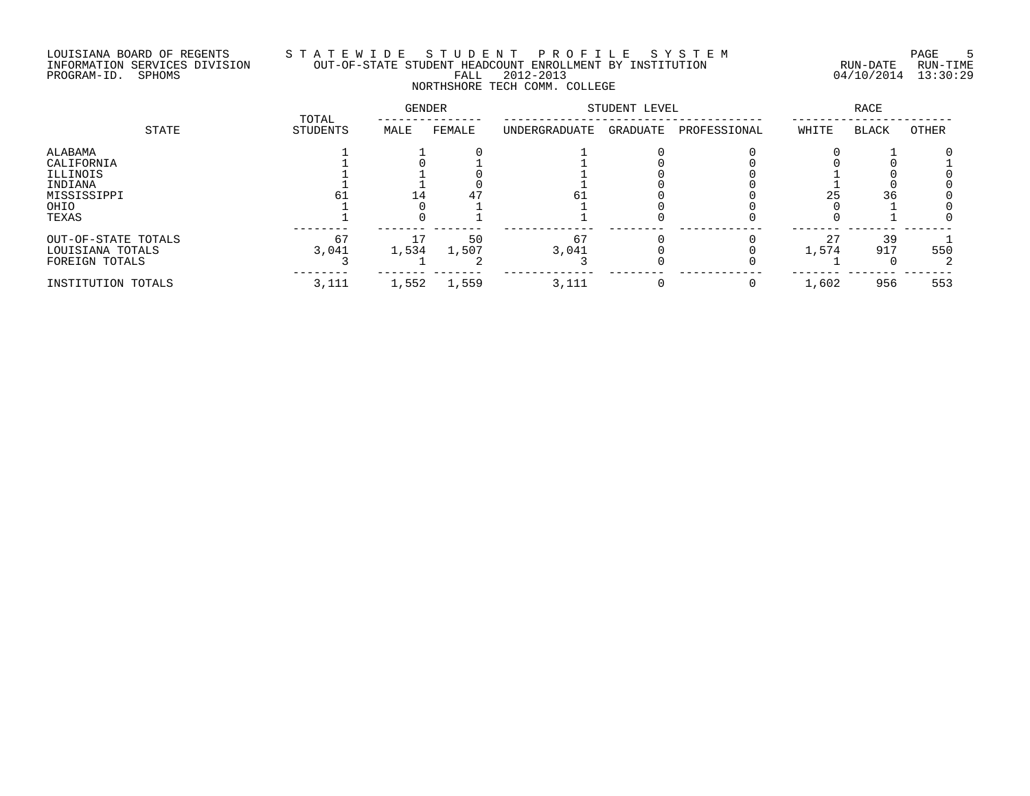LOUISIANA BOARD OF REGENTS — S T A T E W I D E   S T U D E N T   P R O F I L E   S Y S T E M

INFORMATION SERVICES DIVISION — OUT-OF-STATE STUDENT HEADCOUNT ENROLLMENT BY INSTITUTION — RUN-DATE 04/10/2014 RUN-TIME 13:30:29

PROGRAM-ID. SPHOMS — FALL 2012-2013

NORTHSHORE TECH COMM. COLLEGE

| STATE | TOTAL STUDENTS | GENDER | | STUDENT LEVEL | | | RACE | | |
|---|---|---|---|---|---|---|---|---|---|
| | | MALE | FEMALE | UNDERGRADUATE | GRADUATE | PROFESSIONAL | WHITE | BLACK | OTHER |
| ALABAMA | 1 | 1 | 0 | 1 | 0 | 0 | 0 | 1 | 0 |
| CALIFORNIA | 1 | 0 | 1 | 1 | 0 | 0 | 0 | 0 | 1 |
| ILLINOIS | 1 | 1 | 0 | 1 | 0 | 0 | 1 | 0 | 0 |
| INDIANA | 1 | 1 | 0 | 1 | 0 | 0 | 1 | 0 | 0 |
| MISSISSIPPI | 61 | 14 | 47 | 61 | 0 | 0 | 25 | 36 | 0 |
| OHIO | 1 | 0 | 1 | 1 | 0 | 0 | 0 | 1 | 0 |
| TEXAS | 1 | 0 | 1 | 1 | 0 | 0 | 0 | 1 | 0 |
| OUT-OF-STATE TOTALS | 67 | 17 | 50 | 67 | 0 | 0 | 27 | 39 | 1 |
| LOUISIANA TOTALS | 3,041 | 1,534 | 1,507 | 3,041 | 0 | 0 | 1,574 | 917 | 550 |
| FOREIGN TOTALS | 3 | 1 | 2 | 3 | 0 | 0 | 1 | 0 | 2 |
| INSTITUTION TOTALS | 3,111 | 1,552 | 1,559 | 3,111 | 0 | 0 | 1,602 | 956 | 553 |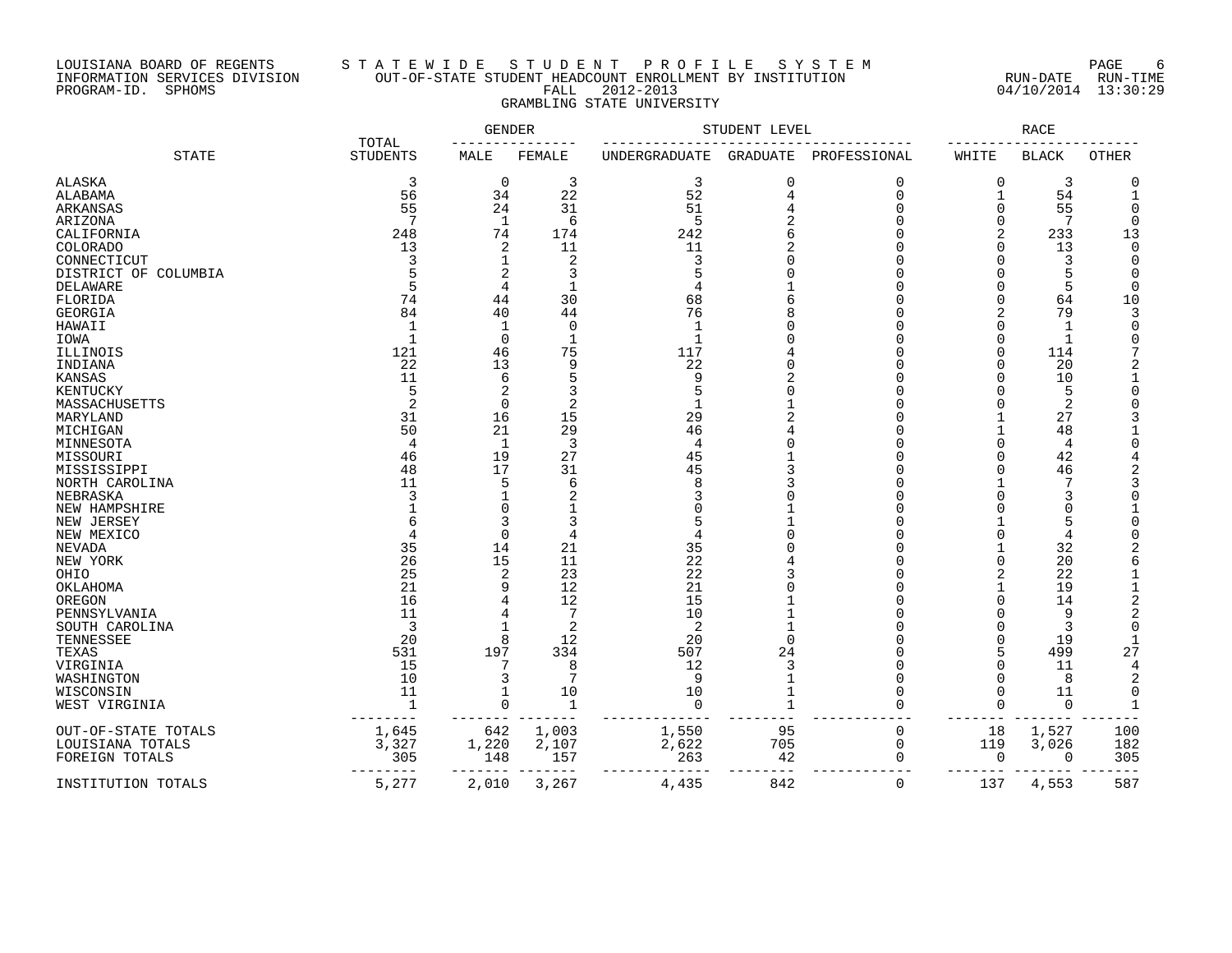LOUISIANA BOARD OF REGENTS
INFORMATION SERVICES DIVISION
PROGRAM-ID. SPHOMS

S T A T E W I D E   S T U D E N T   P R O F I L E   S Y S T E M
OUT-OF-STATE STUDENT HEADCOUNT ENROLLMENT BY INSTITUTION
FALL 2012-2013
GRAMBLING STATE UNIVERSITY

RUN-DATE 04/10/2014 RUN-TIME 13:30:29

| STATE | TOTAL STUDENTS | GENDER | | STUDENT LEVEL | | | RACE | | |
|---|---|---|---|---|---|---|---|---|---|
| | | MALE | FEMALE | UNDERGRADUATE | GRADUATE | PROFESSIONAL | WHITE | BLACK | OTHER |
| ALASKA | 3 | 0 | 3 | 3 | 0 | 0 | 0 | 3 | 0 |
| ALABAMA | 56 | 34 | 22 | 52 | 4 | 0 | 1 | 54 | 1 |
| ARKANSAS | 55 | 24 | 31 | 51 | 4 | 0 | 0 | 55 | 0 |
| ARIZONA | 7 | 1 | 6 | 5 | 2 | 0 | 0 | 7 | 0 |
| CALIFORNIA | 248 | 74 | 174 | 242 | 6 | 0 | 2 | 233 | 13 |
| COLORADO | 13 | 2 | 11 | 11 | 2 | 0 | 0 | 13 | 0 |
| CONNECTICUT | 3 | 1 | 2 | 3 | 0 | 0 | 0 | 3 | 0 |
| DISTRICT OF COLUMBIA | 5 | 2 | 3 | 5 | 0 | 0 | 0 | 5 | 0 |
| DELAWARE | 5 | 4 | 1 | 4 | 1 | 0 | 0 | 5 | 0 |
| FLORIDA | 74 | 44 | 30 | 68 | 6 | 0 | 0 | 64 | 10 |
| GEORGIA | 84 | 40 | 44 | 76 | 8 | 0 | 2 | 79 | 3 |
| HAWAII | 1 | 1 | 0 | 1 | 0 | 0 | 0 | 1 | 0 |
| IOWA | 1 | 0 | 1 | 1 | 0 | 0 | 0 | 1 | 0 |
| ILLINOIS | 121 | 46 | 75 | 117 | 4 | 0 | 0 | 114 | 7 |
| INDIANA | 22 | 13 | 9 | 22 | 0 | 0 | 0 | 20 | 2 |
| KANSAS | 11 | 6 | 5 | 9 | 2 | 0 | 0 | 10 | 1 |
| KENTUCKY | 5 | 2 | 3 | 5 | 0 | 0 | 0 | 5 | 0 |
| MASSACHUSETTS | 2 | 0 | 2 | 1 | 1 | 0 | 0 | 2 | 0 |
| MARYLAND | 31 | 16 | 15 | 29 | 2 | 0 | 1 | 27 | 3 |
| MICHIGAN | 50 | 21 | 29 | 46 | 4 | 0 | 1 | 48 | 1 |
| MINNESOTA | 4 | 1 | 3 | 4 | 0 | 0 | 0 | 4 | 0 |
| MISSOURI | 46 | 19 | 27 | 45 | 1 | 0 | 0 | 42 | 4 |
| MISSISSIPPI | 48 | 17 | 31 | 45 | 3 | 0 | 0 | 46 | 2 |
| NORTH CAROLINA | 11 | 5 | 6 | 8 | 3 | 0 | 1 | 7 | 3 |
| NEBRASKA | 3 | 1 | 2 | 3 | 0 | 0 | 0 | 3 | 0 |
| NEW HAMPSHIRE | 1 | 0 | 1 | 0 | 1 | 0 | 0 | 0 | 1 |
| NEW JERSEY | 6 | 3 | 3 | 5 | 1 | 0 | 1 | 5 | 0 |
| NEW MEXICO | 4 | 0 | 4 | 4 | 0 | 0 | 0 | 4 | 0 |
| NEVADA | 35 | 14 | 21 | 35 | 0 | 0 | 1 | 32 | 2 |
| NEW YORK | 26 | 15 | 11 | 22 | 4 | 0 | 0 | 20 | 6 |
| OHIO | 25 | 2 | 23 | 22 | 3 | 0 | 2 | 22 | 1 |
| OKLAHOMA | 21 | 9 | 12 | 21 | 0 | 0 | 1 | 19 | 1 |
| OREGON | 16 | 4 | 12 | 15 | 1 | 0 | 0 | 14 | 2 |
| PENNSYLVANIA | 11 | 4 | 7 | 10 | 1 | 0 | 0 | 9 | 2 |
| SOUTH CAROLINA | 3 | 1 | 2 | 2 | 1 | 0 | 0 | 3 | 0 |
| TENNESSEE | 20 | 8 | 12 | 20 | 0 | 0 | 0 | 19 | 1 |
| TEXAS | 531 | 197 | 334 | 507 | 24 | 0 | 5 | 499 | 27 |
| VIRGINIA | 15 | 7 | 8 | 12 | 3 | 0 | 0 | 11 | 4 |
| WASHINGTON | 10 | 3 | 7 | 9 | 1 | 0 | 0 | 8 | 2 |
| WISCONSIN | 11 | 1 | 10 | 10 | 1 | 0 | 0 | 11 | 0 |
| WEST VIRGINIA | 1 | 0 | 1 | 0 | 1 | 0 | 0 | 0 | 1 |
| OUT-OF-STATE TOTALS | 1,645 | 642 | 1,003 | 1,550 | 95 | 0 | 18 | 1,527 | 100 |
| LOUISIANA TOTALS | 3,327 | 1,220 | 2,107 | 2,622 | 705 | 0 | 119 | 3,026 | 182 |
| FOREIGN TOTALS | 305 | 148 | 157 | 263 | 42 | 0 | 0 | 0 | 305 |
| INSTITUTION TOTALS | 5,277 | 2,010 | 3,267 | 4,435 | 842 | 0 | 137 | 4,553 | 587 |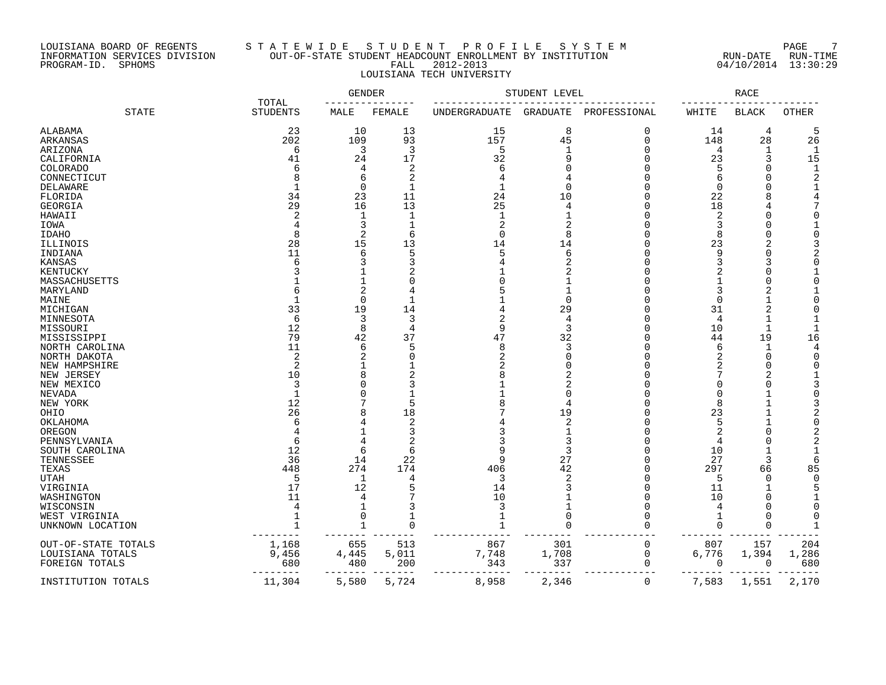LOUISIANA BOARD OF REGENTS
INFORMATION SERVICES DIVISION
PROGRAM-ID. SPHOMS

STATEWIDE STUDENT PROFILE SYSTEM
OUT-OF-STATE STUDENT HEADCOUNT ENROLLMENT BY INSTITUTION
FALL 2012-2013
LOUISIANA TECH UNIVERSITY

RUN-DATE 04/10/2014 RUN-TIME 13:30:29

| STATE | TOTAL STUDENTS | GENDER | | STUDENT LEVEL | | | RACE | | |
|---|---|---|---|---|---|---|---|---|---|
| | | MALE | FEMALE | UNDERGRADUATE | GRADUATE | PROFESSIONAL | WHITE | BLACK | OTHER |
| ALABAMA | 23 | 10 | 13 | 15 | 8 | 0 | 14 | 4 | 5 |
| ARKANSAS | 202 | 109 | 93 | 157 | 45 | 0 | 148 | 28 | 26 |
| ARIZONA | 6 | 3 | 3 | 5 | 1 | 0 | 4 | 1 | 1 |
| CALIFORNIA | 41 | 24 | 17 | 32 | 9 | 0 | 23 | 3 | 15 |
| COLORADO | 6 | 4 | 2 | 6 | 0 | 0 | 5 | 0 | 1 |
| CONNECTICUT | 8 | 6 | 2 | 4 | 4 | 0 | 6 | 0 | 2 |
| DELAWARE | 1 | 0 | 1 | 1 | 0 | 0 | 0 | 0 | 1 |
| FLORIDA | 34 | 23 | 11 | 24 | 10 | 0 | 22 | 8 | 4 |
| GEORGIA | 29 | 16 | 13 | 25 | 4 | 0 | 18 | 4 | 7 |
| HAWAII | 2 | 1 | 1 | 1 | 1 | 0 | 2 | 0 | 0 |
| IOWA | 4 | 3 | 1 | 2 | 2 | 0 | 3 | 0 | 1 |
| IDAHO | 8 | 2 | 6 | 0 | 8 | 0 | 8 | 0 | 0 |
| ILLINOIS | 28 | 15 | 13 | 14 | 14 | 0 | 23 | 2 | 3 |
| INDIANA | 11 | 6 | 5 | 5 | 6 | 0 | 9 | 0 | 2 |
| KANSAS | 6 | 3 | 3 | 4 | 2 | 0 | 3 | 3 | 0 |
| KENTUCKY | 3 | 1 | 2 | 1 | 2 | 0 | 2 | 0 | 1 |
| MASSACHUSETTS | 1 | 1 | 0 | 0 | 1 | 0 | 1 | 0 | 0 |
| MARYLAND | 6 | 2 | 4 | 5 | 1 | 0 | 3 | 2 | 1 |
| MAINE | 1 | 0 | 1 | 1 | 0 | 0 | 0 | 1 | 0 |
| MICHIGAN | 33 | 19 | 14 | 4 | 29 | 0 | 31 | 2 | 0 |
| MINNESOTA | 6 | 3 | 3 | 2 | 4 | 0 | 4 | 1 | 1 |
| MISSOURI | 12 | 8 | 4 | 9 | 3 | 0 | 10 | 1 | 1 |
| MISSISSIPPI | 79 | 42 | 37 | 47 | 32 | 0 | 44 | 19 | 16 |
| NORTH CAROLINA | 11 | 6 | 5 | 8 | 3 | 0 | 6 | 1 | 4 |
| NORTH DAKOTA | 2 | 2 | 0 | 2 | 0 | 0 | 2 | 0 | 0 |
| NEW HAMPSHIRE | 2 | 1 | 1 | 2 | 0 | 0 | 2 | 0 | 0 |
| NEW JERSEY | 10 | 8 | 2 | 8 | 2 | 0 | 7 | 2 | 1 |
| NEW MEXICO | 3 | 0 | 3 | 1 | 2 | 0 | 0 | 0 | 3 |
| NEVADA | 1 | 0 | 1 | 1 | 0 | 0 | 0 | 1 | 0 |
| NEW YORK | 12 | 7 | 5 | 8 | 4 | 0 | 8 | 1 | 3 |
| OHIO | 26 | 8 | 18 | 7 | 19 | 0 | 23 | 1 | 2 |
| OKLAHOMA | 6 | 4 | 2 | 4 | 2 | 0 | 5 | 1 | 0 |
| OREGON | 4 | 1 | 3 | 3 | 1 | 0 | 2 | 0 | 2 |
| PENNSYLVANIA | 6 | 4 | 2 | 3 | 3 | 0 | 4 | 0 | 2 |
| SOUTH CAROLINA | 12 | 6 | 6 | 9 | 3 | 0 | 10 | 1 | 1 |
| TENNESSEE | 36 | 14 | 22 | 9 | 27 | 0 | 27 | 3 | 6 |
| TEXAS | 448 | 274 | 174 | 406 | 42 | 0 | 297 | 66 | 85 |
| UTAH | 5 | 1 | 4 | 3 | 2 | 0 | 5 | 0 | 0 |
| VIRGINIA | 17 | 12 | 5 | 14 | 3 | 0 | 11 | 1 | 5 |
| WASHINGTON | 11 | 4 | 7 | 10 | 1 | 0 | 10 | 0 | 1 |
| WISCONSIN | 4 | 1 | 3 | 3 | 1 | 0 | 4 | 0 | 0 |
| WEST VIRGINIA | 1 | 0 | 1 | 1 | 0 | 0 | 1 | 0 | 0 |
| UNKNOWN LOCATION | 1 | 1 | 0 | 1 | 0 | 0 | 0 | 0 | 1 |
| OUT-OF-STATE TOTALS | 1,168 | 655 | 513 | 867 | 301 | 0 | 807 | 157 | 204 |
| LOUISIANA TOTALS | 9,456 | 4,445 | 5,011 | 7,748 | 1,708 | 0 | 6,776 | 1,394 | 1,286 |
| FOREIGN TOTALS | 680 | 480 | 200 | 343 | 337 | 0 | 0 | 0 | 680 |
| INSTITUTION TOTALS | 11,304 | 5,580 | 5,724 | 8,958 | 2,346 | 0 | 7,583 | 1,551 | 2,170 |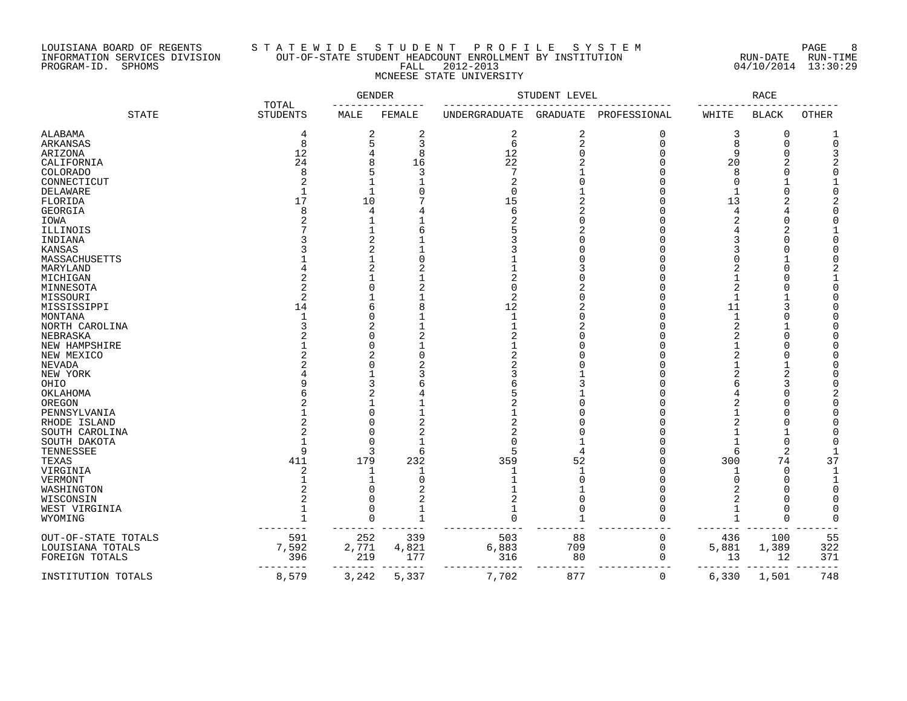LOUISIANA BOARD OF REGENTS
INFORMATION SERVICES DIVISION
PROGRAM-ID. SPHOMS

# STATEWIDE STUDENT PROFILE SYSTEM

## OUT-OF-STATE STUDENT HEADCOUNT ENROLLMENT BY INSTITUTION

FALL 2012-2013

MCNEESE STATE UNIVERSITY

RUN-DATE 04/10/2014 RUN-TIME 13:30:29

| STATE | TOTAL STUDENTS | GENDER | | STUDENT LEVEL | | | RACE | | |
|---|---|---|---|---|---|---|---|---|---|
| | | MALE | FEMALE | UNDERGRADUATE | GRADUATE | PROFESSIONAL | WHITE | BLACK | OTHER |
| ALABAMA | 4 | 2 | 2 | 2 | 2 | 0 | 3 | 0 | 1 |
| ARKANSAS | 8 | 5 | 3 | 6 | 2 | 0 | 8 | 0 | 0 |
| ARIZONA | 12 | 4 | 8 | 12 | 0 | 0 | 9 | 0 | 3 |
| CALIFORNIA | 24 | 8 | 16 | 22 | 2 | 0 | 20 | 2 | 2 |
| COLORADO | 8 | 5 | 3 | 7 | 1 | 0 | 8 | 0 | 0 |
| CONNECTICUT | 2 | 1 | 1 | 2 | 0 | 0 | 0 | 1 | 1 |
| DELAWARE | 1 | 1 | 0 | 0 | 1 | 0 | 1 | 0 | 0 |
| FLORIDA | 17 | 10 | 7 | 15 | 2 | 0 | 13 | 2 | 2 |
| GEORGIA | 8 | 4 | 4 | 6 | 2 | 0 | 4 | 4 | 0 |
| IOWA | 2 | 1 | 1 | 2 | 0 | 0 | 2 | 0 | 0 |
| ILLINOIS | 7 | 1 | 6 | 5 | 2 | 0 | 4 | 2 | 1 |
| INDIANA | 3 | 2 | 1 | 3 | 0 | 0 | 3 | 0 | 0 |
| KANSAS | 3 | 2 | 1 | 3 | 0 | 0 | 3 | 0 | 0 |
| MASSACHUSETTS | 1 | 1 | 0 | 1 | 0 | 0 | 0 | 1 | 0 |
| MARYLAND | 4 | 2 | 2 | 1 | 3 | 0 | 2 | 0 | 2 |
| MICHIGAN | 2 | 1 | 1 | 2 | 0 | 0 | 1 | 0 | 1 |
| MINNESOTA | 2 | 0 | 2 | 0 | 2 | 0 | 2 | 0 | 0 |
| MISSOURI | 2 | 1 | 1 | 2 | 0 | 0 | 1 | 1 | 0 |
| MISSISSIPPI | 14 | 6 | 8 | 12 | 2 | 0 | 11 | 3 | 0 |
| MONTANA | 1 | 0 | 1 | 1 | 0 | 0 | 1 | 0 | 0 |
| NORTH CAROLINA | 3 | 2 | 1 | 1 | 2 | 0 | 2 | 1 | 0 |
| NEBRASKA | 2 | 0 | 2 | 2 | 0 | 0 | 2 | 0 | 0 |
| NEW HAMPSHIRE | 1 | 0 | 1 | 1 | 0 | 0 | 1 | 0 | 0 |
| NEW MEXICO | 2 | 2 | 0 | 2 | 0 | 0 | 2 | 0 | 0 |
| NEVADA | 2 | 0 | 2 | 2 | 0 | 0 | 1 | 1 | 0 |
| NEW YORK | 4 | 1 | 3 | 3 | 1 | 0 | 2 | 2 | 0 |
| OHIO | 9 | 3 | 6 | 6 | 3 | 0 | 6 | 3 | 0 |
| OKLAHOMA | 6 | 2 | 4 | 5 | 1 | 0 | 4 | 0 | 2 |
| OREGON | 2 | 1 | 1 | 2 | 0 | 0 | 2 | 0 | 0 |
| PENNSYLVANIA | 1 | 0 | 1 | 1 | 0 | 0 | 1 | 0 | 0 |
| RHODE ISLAND | 2 | 0 | 2 | 2 | 0 | 0 | 2 | 0 | 0 |
| SOUTH CAROLINA | 2 | 0 | 2 | 2 | 0 | 0 | 1 | 1 | 0 |
| SOUTH DAKOTA | 1 | 0 | 1 | 0 | 1 | 0 | 1 | 0 | 0 |
| TENNESSEE | 9 | 3 | 6 | 5 | 4 | 0 | 6 | 2 | 1 |
| TEXAS | 411 | 179 | 232 | 359 | 52 | 0 | 300 | 74 | 37 |
| VIRGINIA | 2 | 1 | 1 | 1 | 1 | 0 | 1 | 0 | 1 |
| VERMONT | 1 | 1 | 0 | 1 | 0 | 0 | 0 | 0 | 1 |
| WASHINGTON | 2 | 0 | 2 | 1 | 1 | 0 | 2 | 0 | 0 |
| WISCONSIN | 2 | 0 | 2 | 2 | 0 | 0 | 2 | 0 | 0 |
| WEST VIRGINIA | 1 | 0 | 1 | 1 | 0 | 0 | 1 | 0 | 0 |
| WYOMING | 1 | 0 | 1 | 0 | 1 | 0 | 1 | 0 | 0 |
| OUT-OF-STATE TOTALS | 591 | 252 | 339 | 503 | 88 | 0 | 436 | 100 | 55 |
| LOUISIANA TOTALS | 7,592 | 2,771 | 4,821 | 6,883 | 709 | 0 | 5,881 | 1,389 | 322 |
| FOREIGN TOTALS | 396 | 219 | 177 | 316 | 80 | 0 | 13 | 12 | 371 |
| INSTITUTION TOTALS | 8,579 | 3,242 | 5,337 | 7,702 | 877 | 0 | 6,330 | 1,501 | 748 |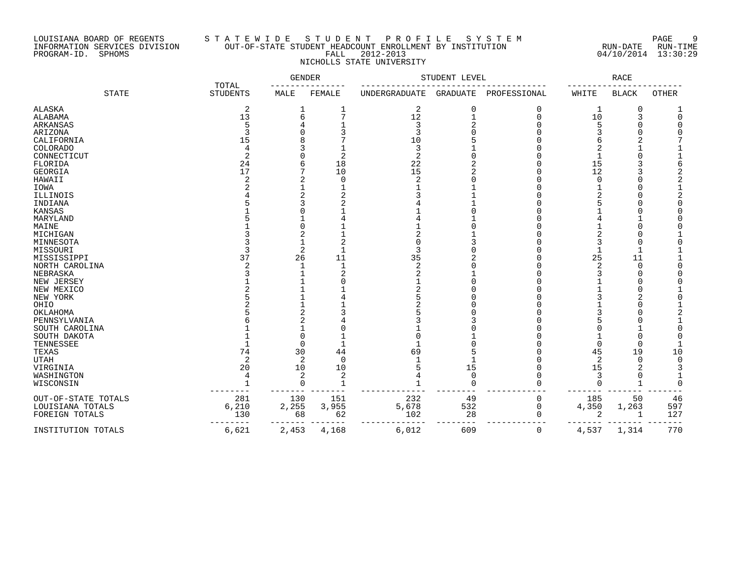LOUISIANA BOARD OF REGENTS
INFORMATION SERVICES DIVISION
PROGRAM-ID. SPHOMS

STATEWIDE STUDENT PROFILE SYSTEM
OUT-OF-STATE STUDENT HEADCOUNT ENROLLMENT BY INSTITUTION
FALL 2012-2013
NICHOLLS STATE UNIVERSITY

RUN-DATE 04/10/2014 RUN-TIME 13:30:29

| STATE | TOTAL STUDENTS | GENDER | | STUDENT LEVEL | | | RACE | | |
|---|---|---|---|---|---|---|---|---|---|
| | | MALE | FEMALE | UNDERGRADUATE | GRADUATE | PROFESSIONAL | WHITE | BLACK | OTHER |
| ALASKA | 2 | 1 | 1 | 2 | 0 | 0 | 1 | 0 | 1 |
| ALABAMA | 13 | 6 | 7 | 12 | 1 | 0 | 10 | 3 | 0 |
| ARKANSAS | 5 | 4 | 1 | 3 | 2 | 0 | 5 | 0 | 0 |
| ARIZONA | 3 | 0 | 3 | 3 | 0 | 0 | 3 | 0 | 0 |
| CALIFORNIA | 15 | 8 | 7 | 10 | 5 | 0 | 6 | 2 | 7 |
| COLORADO | 4 | 3 | 1 | 3 | 1 | 0 | 2 | 1 | 1 |
| CONNECTICUT | 2 | 0 | 2 | 2 | 0 | 0 | 1 | 0 | 1 |
| FLORIDA | 24 | 6 | 18 | 22 | 2 | 0 | 15 | 3 | 6 |
| GEORGIA | 17 | 7 | 10 | 15 | 2 | 0 | 12 | 3 | 2 |
| HAWAII | 2 | 2 | 0 | 2 | 0 | 0 | 0 | 0 | 2 |
| IOWA | 2 | 1 | 1 | 1 | 1 | 0 | 1 | 0 | 1 |
| ILLINOIS | 4 | 2 | 2 | 3 | 1 | 0 | 2 | 0 | 2 |
| INDIANA | 5 | 3 | 2 | 4 | 1 | 0 | 5 | 0 | 0 |
| KANSAS | 1 | 0 | 1 | 1 | 0 | 0 | 1 | 0 | 0 |
| MARYLAND | 5 | 1 | 4 | 4 | 1 | 0 | 4 | 1 | 0 |
| MAINE | 1 | 0 | 1 | 1 | 0 | 0 | 1 | 0 | 0 |
| MICHIGAN | 3 | 2 | 1 | 2 | 1 | 0 | 2 | 0 | 1 |
| MINNESOTA | 3 | 1 | 2 | 0 | 3 | 0 | 3 | 0 | 0 |
| MISSOURI | 3 | 2 | 1 | 3 | 0 | 0 | 1 | 1 | 1 |
| MISSISSIPPI | 37 | 26 | 11 | 35 | 2 | 0 | 25 | 11 | 1 |
| NORTH CAROLINA | 2 | 1 | 1 | 2 | 0 | 0 | 2 | 0 | 0 |
| NEBRASKA | 3 | 1 | 2 | 2 | 1 | 0 | 3 | 0 | 0 |
| NEW JERSEY | 1 | 1 | 0 | 1 | 0 | 0 | 1 | 0 | 0 |
| NEW MEXICO | 2 | 1 | 1 | 2 | 0 | 0 | 1 | 0 | 1 |
| NEW YORK | 5 | 1 | 4 | 5 | 0 | 0 | 3 | 2 | 0 |
| OHIO | 2 | 1 | 1 | 2 | 0 | 0 | 1 | 0 | 1 |
| OKLAHOMA | 5 | 2 | 3 | 5 | 0 | 0 | 3 | 0 | 2 |
| PENNSYLVANIA | 6 | 2 | 4 | 3 | 3 | 0 | 5 | 0 | 1 |
| SOUTH CAROLINA | 1 | 1 | 0 | 1 | 0 | 0 | 0 | 1 | 0 |
| SOUTH DAKOTA | 1 | 0 | 1 | 0 | 1 | 0 | 1 | 0 | 0 |
| TENNESSEE | 1 | 0 | 1 | 1 | 0 | 0 | 0 | 0 | 1 |
| TEXAS | 74 | 30 | 44 | 69 | 5 | 0 | 45 | 19 | 10 |
| UTAH | 2 | 2 | 0 | 1 | 1 | 0 | 2 | 0 | 0 |
| VIRGINIA | 20 | 10 | 10 | 5 | 15 | 0 | 15 | 2 | 3 |
| WASHINGTON | 4 | 2 | 2 | 4 | 0 | 0 | 3 | 0 | 1 |
| WISCONSIN | 1 | 0 | 1 | 1 | 0 | 0 | 0 | 1 | 0 |
| OUT-OF-STATE TOTALS | 281 | 130 | 151 | 232 | 49 | 0 | 185 | 50 | 46 |
| LOUISIANA TOTALS | 6,210 | 2,255 | 3,955 | 5,678 | 532 | 0 | 4,350 | 1,263 | 597 |
| FOREIGN TOTALS | 130 | 68 | 62 | 102 | 28 | 0 | 2 | 1 | 127 |
| INSTITUTION TOTALS | 6,621 | 2,453 | 4,168 | 6,012 | 609 | 0 | 4,537 | 1,314 | 770 |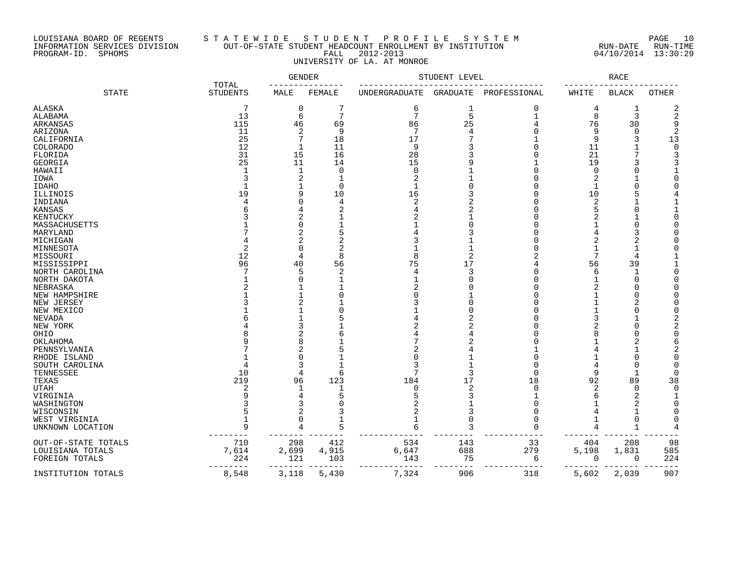LOUISIANA BOARD OF REGENTS
INFORMATION SERVICES DIVISION
PROGRAM-ID. SPHOMS

STATEWIDE STUDENT PROFILE SYSTEM
OUT-OF-STATE STUDENT HEADCOUNT ENROLLMENT BY INSTITUTION
FALL 2012-2013
UNIVERSITY OF LA. AT MONROE

RUN-DATE 04/10/2014 RUN-TIME 13:30:29

| STATE | TOTAL STUDENTS | GENDER | | STUDENT LEVEL | | | RACE | | |
|---|---|---|---|---|---|---|---|---|---|
| | | MALE | FEMALE | UNDERGRADUATE | GRADUATE | PROFESSIONAL | WHITE | BLACK | OTHER |
| ALASKA | 7 | 0 | 7 | 6 | 1 | 0 | 4 | 1 | 2 |
| ALABAMA | 13 | 6 | 7 | 7 | 5 | 1 | 8 | 3 | 2 |
| ARKANSAS | 115 | 46 | 69 | 86 | 25 | 4 | 76 | 30 | 9 |
| ARIZONA | 11 | 2 | 9 | 7 | 4 | 0 | 9 | 0 | 2 |
| CALIFORNIA | 25 | 7 | 18 | 17 | 7 | 1 | 9 | 3 | 13 |
| COLORADO | 12 | 1 | 11 | 9 | 3 | 0 | 11 | 1 | 0 |
| FLORIDA | 31 | 15 | 16 | 28 | 3 | 0 | 21 | 7 | 3 |
| GEORGIA | 25 | 11 | 14 | 15 | 9 | 1 | 19 | 3 | 3 |
| HAWAII | 1 | 1 | 0 | 0 | 1 | 0 | 0 | 0 | 1 |
| IOWA | 3 | 2 | 1 | 2 | 1 | 0 | 2 | 1 | 0 |
| IDAHO | 1 | 1 | 0 | 1 | 0 | 0 | 1 | 0 | 0 |
| ILLINOIS | 19 | 9 | 10 | 16 | 3 | 0 | 10 | 5 | 4 |
| INDIANA | 4 | 0 | 4 | 2 | 2 | 0 | 2 | 1 | 1 |
| KANSAS | 6 | 4 | 2 | 4 | 2 | 0 | 5 | 0 | 1 |
| KENTUCKY | 3 | 2 | 1 | 2 | 1 | 0 | 2 | 1 | 0 |
| MASSACHUSETTS | 1 | 0 | 1 | 1 | 0 | 0 | 1 | 0 | 0 |
| MARYLAND | 7 | 2 | 5 | 4 | 3 | 0 | 4 | 3 | 0 |
| MICHIGAN | 4 | 2 | 2 | 3 | 1 | 0 | 2 | 2 | 0 |
| MINNESOTA | 2 | 0 | 2 | 1 | 1 | 0 | 1 | 1 | 0 |
| MISSOURI | 12 | 4 | 8 | 8 | 2 | 2 | 7 | 4 | 1 |
| MISSISSIPPI | 96 | 40 | 56 | 75 | 17 | 4 | 56 | 39 | 1 |
| NORTH CAROLINA | 7 | 5 | 2 | 4 | 3 | 0 | 6 | 1 | 0 |
| NORTH DAKOTA | 1 | 0 | 1 | 1 | 0 | 0 | 1 | 0 | 0 |
| NEBRASKA | 2 | 1 | 1 | 2 | 0 | 0 | 2 | 0 | 0 |
| NEW HAMPSHIRE | 1 | 1 | 0 | 0 | 1 | 0 | 1 | 0 | 0 |
| NEW JERSEY | 3 | 2 | 1 | 3 | 0 | 0 | 1 | 2 | 0 |
| NEW MEXICO | 1 | 1 | 0 | 1 | 0 | 0 | 1 | 0 | 0 |
| NEVADA | 6 | 1 | 5 | 4 | 2 | 0 | 3 | 1 | 2 |
| NEW YORK | 4 | 3 | 1 | 2 | 2 | 0 | 2 | 0 | 2 |
| OHIO | 8 | 2 | 6 | 4 | 4 | 0 | 8 | 0 | 0 |
| OKLAHOMA | 9 | 8 | 1 | 7 | 2 | 0 | 1 | 2 | 6 |
| PENNSYLVANIA | 7 | 2 | 5 | 2 | 4 | 1 | 4 | 1 | 2 |
| RHODE ISLAND | 1 | 0 | 1 | 0 | 1 | 0 | 1 | 0 | 0 |
| SOUTH CAROLINA | 4 | 3 | 1 | 3 | 1 | 0 | 4 | 0 | 0 |
| TENNESSEE | 10 | 4 | 6 | 7 | 3 | 0 | 9 | 1 | 0 |
| TEXAS | 219 | 96 | 123 | 184 | 17 | 18 | 92 | 89 | 38 |
| UTAH | 2 | 1 | 1 | 0 | 2 | 0 | 2 | 0 | 0 |
| VIRGINIA | 9 | 4 | 5 | 5 | 3 | 1 | 6 | 2 | 1 |
| WASHINGTON | 3 | 3 | 0 | 2 | 1 | 0 | 1 | 2 | 0 |
| WISCONSIN | 5 | 2 | 3 | 2 | 3 | 0 | 4 | 1 | 0 |
| WEST VIRGINIA | 1 | 0 | 1 | 1 | 0 | 0 | 1 | 0 | 0 |
| UNKNOWN LOCATION | 9 | 4 | 5 | 6 | 3 | 0 | 4 | 1 | 4 |
| OUT-OF-STATE TOTALS | 710 | 298 | 412 | 534 | 143 | 33 | 404 | 208 | 98 |
| LOUISIANA TOTALS | 7,614 | 2,699 | 4,915 | 6,647 | 688 | 279 | 5,198 | 1,831 | 585 |
| FOREIGN TOTALS | 224 | 121 | 103 | 143 | 75 | 6 | 0 | 0 | 224 |
| INSTITUTION TOTALS | 8,548 | 3,118 | 5,430 | 7,324 | 906 | 318 | 5,602 | 2,039 | 907 |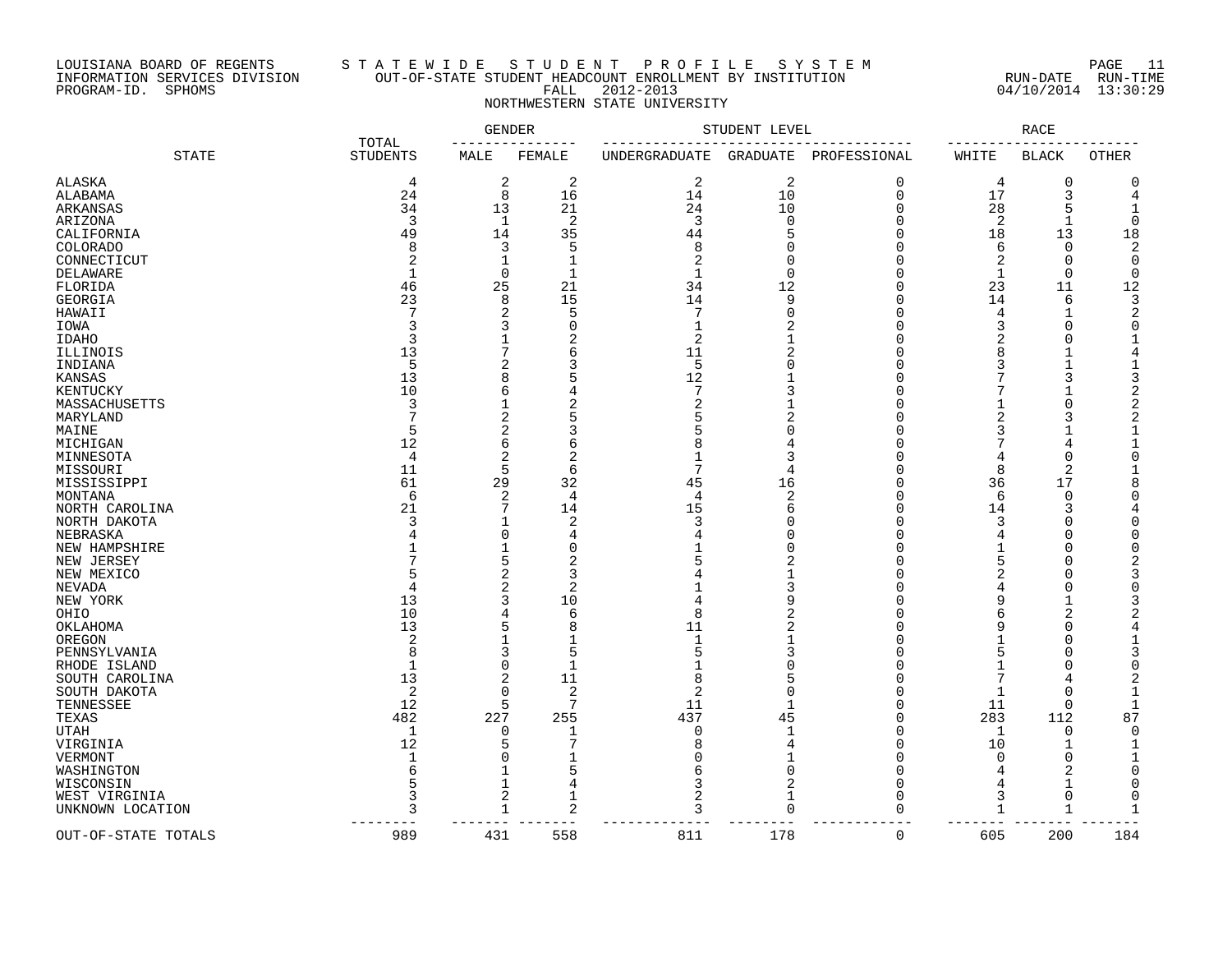LOUISIANA BOARD OF REGENTS
INFORMATION SERVICES DIVISION
PROGRAM-ID. SPHOMS

STATEWIDE STUDENT PROFILE SYSTEM
OUT-OF-STATE STUDENT HEADCOUNT ENROLLMENT BY INSTITUTION
FALL 2012-2013
NORTHWESTERN STATE UNIVERSITY

RUN-DATE 04/10/2014 RUN-TIME 13:30:29

| STATE | TOTAL STUDENTS | GENDER | | STUDENT LEVEL | | | RACE | | |
|---|---|---|---|---|---|---|---|---|---|
| | | MALE | FEMALE | UNDERGRADUATE | GRADUATE | PROFESSIONAL | WHITE | BLACK | OTHER |
| ALASKA | 4 | 2 | 2 | 2 | 2 | 0 | 4 | 0 | 0 |
| ALABAMA | 24 | 8 | 16 | 14 | 10 | 0 | 17 | 3 | 4 |
| ARKANSAS | 34 | 13 | 21 | 24 | 10 | 0 | 28 | 5 | 1 |
| ARIZONA | 3 | 1 | 2 | 3 | 0 | 0 | 2 | 1 | 0 |
| CALIFORNIA | 49 | 14 | 35 | 44 | 5 | 0 | 18 | 13 | 18 |
| COLORADO | 8 | 3 | 5 | 8 | 0 | 0 | 6 | 0 | 2 |
| CONNECTICUT | 2 | 1 | 1 | 2 | 0 | 0 | 2 | 0 | 0 |
| DELAWARE | 1 | 0 | 1 | 1 | 0 | 0 | 1 | 0 | 0 |
| FLORIDA | 46 | 25 | 21 | 34 | 12 | 0 | 23 | 11 | 12 |
| GEORGIA | 23 | 8 | 15 | 14 | 9 | 0 | 14 | 6 | 3 |
| HAWAII | 7 | 2 | 5 | 7 | 0 | 0 | 4 | 1 | 2 |
| IOWA | 3 | 3 | 0 | 1 | 2 | 0 | 3 | 0 | 0 |
| IDAHO | 3 | 1 | 2 | 2 | 1 | 0 | 2 | 0 | 1 |
| ILLINOIS | 13 | 7 | 6 | 11 | 2 | 0 | 8 | 1 | 4 |
| INDIANA | 5 | 2 | 3 | 5 | 0 | 0 | 3 | 1 | 1 |
| KANSAS | 13 | 8 | 5 | 12 | 1 | 0 | 7 | 3 | 3 |
| KENTUCKY | 10 | 6 | 4 | 7 | 3 | 0 | 7 | 1 | 2 |
| MASSACHUSETTS | 3 | 1 | 2 | 2 | 1 | 0 | 1 | 0 | 2 |
| MARYLAND | 7 | 2 | 5 | 5 | 2 | 0 | 2 | 3 | 2 |
| MAINE | 5 | 2 | 3 | 5 | 0 | 0 | 3 | 1 | 1 |
| MICHIGAN | 12 | 6 | 6 | 8 | 4 | 0 | 7 | 4 | 1 |
| MINNESOTA | 4 | 2 | 2 | 1 | 3 | 0 | 4 | 0 | 0 |
| MISSOURI | 11 | 5 | 6 | 7 | 4 | 0 | 8 | 2 | 1 |
| MISSISSIPPI | 61 | 29 | 32 | 45 | 16 | 0 | 36 | 17 | 8 |
| MONTANA | 6 | 2 | 4 | 4 | 2 | 0 | 6 | 0 | 0 |
| NORTH CAROLINA | 21 | 7 | 14 | 15 | 6 | 0 | 14 | 3 | 4 |
| NORTH DAKOTA | 3 | 1 | 2 | 3 | 0 | 0 | 3 | 0 | 0 |
| NEBRASKA | 4 | 0 | 4 | 4 | 0 | 0 | 4 | 0 | 0 |
| NEW HAMPSHIRE | 1 | 1 | 0 | 1 | 0 | 0 | 1 | 0 | 0 |
| NEW JERSEY | 7 | 5 | 2 | 5 | 2 | 0 | 5 | 0 | 2 |
| NEW MEXICO | 5 | 2 | 3 | 4 | 1 | 0 | 2 | 0 | 3 |
| NEVADA | 4 | 2 | 2 | 1 | 3 | 0 | 4 | 0 | 0 |
| NEW YORK | 13 | 3 | 10 | 4 | 9 | 0 | 9 | 1 | 3 |
| OHIO | 10 | 4 | 6 | 8 | 2 | 0 | 6 | 2 | 2 |
| OKLAHOMA | 13 | 5 | 8 | 11 | 2 | 0 | 9 | 0 | 4 |
| OREGON | 2 | 1 | 1 | 1 | 1 | 0 | 1 | 0 | 1 |
| PENNSYLVANIA | 8 | 3 | 5 | 5 | 3 | 0 | 5 | 0 | 3 |
| RHODE ISLAND | 1 | 0 | 1 | 1 | 0 | 0 | 1 | 0 | 0 |
| SOUTH CAROLINA | 13 | 2 | 11 | 8 | 5 | 0 | 7 | 4 | 2 |
| SOUTH DAKOTA | 2 | 0 | 2 | 2 | 0 | 0 | 1 | 0 | 1 |
| TENNESSEE | 12 | 5 | 7 | 11 | 1 | 0 | 11 | 0 | 1 |
| TEXAS | 482 | 227 | 255 | 437 | 45 | 0 | 283 | 112 | 87 |
| UTAH | 1 | 0 | 1 | 0 | 1 | 0 | 1 | 0 | 0 |
| VIRGINIA | 12 | 5 | 7 | 8 | 4 | 0 | 10 | 1 | 1 |
| VERMONT | 1 | 0 | 1 | 0 | 1 | 0 | 0 | 0 | 1 |
| WASHINGTON | 6 | 1 | 5 | 6 | 0 | 0 | 4 | 2 | 0 |
| WISCONSIN | 5 | 1 | 4 | 3 | 2 | 0 | 4 | 1 | 0 |
| WEST VIRGINIA | 3 | 2 | 1 | 2 | 1 | 0 | 3 | 0 | 0 |
| UNKNOWN LOCATION | 3 | 1 | 2 | 3 | 0 | 0 | 1 | 1 | 1 |
| OUT-OF-STATE TOTALS | 989 | 431 | 558 | 811 | 178 | 0 | 605 | 200 | 184 |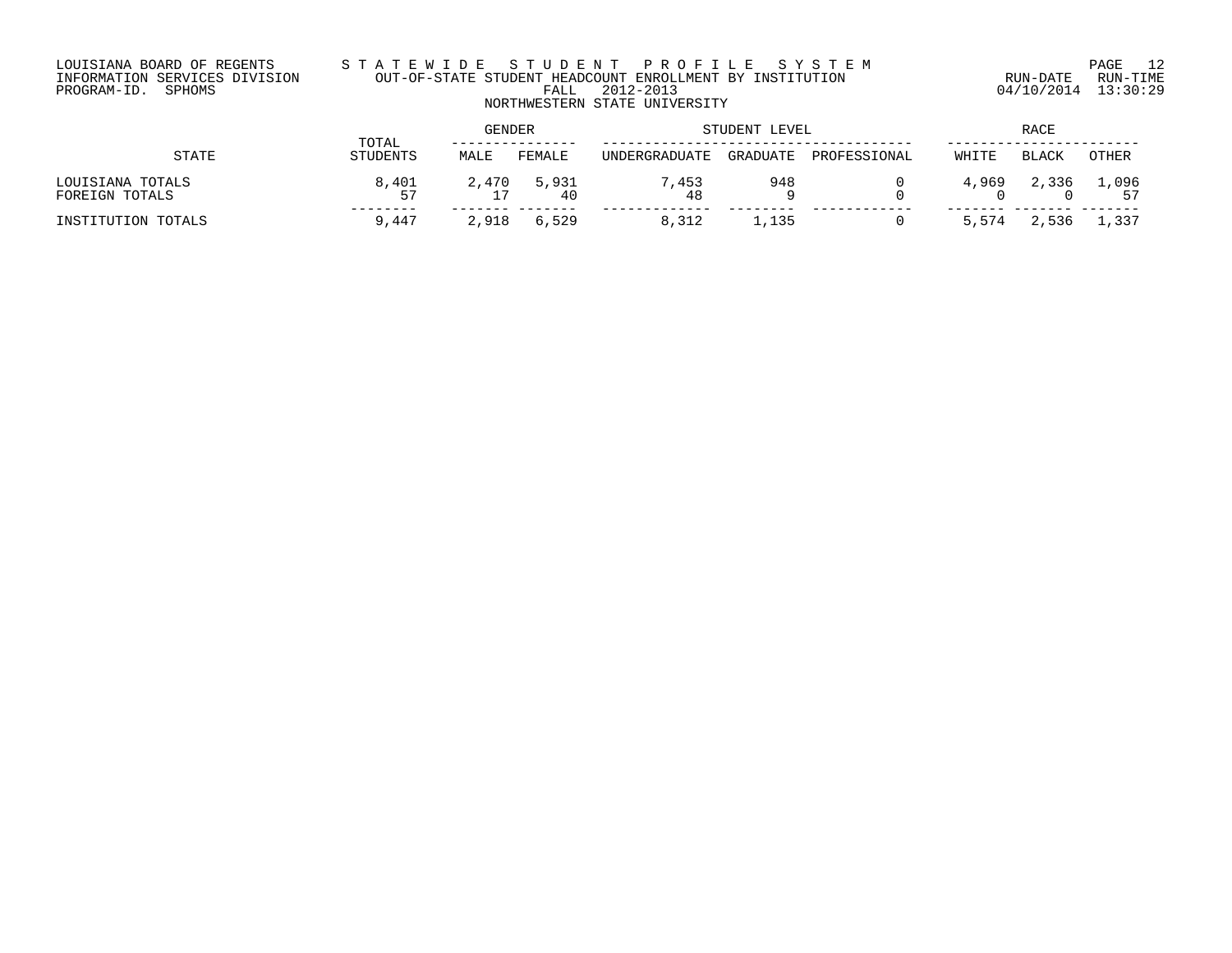LOUISIANA BOARD OF REGENTS
INFORMATION SERVICES DIVISION
PROGRAM-ID. SPHOMS

STATEWIDE STUDENT PROFILE SYSTEM
OUT-OF-STATE STUDENT HEADCOUNT ENROLLMENT BY INSTITUTION
FALL 2012-2013
NORTHWESTERN STATE UNIVERSITY

RUN-DATE 04/10/2014 RUN-TIME 13:30:29

| STATE | TOTAL STUDENTS | GENDER | | STUDENT LEVEL | | | RACE | | |
|---|---|---|---|---|---|---|---|---|---|
| | | MALE | FEMALE | UNDERGRADUATE | GRADUATE | PROFESSIONAL | WHITE | BLACK | OTHER |
| LOUISIANA TOTALS | 8,401 | 2,470 | 5,931 | 7,453 | 948 | 0 | 4,969 | 2,336 | 1,096 |
| FOREIGN TOTALS | 57 | 17 | 40 | 48 | 9 | 0 | 0 | 0 | 57 |
| INSTITUTION TOTALS | 9,447 | 2,918 | 6,529 | 8,312 | 1,135 | 0 | 5,574 | 2,536 | 1,337 |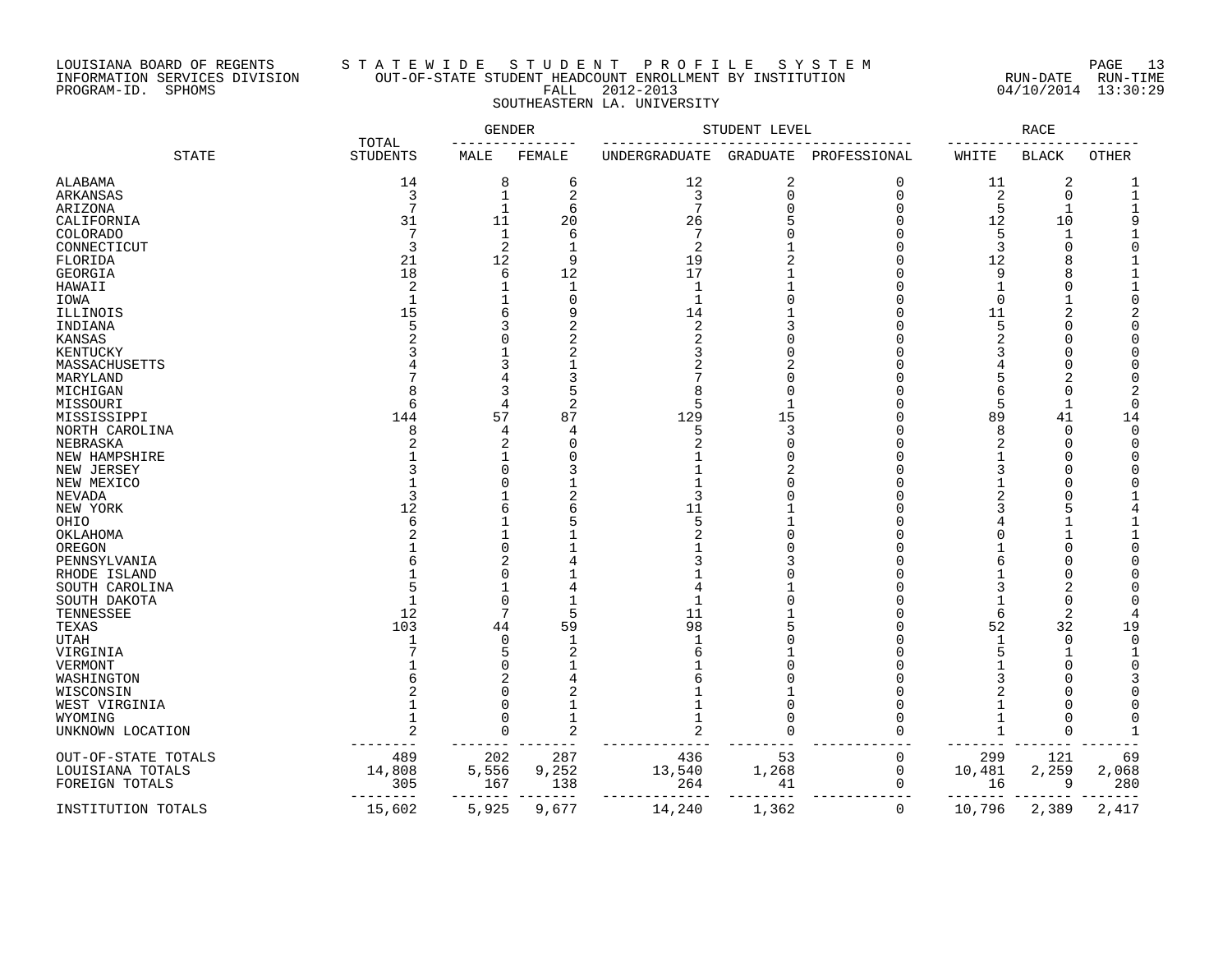LOUISIANA BOARD OF REGENTS
INFORMATION SERVICES DIVISION
PROGRAM-ID. SPHOMS

S T A T E W I D E   S T U D E N T   P R O F I L E   S Y S T E M
OUT-OF-STATE STUDENT HEADCOUNT ENROLLMENT BY INSTITUTION
FALL 2012-2013
SOUTHEASTERN LA. UNIVERSITY

RUN-DATE 04/10/2014 RUN-TIME 13:30:29

| STATE | TOTAL STUDENTS | GENDER | | STUDENT LEVEL | | | RACE | | |
|---|---|---|---|---|---|---|---|---|---|
| | | MALE | FEMALE | UNDERGRADUATE | GRADUATE | PROFESSIONAL | WHITE | BLACK | OTHER |
| ALABAMA | 14 | 8 | 6 | 12 | 2 | 0 | 11 | 2 | 1 |
| ARKANSAS | 3 | 1 | 2 | 3 | 0 | 0 | 2 | 0 | 1 |
| ARIZONA | 7 | 1 | 6 | 7 | 0 | 0 | 5 | 1 | 1 |
| CALIFORNIA | 31 | 11 | 20 | 26 | 5 | 0 | 12 | 10 | 9 |
| COLORADO | 7 | 1 | 6 | 7 | 0 | 0 | 5 | 1 | 1 |
| CONNECTICUT | 3 | 2 | 1 | 2 | 1 | 0 | 3 | 0 | 0 |
| FLORIDA | 21 | 12 | 9 | 19 | 2 | 0 | 12 | 8 | 1 |
| GEORGIA | 18 | 6 | 12 | 17 | 1 | 0 | 9 | 8 | 1 |
| HAWAII | 2 | 1 | 1 | 1 | 1 | 0 | 1 | 0 | 1 |
| IOWA | 1 | 1 | 0 | 1 | 0 | 0 | 0 | 1 | 0 |
| ILLINOIS | 15 | 6 | 9 | 14 | 1 | 0 | 11 | 2 | 2 |
| INDIANA | 5 | 3 | 2 | 2 | 3 | 0 | 5 | 0 | 0 |
| KANSAS | 2 | 0 | 2 | 2 | 0 | 0 | 2 | 0 | 0 |
| KENTUCKY | 3 | 1 | 2 | 3 | 0 | 0 | 3 | 0 | 0 |
| MASSACHUSETTS | 4 | 3 | 1 | 2 | 2 | 0 | 4 | 0 | 0 |
| MARYLAND | 7 | 4 | 3 | 7 | 0 | 0 | 5 | 2 | 0 |
| MICHIGAN | 8 | 3 | 5 | 8 | 0 | 0 | 6 | 0 | 2 |
| MISSOURI | 6 | 4 | 2 | 5 | 1 | 0 | 5 | 1 | 0 |
| MISSISSIPPI | 144 | 57 | 87 | 129 | 15 | 0 | 89 | 41 | 14 |
| NORTH CAROLINA | 8 | 4 | 4 | 5 | 3 | 0 | 8 | 0 | 0 |
| NEBRASKA | 2 | 2 | 0 | 2 | 0 | 0 | 2 | 0 | 0 |
| NEW HAMPSHIRE | 1 | 1 | 0 | 1 | 0 | 0 | 1 | 0 | 0 |
| NEW JERSEY | 3 | 0 | 3 | 1 | 2 | 0 | 3 | 0 | 0 |
| NEW MEXICO | 1 | 0 | 1 | 1 | 0 | 0 | 1 | 0 | 0 |
| NEVADA | 3 | 1 | 2 | 3 | 0 | 0 | 2 | 0 | 1 |
| NEW YORK | 12 | 6 | 6 | 11 | 1 | 0 | 3 | 5 | 4 |
| OHIO | 6 | 1 | 5 | 5 | 1 | 0 | 4 | 1 | 1 |
| OKLAHOMA | 2 | 1 | 1 | 2 | 0 | 0 | 0 | 1 | 1 |
| OREGON | 1 | 0 | 1 | 1 | 0 | 0 | 1 | 0 | 0 |
| PENNSYLVANIA | 6 | 2 | 4 | 3 | 3 | 0 | 6 | 0 | 0 |
| RHODE ISLAND | 1 | 0 | 1 | 1 | 0 | 0 | 1 | 0 | 0 |
| SOUTH CAROLINA | 5 | 1 | 4 | 4 | 1 | 0 | 3 | 2 | 0 |
| SOUTH DAKOTA | 1 | 0 | 1 | 1 | 0 | 0 | 1 | 0 | 0 |
| TENNESSEE | 12 | 7 | 5 | 11 | 1 | 0 | 6 | 2 | 4 |
| TEXAS | 103 | 44 | 59 | 98 | 5 | 0 | 52 | 32 | 19 |
| UTAH | 1 | 0 | 1 | 1 | 0 | 0 | 1 | 0 | 0 |
| VIRGINIA | 7 | 5 | 2 | 6 | 1 | 0 | 5 | 1 | 1 |
| VERMONT | 1 | 0 | 1 | 1 | 0 | 0 | 1 | 0 | 0 |
| WASHINGTON | 6 | 2 | 4 | 6 | 0 | 0 | 3 | 0 | 3 |
| WISCONSIN | 2 | 0 | 2 | 1 | 1 | 0 | 2 | 0 | 0 |
| WEST VIRGINIA | 1 | 0 | 1 | 1 | 0 | 0 | 1 | 0 | 0 |
| WYOMING | 1 | 0 | 1 | 1 | 0 | 0 | 1 | 0 | 0 |
| UNKNOWN LOCATION | 2 | 0 | 2 | 2 | 0 | 0 | 1 | 0 | 1 |
| OUT-OF-STATE TOTALS | 489 | 202 | 287 | 436 | 53 | 0 | 299 | 121 | 69 |
| LOUISIANA TOTALS | 14,808 | 5,556 | 9,252 | 13,540 | 1,268 | 0 | 10,481 | 2,259 | 2,068 |
| FOREIGN TOTALS | 305 | 167 | 138 | 264 | 41 | 0 | 16 | 9 | 280 |
| INSTITUTION TOTALS | 15,602 | 5,925 | 9,677 | 14,240 | 1,362 | 0 | 10,796 | 2,389 | 2,417 |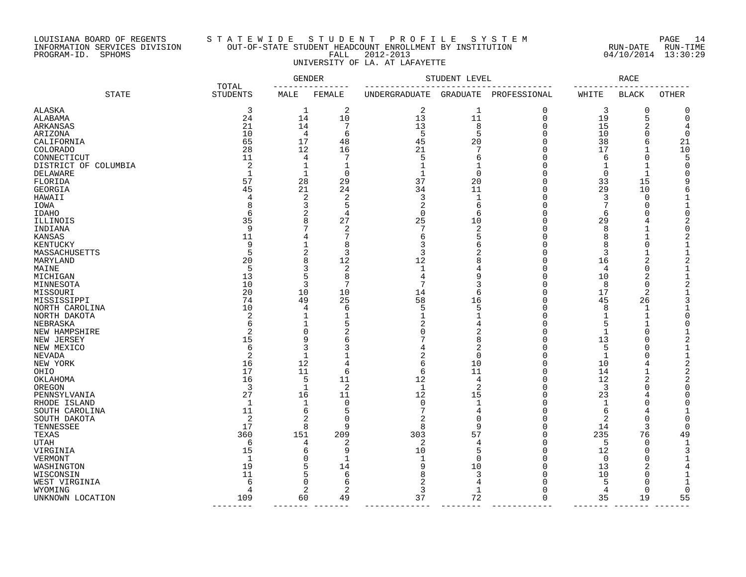LOUISIANA BOARD OF REGENTS
INFORMATION SERVICES DIVISION
PROGRAM-ID. SPHOMS

# STATEWIDE STUDENT PROFILE SYSTEM

## OUT-OF-STATE STUDENT HEADCOUNT ENROLLMENT BY INSTITUTION

FALL 2012-2013

UNIVERSITY OF LA. AT LAFAYETTE

RUN-DATE 04/10/2014 RUN-TIME 13:30:29

| STATE | TOTAL STUDENTS | GENDER | | STUDENT LEVEL | | | RACE | | |
|---|---|---|---|---|---|---|---|---|---|
| | | MALE | FEMALE | UNDERGRADUATE | GRADUATE | PROFESSIONAL | WHITE | BLACK | OTHER |
| ALASKA | 3 | 1 | 2 | 2 | 1 | 0 | 3 | 0 | 0 |
| ALABAMA | 24 | 14 | 10 | 13 | 11 | 0 | 19 | 5 | 0 |
| ARKANSAS | 21 | 14 | 7 | 13 | 8 | 0 | 15 | 2 | 4 |
| ARIZONA | 10 | 4 | 6 | 5 | 5 | 0 | 10 | 0 | 0 |
| CALIFORNIA | 65 | 17 | 48 | 45 | 20 | 0 | 38 | 6 | 21 |
| COLORADO | 28 | 12 | 16 | 21 | 7 | 0 | 17 | 1 | 10 |
| CONNECTICUT | 11 | 4 | 7 | 5 | 6 | 0 | 6 | 0 | 5 |
| DISTRICT OF COLUMBIA | 2 | 1 | 1 | 1 | 1 | 0 | 1 | 1 | 0 |
| DELAWARE | 1 | 1 | 0 | 1 | 0 | 0 | 0 | 1 | 0 |
| FLORIDA | 57 | 28 | 29 | 37 | 20 | 0 | 33 | 15 | 9 |
| GEORGIA | 45 | 21 | 24 | 34 | 11 | 0 | 29 | 10 | 6 |
| HAWAII | 4 | 2 | 2 | 3 | 1 | 0 | 3 | 0 | 1 |
| IOWA | 8 | 3 | 5 | 2 | 6 | 0 | 7 | 0 | 1 |
| IDAHO | 6 | 2 | 4 | 0 | 6 | 0 | 6 | 0 | 0 |
| ILLINOIS | 35 | 8 | 27 | 25 | 10 | 0 | 29 | 4 | 2 |
| INDIANA | 9 | 7 | 2 | 7 | 2 | 0 | 8 | 1 | 0 |
| KANSAS | 11 | 4 | 7 | 6 | 5 | 0 | 8 | 1 | 2 |
| KENTUCKY | 9 | 1 | 8 | 3 | 6 | 0 | 8 | 0 | 1 |
| MASSACHUSETTS | 5 | 2 | 3 | 3 | 2 | 0 | 3 | 1 | 1 |
| MARYLAND | 20 | 8 | 12 | 12 | 8 | 0 | 16 | 2 | 2 |
| MAINE | 5 | 3 | 2 | 1 | 4 | 0 | 4 | 0 | 1 |
| MICHIGAN | 13 | 5 | 8 | 4 | 9 | 0 | 10 | 2 | 1 |
| MINNESOTA | 10 | 3 | 7 | 7 | 3 | 0 | 8 | 0 | 2 |
| MISSOURI | 20 | 10 | 10 | 14 | 6 | 0 | 17 | 2 | 1 |
| MISSISSIPPI | 74 | 49 | 25 | 58 | 16 | 0 | 45 | 26 | 3 |
| NORTH CAROLINA | 10 | 4 | 6 | 5 | 5 | 0 | 8 | 1 | 1 |
| NORTH DAKOTA | 2 | 1 | 1 | 1 | 1 | 0 | 1 | 1 | 0 |
| NEBRASKA | 6 | 1 | 5 | 2 | 4 | 0 | 5 | 1 | 0 |
| NEW HAMPSHIRE | 2 | 0 | 2 | 0 | 2 | 0 | 1 | 0 | 1 |
| NEW JERSEY | 15 | 9 | 6 | 7 | 8 | 0 | 13 | 0 | 2 |
| NEW MEXICO | 6 | 3 | 3 | 4 | 2 | 0 | 5 | 0 | 1 |
| NEVADA | 2 | 1 | 1 | 2 | 0 | 0 | 1 | 0 | 1 |
| NEW YORK | 16 | 12 | 4 | 6 | 10 | 0 | 10 | 4 | 2 |
| OHIO | 17 | 11 | 6 | 6 | 11 | 0 | 14 | 1 | 2 |
| OKLAHOMA | 16 | 5 | 11 | 12 | 4 | 0 | 12 | 2 | 2 |
| OREGON | 3 | 1 | 2 | 1 | 2 | 0 | 3 | 0 | 0 |
| PENNSYLVANIA | 27 | 16 | 11 | 12 | 15 | 0 | 23 | 4 | 0 |
| RHODE ISLAND | 1 | 1 | 0 | 0 | 1 | 0 | 1 | 0 | 0 |
| SOUTH CAROLINA | 11 | 6 | 5 | 7 | 4 | 0 | 6 | 4 | 1 |
| SOUTH DAKOTA | 2 | 2 | 0 | 2 | 0 | 0 | 2 | 0 | 0 |
| TENNESSEE | 17 | 8 | 9 | 8 | 9 | 0 | 14 | 3 | 0 |
| TEXAS | 360 | 151 | 209 | 303 | 57 | 0 | 235 | 76 | 49 |
| UTAH | 6 | 4 | 2 | 2 | 4 | 0 | 5 | 0 | 1 |
| VIRGINIA | 15 | 6 | 9 | 10 | 5 | 0 | 12 | 0 | 3 |
| VERMONT | 1 | 0 | 1 | 1 | 0 | 0 | 0 | 0 | 1 |
| WASHINGTON | 19 | 5 | 14 | 9 | 10 | 0 | 13 | 2 | 4 |
| WISCONSIN | 11 | 5 | 6 | 8 | 3 | 0 | 10 | 0 | 1 |
| WEST VIRGINIA | 6 | 0 | 6 | 2 | 4 | 0 | 5 | 0 | 1 |
| WYOMING | 4 | 2 | 2 | 3 | 1 | 0 | 4 | 0 | 0 |
| UNKNOWN LOCATION | 109 | 60 | 49 | 37 | 72 | 0 | 35 | 19 | 55 |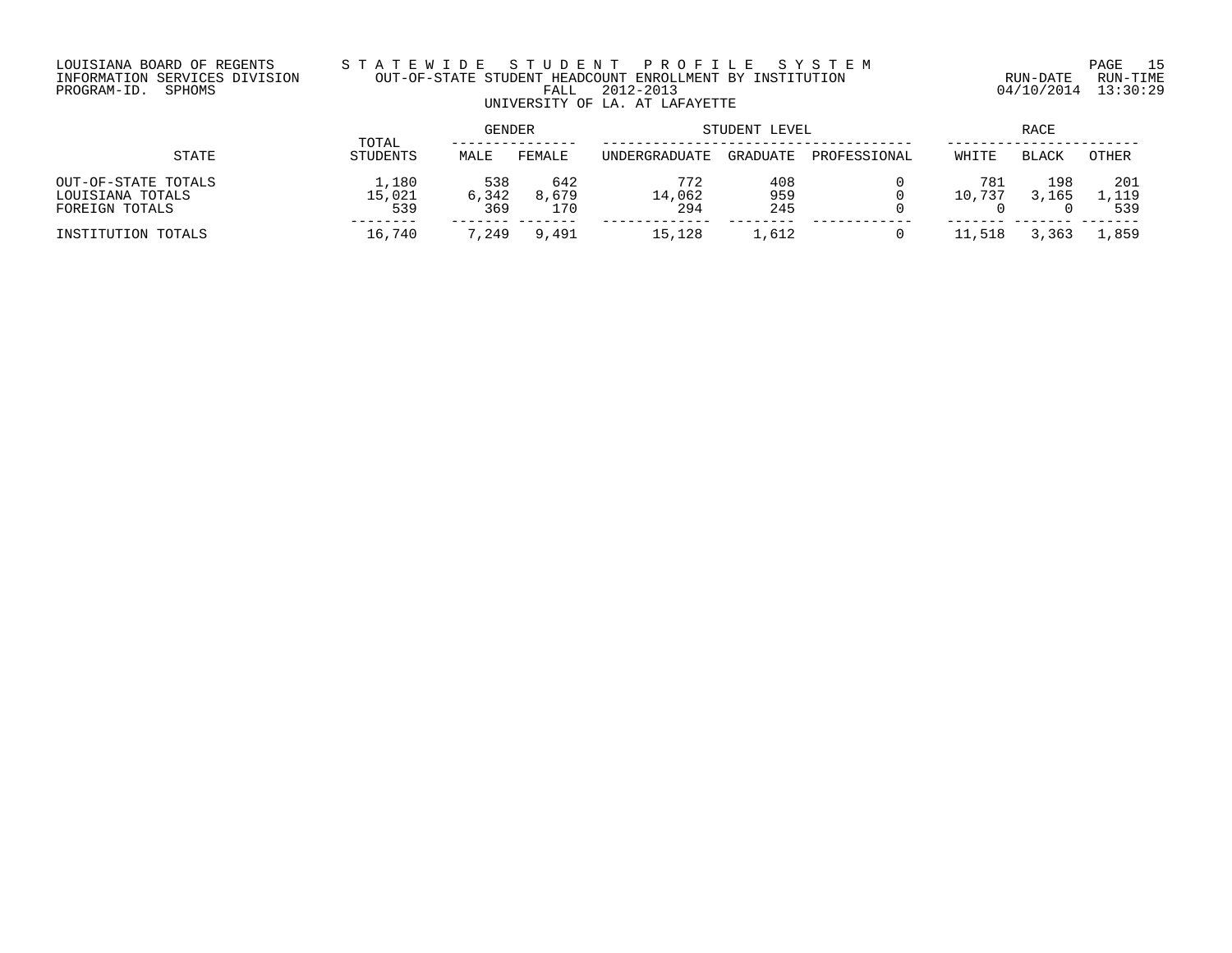LOUISIANA BOARD OF REGENTS — STATEWIDE STUDENT PROFILE SYSTEM
INFORMATION SERVICES DIVISION — OUT-OF-STATE STUDENT HEADCOUNT ENROLLMENT BY INSTITUTION — RUN-DATE 04/10/2014 RUN-TIME 13:30:29
PROGRAM-ID. SPHOMS — FALL 2012-2013

UNIVERSITY OF LA. AT LAFAYETTE

| STATE | TOTAL STUDENTS | GENDER | | STUDENT LEVEL | | | RACE | | |
|---|---|---|---|---|---|---|---|---|---|
| | | MALE | FEMALE | UNDERGRADUATE | GRADUATE | PROFESSIONAL | WHITE | BLACK | OTHER |
| OUT-OF-STATE TOTALS | 1,180 | 538 | 642 | 772 | 408 | 0 | 781 | 198 | 201 |
| LOUISIANA TOTALS | 15,021 | 6,342 | 8,679 | 14,062 | 959 | 0 | 10,737 | 3,165 | 1,119 |
| FOREIGN TOTALS | 539 | 369 | 170 | 294 | 245 | 0 | 0 | 0 | 539 |
| INSTITUTION TOTALS | 16,740 | 7,249 | 9,491 | 15,128 | 1,612 | 0 | 11,518 | 3,363 | 1,859 |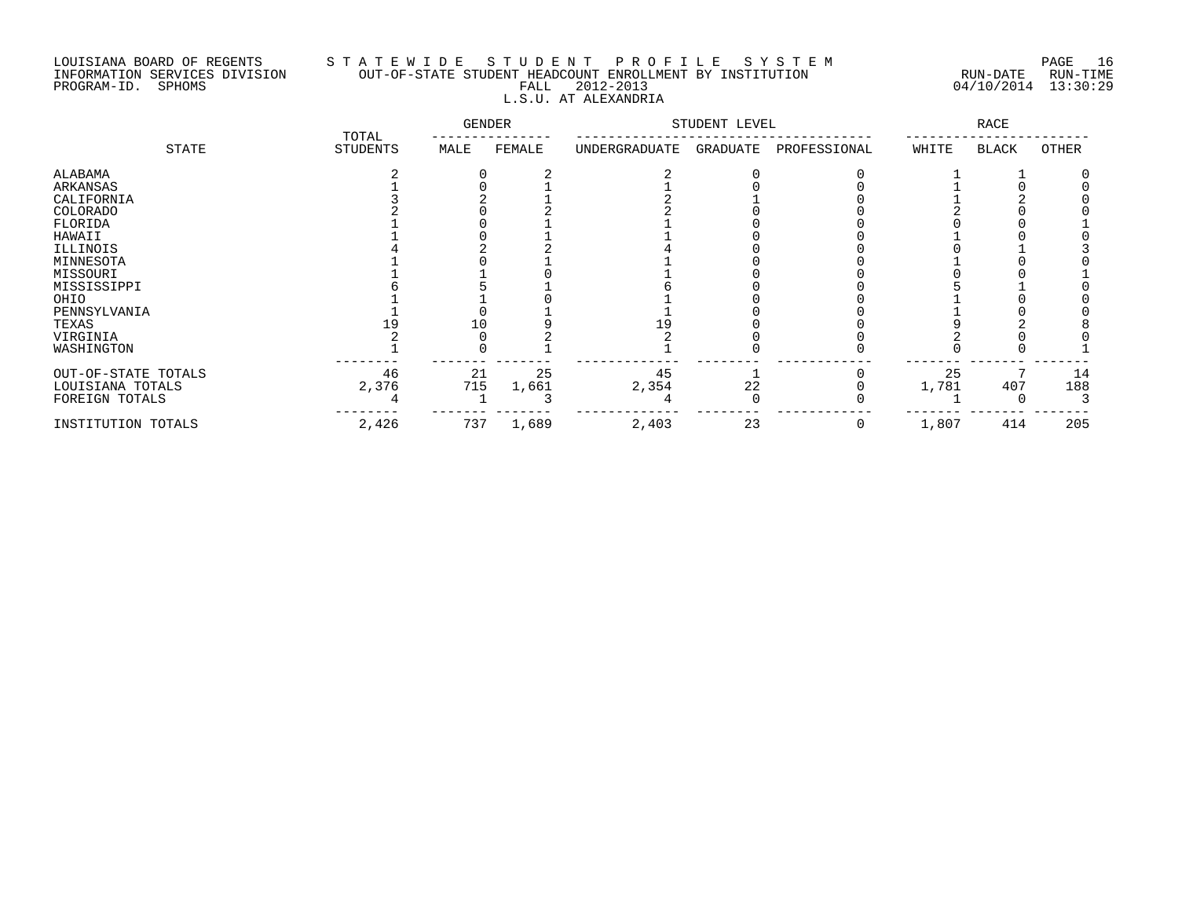LOUISIANA BOARD OF REGENTS
INFORMATION SERVICES DIVISION
PROGRAM-ID. SPHOMS

STATEWIDE STUDENT PROFILE SYSTEM
OUT-OF-STATE STUDENT HEADCOUNT ENROLLMENT BY INSTITUTION
FALL 2012-2013
L.S.U. AT ALEXANDRIA

RUN-DATE 04/10/2014 RUN-TIME 13:30:29

| STATE | TOTAL STUDENTS | GENDER | | STUDENT LEVEL | | | RACE | | |
|---|---|---|---|---|---|---|---|---|---|
| | | MALE | FEMALE | UNDERGRADUATE | GRADUATE | PROFESSIONAL | WHITE | BLACK | OTHER |
| ALABAMA | 2 | 0 | 2 | 2 | 0 | 0 | 1 | 1 | 0 |
| ARKANSAS | 1 | 0 | 1 | 1 | 0 | 0 | 1 | 0 | 0 |
| CALIFORNIA | 3 | 2 | 1 | 2 | 1 | 0 | 1 | 2 | 0 |
| COLORADO | 2 | 0 | 2 | 2 | 0 | 0 | 2 | 0 | 0 |
| FLORIDA | 1 | 0 | 1 | 1 | 0 | 0 | 0 | 0 | 1 |
| HAWAII | 1 | 0 | 1 | 1 | 0 | 0 | 1 | 0 | 0 |
| ILLINOIS | 4 | 2 | 2 | 4 | 0 | 0 | 0 | 1 | 3 |
| MINNESOTA | 1 | 0 | 1 | 1 | 0 | 0 | 1 | 0 | 0 |
| MISSOURI | 1 | 1 | 0 | 1 | 0 | 0 | 0 | 0 | 1 |
| MISSISSIPPI | 6 | 5 | 1 | 6 | 0 | 0 | 5 | 1 | 0 |
| OHIO | 1 | 1 | 0 | 1 | 0 | 0 | 1 | 0 | 0 |
| PENNSYLVANIA | 1 | 0 | 1 | 1 | 0 | 0 | 1 | 0 | 0 |
| TEXAS | 19 | 10 | 9 | 19 | 0 | 0 | 9 | 2 | 8 |
| VIRGINIA | 2 | 0 | 2 | 2 | 0 | 0 | 2 | 0 | 0 |
| WASHINGTON | 1 | 0 | 1 | 1 | 0 | 0 | 0 | 0 | 1 |
| OUT-OF-STATE TOTALS | 46 | 21 | 25 | 45 | 1 | 0 | 25 | 7 | 14 |
| LOUISIANA TOTALS | 2,376 | 715 | 1,661 | 2,354 | 22 | 0 | 1,781 | 407 | 188 |
| FOREIGN TOTALS | 4 | 1 | 3 | 4 | 0 | 0 | 1 | 0 | 3 |
| INSTITUTION TOTALS | 2,426 | 737 | 1,689 | 2,403 | 23 | 0 | 1,807 | 414 | 205 |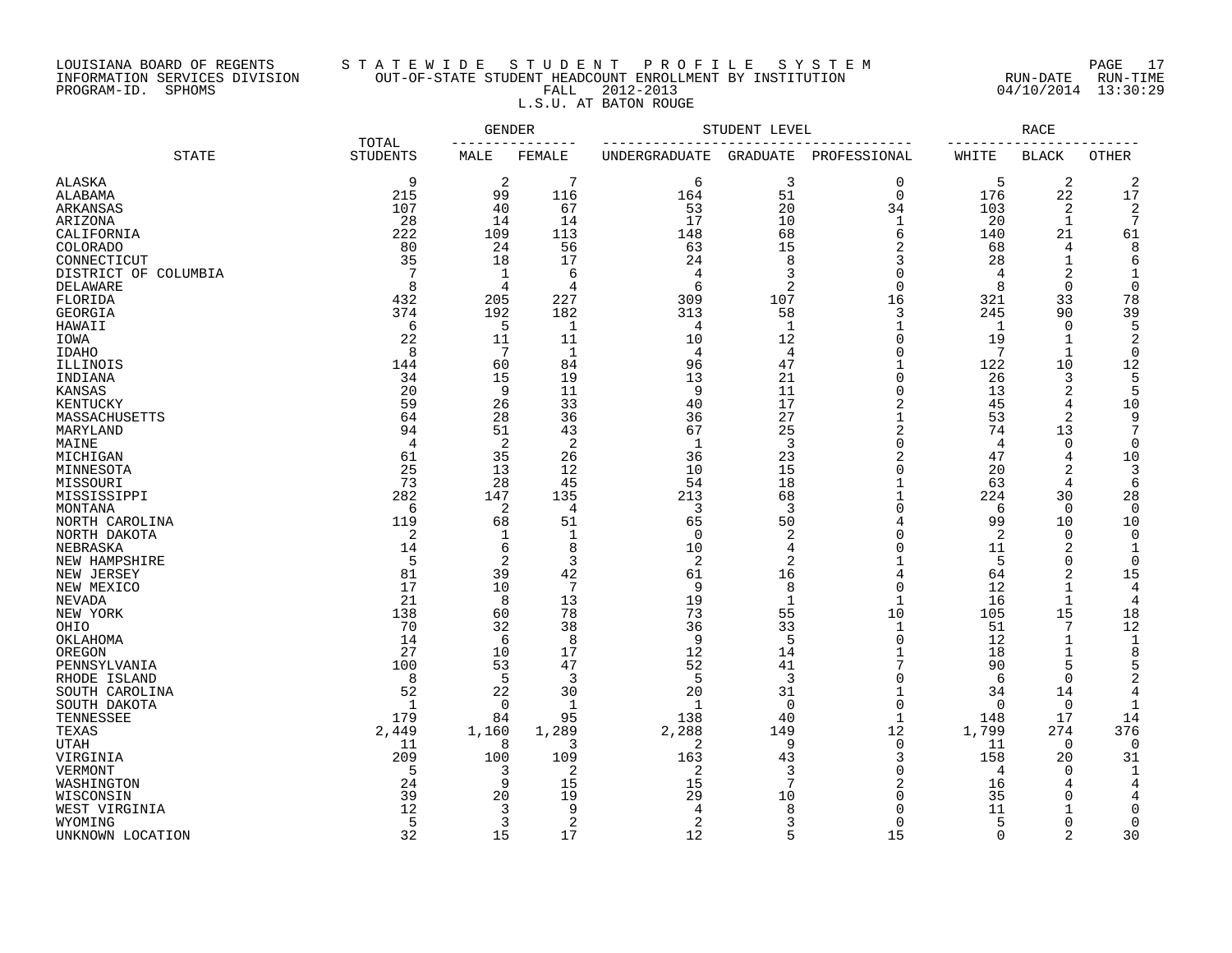LOUISIANA BOARD OF REGENTS — STATEWIDE STUDENT PROFILE SYSTEM
INFORMATION SERVICES DIVISION — OUT-OF-STATE STUDENT HEADCOUNT ENROLLMENT BY INSTITUTION — RUN-DATE 04/10/2014 RUN-TIME 13:30:29
PROGRAM-ID. SPHOMS — FALL 2012-2013

L.S.U. AT BATON ROUGE

| STATE | TOTAL STUDENTS | GENDER | | STUDENT LEVEL | | | RACE | | |
|---|---|---|---|---|---|---|---|---|---|
| | | MALE | FEMALE | UNDERGRADUATE | GRADUATE | PROFESSIONAL | WHITE | BLACK | OTHER |
| ALASKA | 9 | 2 | 7 | 6 | 3 | 0 | 5 | 2 | 2 |
| ALABAMA | 215 | 99 | 116 | 164 | 51 | 0 | 176 | 22 | 17 |
| ARKANSAS | 107 | 40 | 67 | 53 | 20 | 34 | 103 | 2 | 2 |
| ARIZONA | 28 | 14 | 14 | 17 | 10 | 1 | 20 | 1 | 7 |
| CALIFORNIA | 222 | 109 | 113 | 148 | 68 | 6 | 140 | 21 | 61 |
| COLORADO | 80 | 24 | 56 | 63 | 15 | 2 | 68 | 4 | 8 |
| CONNECTICUT | 35 | 18 | 17 | 24 | 8 | 3 | 28 | 1 | 6 |
| DISTRICT OF COLUMBIA | 7 | 1 | 6 | 4 | 3 | 0 | 4 | 2 | 1 |
| DELAWARE | 8 | 4 | 4 | 6 | 2 | 0 | 8 | 0 | 0 |
| FLORIDA | 432 | 205 | 227 | 309 | 107 | 16 | 321 | 33 | 78 |
| GEORGIA | 374 | 192 | 182 | 313 | 58 | 3 | 245 | 90 | 39 |
| HAWAII | 6 | 5 | 1 | 4 | 1 | 1 | 1 | 0 | 5 |
| IOWA | 22 | 11 | 11 | 10 | 12 | 0 | 19 | 1 | 2 |
| IDAHO | 8 | 7 | 1 | 4 | 4 | 0 | 7 | 1 | 0 |
| ILLINOIS | 144 | 60 | 84 | 96 | 47 | 1 | 122 | 10 | 12 |
| INDIANA | 34 | 15 | 19 | 13 | 21 | 0 | 26 | 3 | 5 |
| KANSAS | 20 | 9 | 11 | 9 | 11 | 0 | 13 | 2 | 5 |
| KENTUCKY | 59 | 26 | 33 | 40 | 17 | 2 | 45 | 4 | 10 |
| MASSACHUSETTS | 64 | 28 | 36 | 36 | 27 | 1 | 53 | 2 | 9 |
| MARYLAND | 94 | 51 | 43 | 67 | 25 | 2 | 74 | 13 | 7 |
| MAINE | 4 | 2 | 2 | 1 | 3 | 0 | 4 | 0 | 0 |
| MICHIGAN | 61 | 35 | 26 | 36 | 23 | 2 | 47 | 4 | 10 |
| MINNESOTA | 25 | 13 | 12 | 10 | 15 | 0 | 20 | 2 | 3 |
| MISSOURI | 73 | 28 | 45 | 54 | 18 | 1 | 63 | 4 | 6 |
| MISSISSIPPI | 282 | 147 | 135 | 213 | 68 | 1 | 224 | 30 | 28 |
| MONTANA | 6 | 2 | 4 | 3 | 3 | 0 | 6 | 0 | 0 |
| NORTH CAROLINA | 119 | 68 | 51 | 65 | 50 | 4 | 99 | 10 | 10 |
| NORTH DAKOTA | 2 | 1 | 1 | 0 | 2 | 0 | 2 | 0 | 0 |
| NEBRASKA | 14 | 6 | 8 | 10 | 4 | 0 | 11 | 2 | 1 |
| NEW HAMPSHIRE | 5 | 2 | 3 | 2 | 2 | 1 | 5 | 0 | 0 |
| NEW JERSEY | 81 | 39 | 42 | 61 | 16 | 4 | 64 | 2 | 15 |
| NEW MEXICO | 17 | 10 | 7 | 9 | 8 | 0 | 12 | 1 | 4 |
| NEVADA | 21 | 8 | 13 | 19 | 1 | 1 | 16 | 1 | 4 |
| NEW YORK | 138 | 60 | 78 | 73 | 55 | 10 | 105 | 15 | 18 |
| OHIO | 70 | 32 | 38 | 36 | 33 | 1 | 51 | 7 | 12 |
| OKLAHOMA | 14 | 6 | 8 | 9 | 5 | 0 | 12 | 1 | 1 |
| OREGON | 27 | 10 | 17 | 12 | 14 | 1 | 18 | 1 | 8 |
| PENNSYLVANIA | 100 | 53 | 47 | 52 | 41 | 7 | 90 | 5 | 5 |
| RHODE ISLAND | 8 | 5 | 3 | 5 | 3 | 0 | 6 | 0 | 2 |
| SOUTH CAROLINA | 52 | 22 | 30 | 20 | 31 | 1 | 34 | 14 | 4 |
| SOUTH DAKOTA | 1 | 0 | 1 | 1 | 0 | 0 | 0 | 0 | 1 |
| TENNESSEE | 179 | 84 | 95 | 138 | 40 | 1 | 148 | 17 | 14 |
| TEXAS | 2,449 | 1,160 | 1,289 | 2,288 | 149 | 12 | 1,799 | 274 | 376 |
| UTAH | 11 | 8 | 3 | 2 | 9 | 0 | 11 | 0 | 0 |
| VIRGINIA | 209 | 100 | 109 | 163 | 43 | 3 | 158 | 20 | 31 |
| VERMONT | 5 | 3 | 2 | 2 | 3 | 0 | 4 | 0 | 1 |
| WASHINGTON | 24 | 9 | 15 | 15 | 7 | 2 | 16 | 4 | 4 |
| WISCONSIN | 39 | 20 | 19 | 29 | 10 | 0 | 35 | 0 | 4 |
| WEST VIRGINIA | 12 | 3 | 9 | 4 | 8 | 0 | 11 | 1 | 0 |
| WYOMING | 5 | 3 | 2 | 2 | 3 | 0 | 5 | 0 | 0 |
| UNKNOWN LOCATION | 32 | 15 | 17 | 12 | 5 | 15 | 0 | 2 | 30 |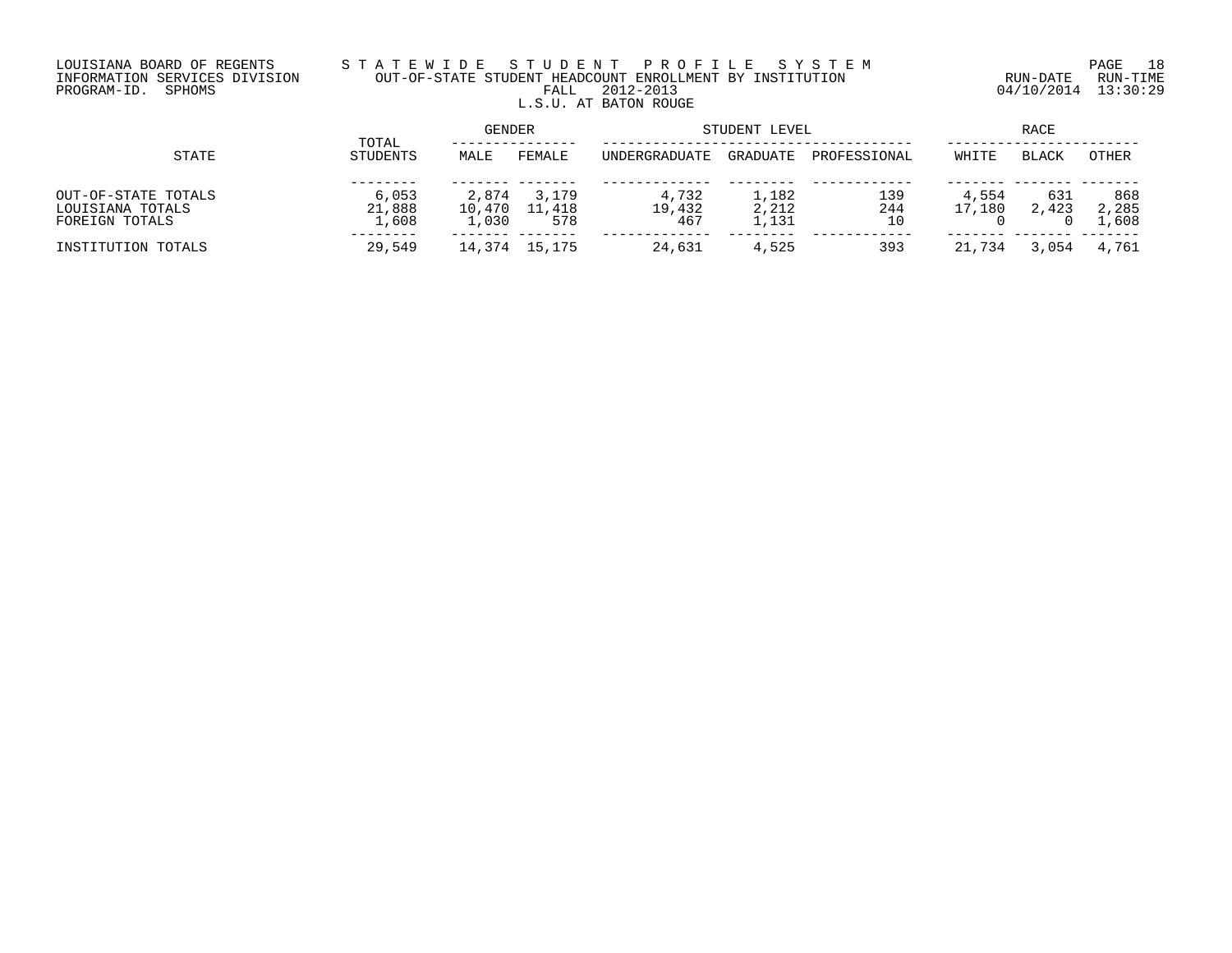LOUISIANA BOARD OF REGENTS
INFORMATION SERVICES DIVISION
PROGRAM-ID. SPHOMS

# STATEWIDE STUDENT PROFILE SYSTEM
## OUT-OF-STATE STUDENT HEADCOUNT ENROLLMENT BY INSTITUTION
FALL 2012-2013
L.S.U. AT BATON ROUGE

RUN-DATE 04/10/2014 RUN-TIME 13:30:29

| STATE | TOTAL STUDENTS | GENDER | | STUDENT LEVEL | | | RACE | | |
|---|---|---|---|---|---|---|---|---|---|
| | | MALE | FEMALE | UNDERGRADUATE | GRADUATE | PROFESSIONAL | WHITE | BLACK | OTHER |
| OUT-OF-STATE TOTALS | 6,053 | 2,874 | 3,179 | 4,732 | 1,182 | 139 | 4,554 | 631 | 868 |
| LOUISIANA TOTALS | 21,888 | 10,470 | 11,418 | 19,432 | 2,212 | 244 | 17,180 | 2,423 | 2,285 |
| FOREIGN TOTALS | 1,608 | 1,030 | 578 | 467 | 1,131 | 10 | 0 | 0 | 1,608 |
| INSTITUTION TOTALS | 29,549 | 14,374 | 15,175 | 24,631 | 4,525 | 393 | 21,734 | 3,054 | 4,761 |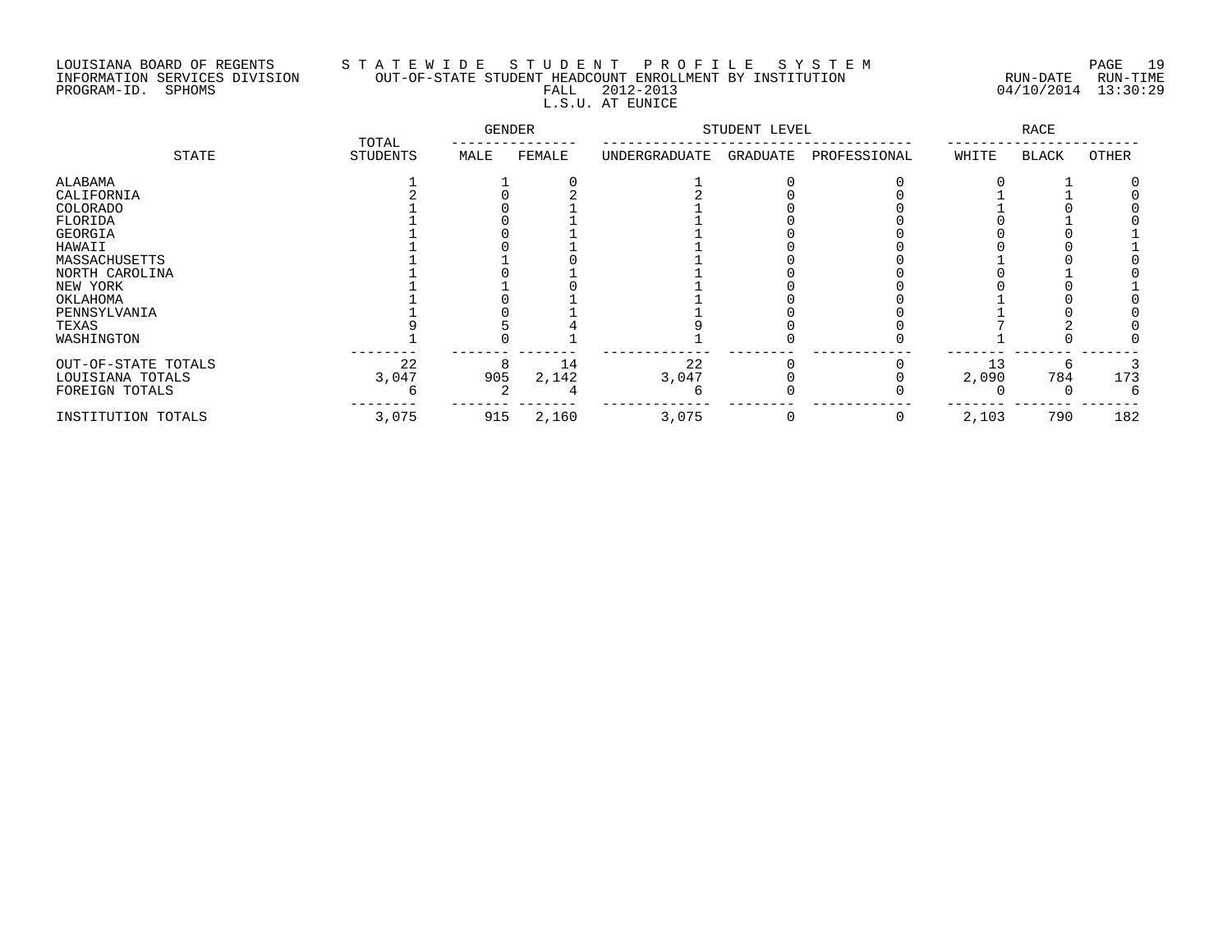LOUISIANA BOARD OF REGENTS
INFORMATION SERVICES DIVISION
PROGRAM-ID. SPHOMS

STATEWIDE STUDENT PROFILE SYSTEM
OUT-OF-STATE STUDENT HEADCOUNT ENROLLMENT BY INSTITUTION
FALL 2012-2013
L.S.U. AT EUNICE

RUN-DATE 04/10/2014 RUN-TIME 13:30:29

| STATE | TOTAL STUDENTS | GENDER | | STUDENT LEVEL | | | RACE | | |
|---|---|---|---|---|---|---|---|---|---|
| | | MALE | FEMALE | UNDERGRADUATE | GRADUATE | PROFESSIONAL | WHITE | BLACK | OTHER |
| ALABAMA | 1 | 1 | 0 | 1 | 0 | 0 | 0 | 1 | 0 |
| CALIFORNIA | 2 | 0 | 2 | 2 | 0 | 0 | 1 | 1 | 0 |
| COLORADO | 1 | 0 | 1 | 1 | 0 | 0 | 1 | 0 | 0 |
| FLORIDA | 1 | 0 | 1 | 1 | 0 | 0 | 0 | 1 | 0 |
| GEORGIA | 1 | 0 | 1 | 1 | 0 | 0 | 0 | 0 | 1 |
| HAWAII | 1 | 0 | 1 | 1 | 0 | 0 | 0 | 0 | 1 |
| MASSACHUSETTS | 1 | 1 | 0 | 1 | 0 | 0 | 1 | 0 | 0 |
| NORTH CAROLINA | 1 | 0 | 1 | 1 | 0 | 0 | 0 | 1 | 0 |
| NEW YORK | 1 | 1 | 0 | 1 | 0 | 0 | 0 | 0 | 1 |
| OKLAHOMA | 1 | 0 | 1 | 1 | 0 | 0 | 1 | 0 | 0 |
| PENNSYLVANIA | 1 | 0 | 1 | 1 | 0 | 0 | 1 | 0 | 0 |
| TEXAS | 9 | 5 | 4 | 9 | 0 | 0 | 7 | 2 | 0 |
| WASHINGTON | 1 | 0 | 1 | 1 | 0 | 0 | 1 | 0 | 0 |
| OUT-OF-STATE TOTALS | 22 | 8 | 14 | 22 | 0 | 0 | 13 | 6 | 3 |
| LOUISIANA TOTALS | 3,047 | 905 | 2,142 | 3,047 | 0 | 0 | 2,090 | 784 | 173 |
| FOREIGN TOTALS | 6 | 2 | 4 | 6 | 0 | 0 | 0 | 0 | 6 |
| INSTITUTION TOTALS | 3,075 | 915 | 2,160 | 3,075 | 0 | 0 | 2,103 | 790 | 182 |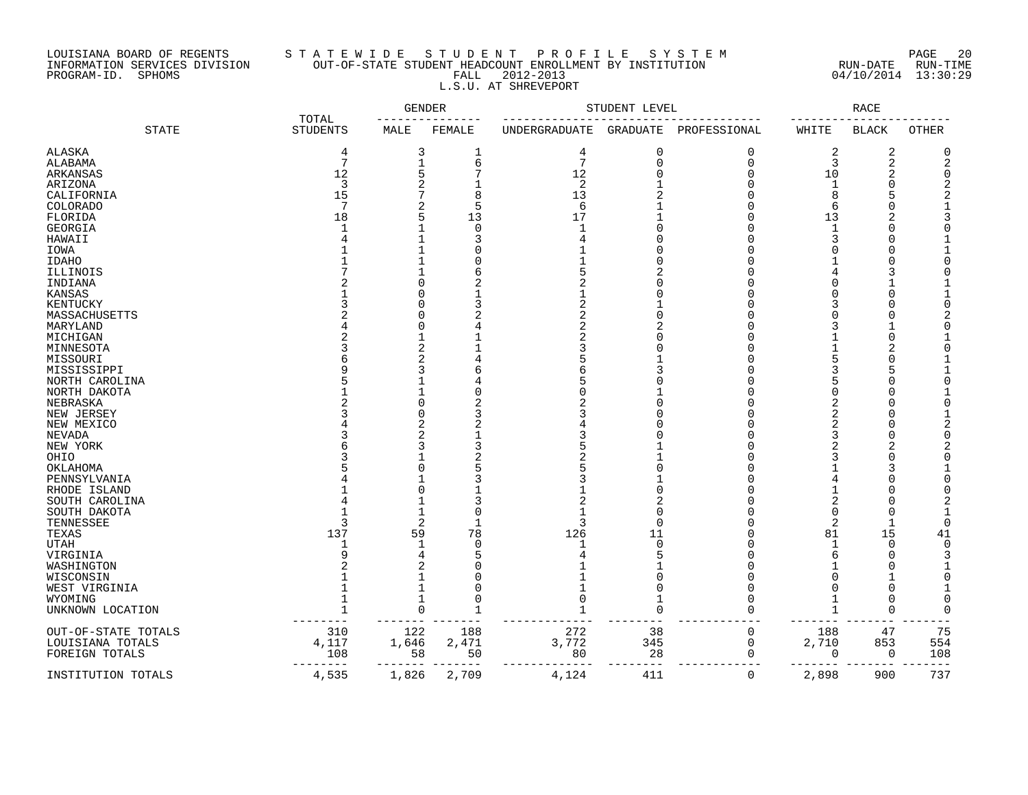LOUISIANA BOARD OF REGENTS
INFORMATION SERVICES DIVISION
PROGRAM-ID. SPHOMS

# STATEWIDE STUDENT PROFILE SYSTEM

## OUT-OF-STATE STUDENT HEADCOUNT ENROLLMENT BY INSTITUTION

FALL 2012-2013

L.S.U. AT SHREVEPORT

RUN-DATE 04/10/2014 RUN-TIME 13:30:29

| STATE | TOTAL STUDENTS | GENDER | | STUDENT LEVEL | | | RACE | | |
|---|---|---|---|---|---|---|---|---|---|
| | | MALE | FEMALE | UNDERGRADUATE | GRADUATE | PROFESSIONAL | WHITE | BLACK | OTHER |
| ALASKA | 4 | 3 | 1 | 4 | 0 | 0 | 2 | 2 | 0 |
| ALABAMA | 7 | 1 | 6 | 7 | 0 | 0 | 3 | 2 | 2 |
| ARKANSAS | 12 | 5 | 7 | 12 | 0 | 0 | 10 | 2 | 0 |
| ARIZONA | 3 | 2 | 1 | 2 | 1 | 0 | 1 | 0 | 2 |
| CALIFORNIA | 15 | 7 | 8 | 13 | 2 | 0 | 8 | 5 | 2 |
| COLORADO | 7 | 2 | 5 | 6 | 1 | 0 | 6 | 0 | 1 |
| FLORIDA | 18 | 5 | 13 | 17 | 1 | 0 | 13 | 2 | 3 |
| GEORGIA | 1 | 1 | 0 | 1 | 0 | 0 | 1 | 0 | 0 |
| HAWAII | 4 | 1 | 3 | 4 | 0 | 0 | 3 | 0 | 1 |
| IOWA | 1 | 1 | 0 | 1 | 0 | 0 | 0 | 0 | 1 |
| IDAHO | 1 | 1 | 0 | 1 | 0 | 0 | 1 | 0 | 0 |
| ILLINOIS | 7 | 1 | 6 | 5 | 2 | 0 | 4 | 3 | 0 |
| INDIANA | 2 | 0 | 2 | 2 | 0 | 0 | 0 | 1 | 1 |
| KANSAS | 1 | 0 | 1 | 1 | 0 | 0 | 0 | 0 | 1 |
| KENTUCKY | 3 | 0 | 3 | 2 | 1 | 0 | 3 | 0 | 0 |
| MASSACHUSETTS | 2 | 0 | 2 | 2 | 0 | 0 | 0 | 0 | 2 |
| MARYLAND | 4 | 0 | 4 | 2 | 2 | 0 | 3 | 1 | 0 |
| MICHIGAN | 2 | 1 | 1 | 2 | 0 | 0 | 1 | 0 | 1 |
| MINNESOTA | 3 | 2 | 1 | 3 | 0 | 0 | 1 | 2 | 0 |
| MISSOURI | 6 | 2 | 4 | 5 | 1 | 0 | 5 | 0 | 1 |
| MISSISSIPPI | 9 | 3 | 6 | 6 | 3 | 0 | 3 | 5 | 1 |
| NORTH CAROLINA | 5 | 1 | 4 | 5 | 0 | 0 | 5 | 0 | 0 |
| NORTH DAKOTA | 1 | 1 | 0 | 0 | 1 | 0 | 0 | 0 | 1 |
| NEBRASKA | 2 | 0 | 2 | 2 | 0 | 0 | 2 | 0 | 0 |
| NEW JERSEY | 3 | 0 | 3 | 3 | 0 | 0 | 2 | 0 | 1 |
| NEW MEXICO | 4 | 2 | 2 | 4 | 0 | 0 | 2 | 0 | 2 |
| NEVADA | 3 | 2 | 1 | 3 | 0 | 0 | 3 | 0 | 0 |
| NEW YORK | 6 | 3 | 3 | 5 | 1 | 0 | 2 | 2 | 2 |
| OHIO | 3 | 1 | 2 | 2 | 1 | 0 | 3 | 0 | 0 |
| OKLAHOMA | 5 | 0 | 5 | 5 | 0 | 0 | 1 | 3 | 1 |
| PENNSYLVANIA | 4 | 1 | 3 | 3 | 1 | 0 | 4 | 0 | 0 |
| RHODE ISLAND | 1 | 0 | 1 | 1 | 0 | 0 | 1 | 0 | 0 |
| SOUTH CAROLINA | 4 | 1 | 3 | 2 | 2 | 0 | 2 | 0 | 2 |
| SOUTH DAKOTA | 1 | 1 | 0 | 1 | 0 | 0 | 0 | 0 | 1 |
| TENNESSEE | 3 | 2 | 1 | 3 | 0 | 0 | 2 | 1 | 0 |
| TEXAS | 137 | 59 | 78 | 126 | 11 | 0 | 81 | 15 | 41 |
| UTAH | 1 | 1 | 0 | 1 | 0 | 0 | 1 | 0 | 0 |
| VIRGINIA | 9 | 4 | 5 | 4 | 5 | 0 | 6 | 0 | 3 |
| WASHINGTON | 2 | 2 | 0 | 1 | 1 | 0 | 1 | 0 | 1 |
| WISCONSIN | 1 | 1 | 0 | 1 | 0 | 0 | 0 | 1 | 0 |
| WEST VIRGINIA | 1 | 1 | 0 | 1 | 0 | 0 | 0 | 0 | 1 |
| WYOMING | 1 | 1 | 0 | 0 | 1 | 0 | 1 | 0 | 0 |
| UNKNOWN LOCATION | 1 | 0 | 1 | 1 | 0 | 0 | 1 | 0 | 0 |
| OUT-OF-STATE TOTALS | 310 | 122 | 188 | 272 | 38 | 0 | 188 | 47 | 75 |
| LOUISIANA TOTALS | 4,117 | 1,646 | 2,471 | 3,772 | 345 | 0 | 2,710 | 853 | 554 |
| FOREIGN TOTALS | 108 | 58 | 50 | 80 | 28 | 0 | 0 | 0 | 108 |
| INSTITUTION TOTALS | 4,535 | 1,826 | 2,709 | 4,124 | 411 | 0 | 2,898 | 900 | 737 |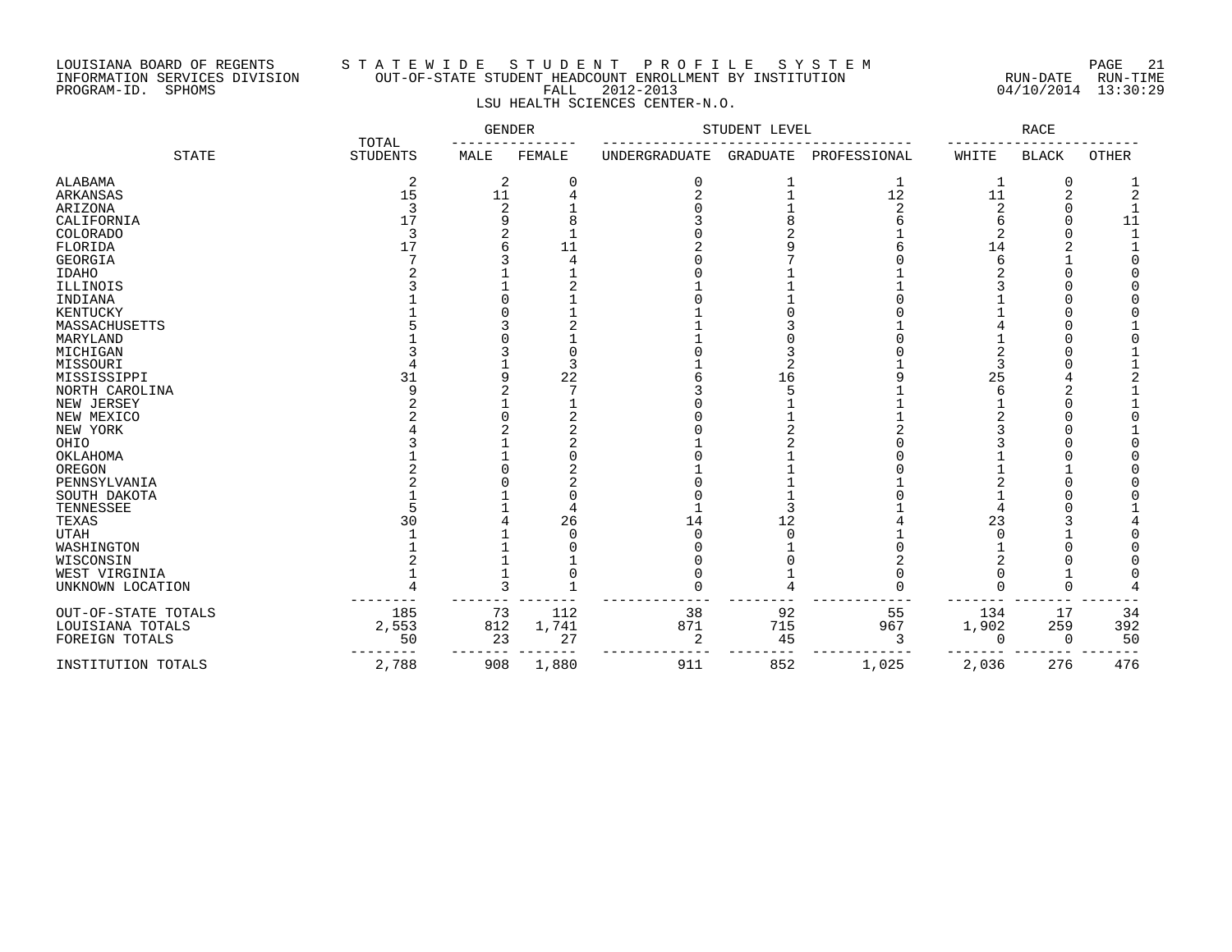LOUISIANA BOARD OF REGENTS
INFORMATION SERVICES DIVISION
PROGRAM-ID. SPHOMS

S T A T E W I D E   S T U D E N T   P R O F I L E   S Y S T E M
OUT-OF-STATE STUDENT HEADCOUNT ENROLLMENT BY INSTITUTION
FALL 2012-2013
LSU HEALTH SCIENCES CENTER-N.O.

RUN-DATE 04/10/2014 RUN-TIME 13:30:29

| STATE | TOTAL STUDENTS | GENDER | | STUDENT LEVEL | | | RACE | | |
|---|---|---|---|---|---|---|---|---|---|
| | | MALE | FEMALE | UNDERGRADUATE | GRADUATE | PROFESSIONAL | WHITE | BLACK | OTHER |
| ALABAMA | 2 | 2 | 0 | 0 | 1 | 1 | 1 | 0 | 1 |
| ARKANSAS | 15 | 11 | 4 | 2 | 1 | 12 | 11 | 2 | 2 |
| ARIZONA | 3 | 2 | 1 | 0 | 1 | 2 | 2 | 0 | 1 |
| CALIFORNIA | 17 | 9 | 8 | 3 | 8 | 6 | 6 | 0 | 11 |
| COLORADO | 3 | 2 | 1 | 0 | 2 | 1 | 2 | 0 | 1 |
| FLORIDA | 17 | 6 | 11 | 2 | 9 | 6 | 14 | 2 | 1 |
| GEORGIA | 7 | 3 | 4 | 0 | 7 | 0 | 6 | 1 | 0 |
| IDAHO | 2 | 1 | 1 | 0 | 1 | 1 | 2 | 0 | 0 |
| ILLINOIS | 3 | 1 | 2 | 1 | 1 | 1 | 3 | 0 | 0 |
| INDIANA | 1 | 0 | 1 | 0 | 1 | 0 | 1 | 0 | 0 |
| KENTUCKY | 1 | 0 | 1 | 1 | 0 | 0 | 1 | 0 | 0 |
| MASSACHUSETTS | 5 | 3 | 2 | 1 | 3 | 1 | 4 | 0 | 1 |
| MARYLAND | 1 | 0 | 1 | 1 | 0 | 0 | 1 | 0 | 0 |
| MICHIGAN | 3 | 3 | 0 | 0 | 3 | 0 | 2 | 0 | 1 |
| MISSOURI | 4 | 1 | 3 | 1 | 2 | 1 | 3 | 0 | 1 |
| MISSISSIPPI | 31 | 9 | 22 | 6 | 16 | 9 | 25 | 4 | 2 |
| NORTH CAROLINA | 9 | 2 | 7 | 3 | 5 | 1 | 6 | 2 | 1 |
| NEW JERSEY | 2 | 1 | 1 | 0 | 1 | 1 | 1 | 0 | 1 |
| NEW MEXICO | 2 | 0 | 2 | 0 | 1 | 1 | 2 | 0 | 0 |
| NEW YORK | 4 | 2 | 2 | 0 | 2 | 2 | 3 | 0 | 1 |
| OHIO | 3 | 1 | 2 | 1 | 2 | 0 | 3 | 0 | 0 |
| OKLAHOMA | 1 | 1 | 0 | 0 | 1 | 0 | 1 | 0 | 0 |
| OREGON | 2 | 0 | 2 | 1 | 1 | 0 | 1 | 1 | 0 |
| PENNSYLVANIA | 2 | 0 | 2 | 0 | 1 | 1 | 2 | 0 | 0 |
| SOUTH DAKOTA | 1 | 1 | 0 | 0 | 1 | 0 | 1 | 0 | 0 |
| TENNESSEE | 5 | 1 | 4 | 1 | 3 | 1 | 4 | 0 | 1 |
| TEXAS | 30 | 4 | 26 | 14 | 12 | 4 | 23 | 3 | 4 |
| UTAH | 1 | 1 | 0 | 0 | 0 | 1 | 0 | 1 | 0 |
| WASHINGTON | 1 | 1 | 0 | 0 | 1 | 0 | 1 | 0 | 0 |
| WISCONSIN | 2 | 1 | 1 | 0 | 0 | 2 | 2 | 0 | 0 |
| WEST VIRGINIA | 1 | 1 | 0 | 0 | 1 | 0 | 0 | 1 | 0 |
| UNKNOWN LOCATION | 4 | 3 | 1 | 0 | 4 | 0 | 0 | 0 | 4 |
| OUT-OF-STATE TOTALS | 185 | 73 | 112 | 38 | 92 | 55 | 134 | 17 | 34 |
| LOUISIANA TOTALS | 2,553 | 812 | 1,741 | 871 | 715 | 967 | 1,902 | 259 | 392 |
| FOREIGN TOTALS | 50 | 23 | 27 | 2 | 45 | 3 | 0 | 0 | 50 |
| INSTITUTION TOTALS | 2,788 | 908 | 1,880 | 911 | 852 | 1,025 | 2,036 | 276 | 476 |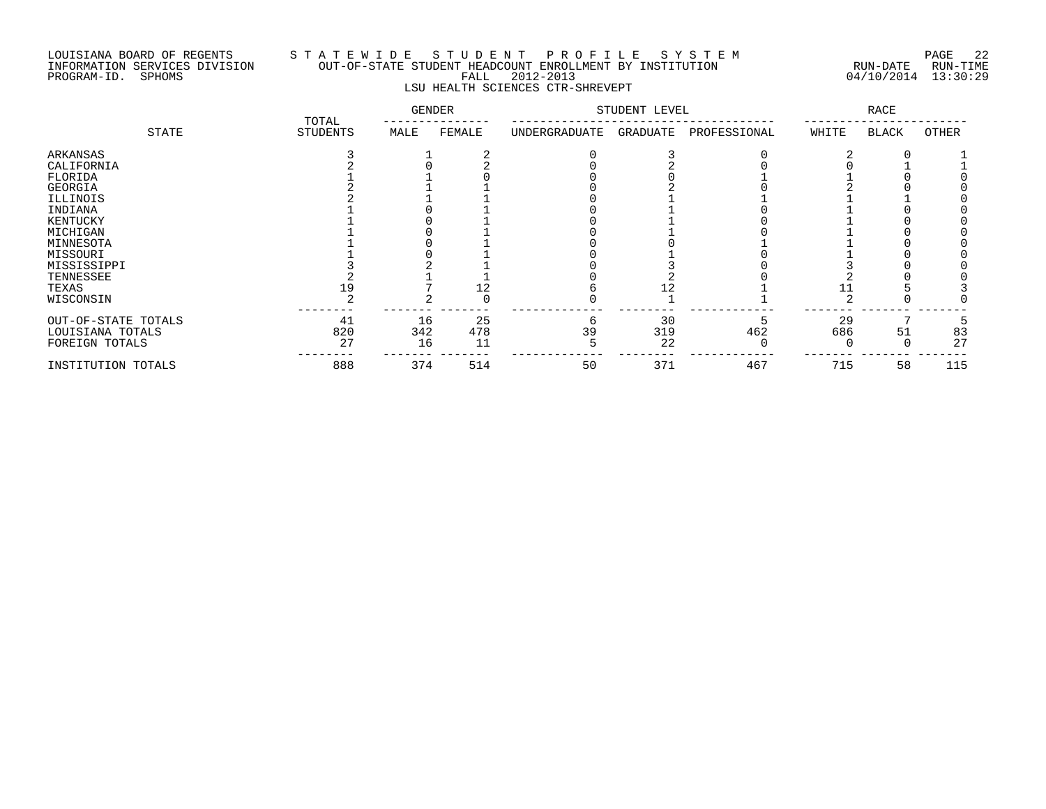LOUISIANA BOARD OF REGENTS
INFORMATION SERVICES DIVISION
PROGRAM-ID. SPHOMS

STATEWIDE STUDENT PROFILE SYSTEM
OUT-OF-STATE STUDENT HEADCOUNT ENROLLMENT BY INSTITUTION
FALL 2012-2013
LSU HEALTH SCIENCES CTR-SHREVEPT

RUN-DATE 04/10/2014 RUN-TIME 13:30:29

| STATE | TOTAL STUDENTS | GENDER | | STUDENT LEVEL | | | RACE | | |
|---|---|---|---|---|---|---|---|---|---|
| | | MALE | FEMALE | UNDERGRADUATE | GRADUATE | PROFESSIONAL | WHITE | BLACK | OTHER |
| ARKANSAS | 3 | 1 | 2 | 0 | 3 | 0 | 2 | 0 | 1 |
| CALIFORNIA | 2 | 0 | 2 | 0 | 2 | 0 | 0 | 1 | 1 |
| FLORIDA | 1 | 1 | 0 | 0 | 0 | 1 | 1 | 0 | 0 |
| GEORGIA | 2 | 1 | 1 | 0 | 2 | 0 | 2 | 0 | 0 |
| ILLINOIS | 2 | 1 | 1 | 0 | 1 | 1 | 1 | 1 | 0 |
| INDIANA | 1 | 0 | 1 | 0 | 1 | 0 | 1 | 0 | 0 |
| KENTUCKY | 1 | 0 | 1 | 0 | 1 | 0 | 1 | 0 | 0 |
| MICHIGAN | 1 | 0 | 1 | 0 | 1 | 0 | 1 | 0 | 0 |
| MINNESOTA | 1 | 0 | 1 | 0 | 0 | 1 | 1 | 0 | 0 |
| MISSOURI | 1 | 0 | 1 | 0 | 1 | 0 | 1 | 0 | 0 |
| MISSISSIPPI | 3 | 2 | 1 | 0 | 3 | 0 | 3 | 0 | 0 |
| TENNESSEE | 2 | 1 | 1 | 0 | 2 | 0 | 2 | 0 | 0 |
| TEXAS | 19 | 7 | 12 | 6 | 12 | 1 | 11 | 5 | 3 |
| WISCONSIN | 2 | 2 | 0 | 0 | 1 | 1 | 2 | 0 | 0 |
| OUT-OF-STATE TOTALS | 41 | 16 | 25 | 6 | 30 | 5 | 29 | 7 | 5 |
| LOUISIANA TOTALS | 820 | 342 | 478 | 39 | 319 | 462 | 686 | 51 | 83 |
| FOREIGN TOTALS | 27 | 16 | 11 | 5 | 22 | 0 | 0 | 0 | 27 |
| INSTITUTION TOTALS | 888 | 374 | 514 | 50 | 371 | 467 | 715 | 58 | 115 |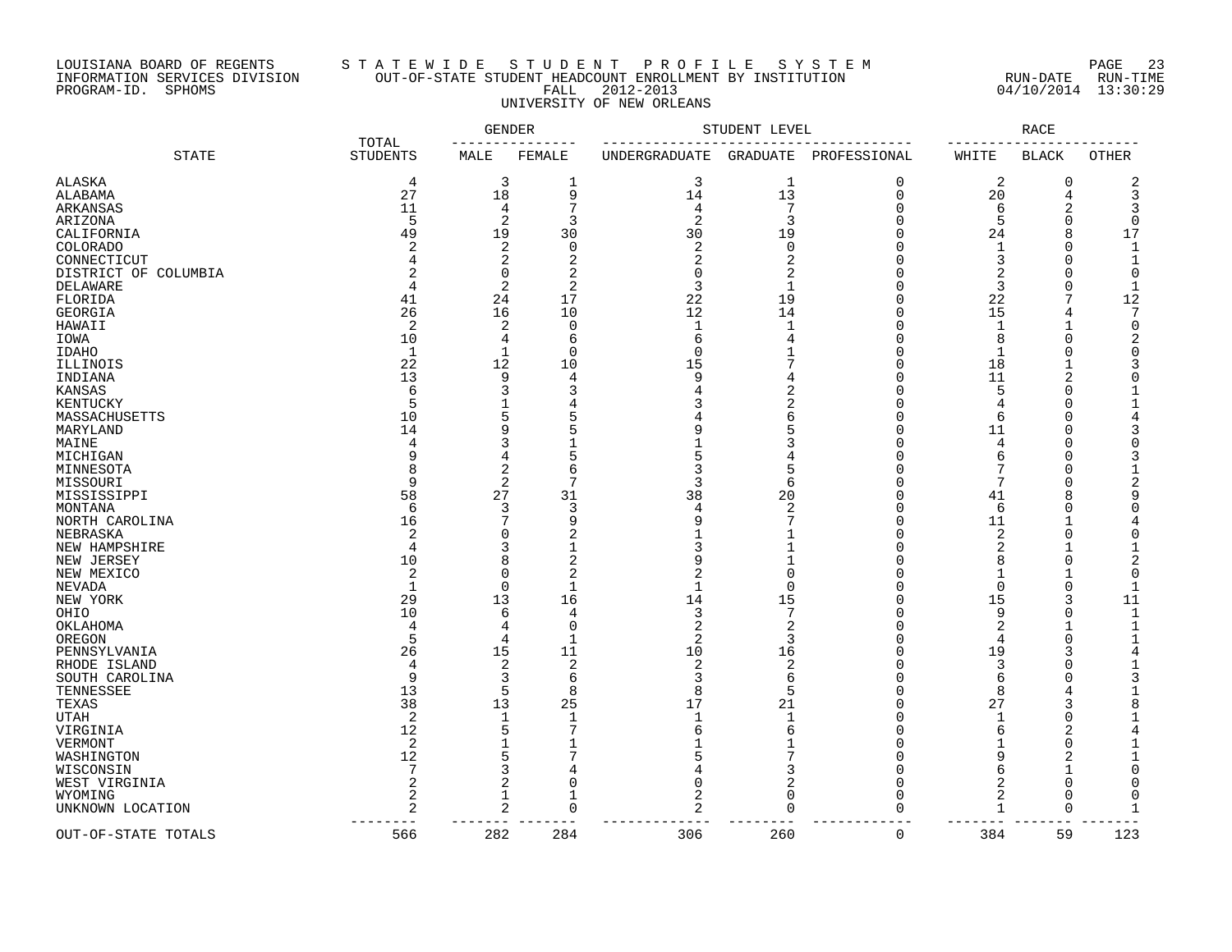LOUISIANA BOARD OF REGENTS
INFORMATION SERVICES DIVISION
PROGRAM-ID. SPHOMS

STATEWIDE STUDENT PROFILE SYSTEM
OUT-OF-STATE STUDENT HEADCOUNT ENROLLMENT BY INSTITUTION
FALL 2012-2013
UNIVERSITY OF NEW ORLEANS

RUN-DATE 04/10/2014 RUN-TIME 13:30:29

| STATE | TOTAL STUDENTS | GENDER | | STUDENT LEVEL | | | RACE | | |
|---|---|---|---|---|---|---|---|---|---|
| | | MALE | FEMALE | UNDERGRADUATE | GRADUATE | PROFESSIONAL | WHITE | BLACK | OTHER |
| ALASKA | 4 | 3 | 1 | 3 | 1 | 0 | 2 | 0 | 2 |
| ALABAMA | 27 | 18 | 9 | 14 | 13 | 0 | 20 | 4 | 3 |
| ARKANSAS | 11 | 4 | 7 | 4 | 7 | 0 | 6 | 2 | 3 |
| ARIZONA | 5 | 2 | 3 | 2 | 3 | 0 | 5 | 0 | 0 |
| CALIFORNIA | 49 | 19 | 30 | 30 | 19 | 0 | 24 | 8 | 17 |
| COLORADO | 2 | 2 | 0 | 2 | 0 | 0 | 1 | 0 | 1 |
| CONNECTICUT | 4 | 2 | 2 | 2 | 2 | 0 | 3 | 0 | 1 |
| DISTRICT OF COLUMBIA | 2 | 0 | 2 | 0 | 2 | 0 | 2 | 0 | 0 |
| DELAWARE | 4 | 2 | 2 | 3 | 1 | 0 | 3 | 0 | 1 |
| FLORIDA | 41 | 24 | 17 | 22 | 19 | 0 | 22 | 7 | 12 |
| GEORGIA | 26 | 16 | 10 | 12 | 14 | 0 | 15 | 4 | 7 |
| HAWAII | 2 | 2 | 0 | 1 | 1 | 0 | 1 | 1 | 0 |
| IOWA | 10 | 4 | 6 | 6 | 4 | 0 | 8 | 0 | 2 |
| IDAHO | 1 | 1 | 0 | 0 | 1 | 0 | 1 | 0 | 0 |
| ILLINOIS | 22 | 12 | 10 | 15 | 7 | 0 | 18 | 1 | 3 |
| INDIANA | 13 | 9 | 4 | 9 | 4 | 0 | 11 | 2 | 0 |
| KANSAS | 6 | 3 | 3 | 4 | 2 | 0 | 5 | 0 | 1 |
| KENTUCKY | 5 | 1 | 4 | 3 | 2 | 0 | 4 | 0 | 1 |
| MASSACHUSETTS | 10 | 5 | 5 | 4 | 6 | 0 | 6 | 0 | 4 |
| MARYLAND | 14 | 9 | 5 | 9 | 5 | 0 | 11 | 0 | 3 |
| MAINE | 4 | 3 | 1 | 1 | 3 | 0 | 4 | 0 | 0 |
| MICHIGAN | 9 | 4 | 5 | 5 | 4 | 0 | 6 | 0 | 3 |
| MINNESOTA | 8 | 2 | 6 | 3 | 5 | 0 | 7 | 0 | 1 |
| MISSOURI | 9 | 2 | 7 | 3 | 6 | 0 | 7 | 0 | 2 |
| MISSISSIPPI | 58 | 27 | 31 | 38 | 20 | 0 | 41 | 8 | 9 |
| MONTANA | 6 | 3 | 3 | 4 | 2 | 0 | 6 | 0 | 0 |
| NORTH CAROLINA | 16 | 7 | 9 | 9 | 7 | 0 | 11 | 1 | 4 |
| NEBRASKA | 2 | 0 | 2 | 1 | 1 | 0 | 2 | 0 | 0 |
| NEW HAMPSHIRE | 4 | 3 | 1 | 3 | 1 | 0 | 2 | 1 | 1 |
| NEW JERSEY | 10 | 8 | 2 | 9 | 1 | 0 | 8 | 0 | 2 |
| NEW MEXICO | 2 | 0 | 2 | 2 | 0 | 0 | 1 | 1 | 0 |
| NEVADA | 1 | 0 | 1 | 1 | 0 | 0 | 0 | 0 | 1 |
| NEW YORK | 29 | 13 | 16 | 14 | 15 | 0 | 15 | 3 | 11 |
| OHIO | 10 | 6 | 4 | 3 | 7 | 0 | 9 | 0 | 1 |
| OKLAHOMA | 4 | 4 | 0 | 2 | 2 | 0 | 2 | 1 | 1 |
| OREGON | 5 | 4 | 1 | 2 | 3 | 0 | 4 | 0 | 1 |
| PENNSYLVANIA | 26 | 15 | 11 | 10 | 16 | 0 | 19 | 3 | 4 |
| RHODE ISLAND | 4 | 2 | 2 | 2 | 2 | 0 | 3 | 0 | 1 |
| SOUTH CAROLINA | 9 | 3 | 6 | 3 | 6 | 0 | 6 | 0 | 3 |
| TENNESSEE | 13 | 5 | 8 | 8 | 5 | 0 | 8 | 4 | 1 |
| TEXAS | 38 | 13 | 25 | 17 | 21 | 0 | 27 | 3 | 8 |
| UTAH | 2 | 1 | 1 | 1 | 1 | 0 | 1 | 0 | 1 |
| VIRGINIA | 12 | 5 | 7 | 6 | 6 | 0 | 6 | 2 | 4 |
| VERMONT | 2 | 1 | 1 | 1 | 1 | 0 | 1 | 0 | 1 |
| WASHINGTON | 12 | 5 | 7 | 5 | 7 | 0 | 9 | 2 | 1 |
| WISCONSIN | 7 | 3 | 4 | 4 | 3 | 0 | 6 | 1 | 0 |
| WEST VIRGINIA | 2 | 2 | 0 | 0 | 2 | 0 | 2 | 0 | 0 |
| WYOMING | 2 | 1 | 1 | 2 | 0 | 0 | 2 | 0 | 0 |
| UNKNOWN LOCATION | 2 | 2 | 0 | 2 | 0 | 0 | 1 | 0 | 1 |
| OUT-OF-STATE TOTALS | 566 | 282 | 284 | 306 | 260 | 0 | 384 | 59 | 123 |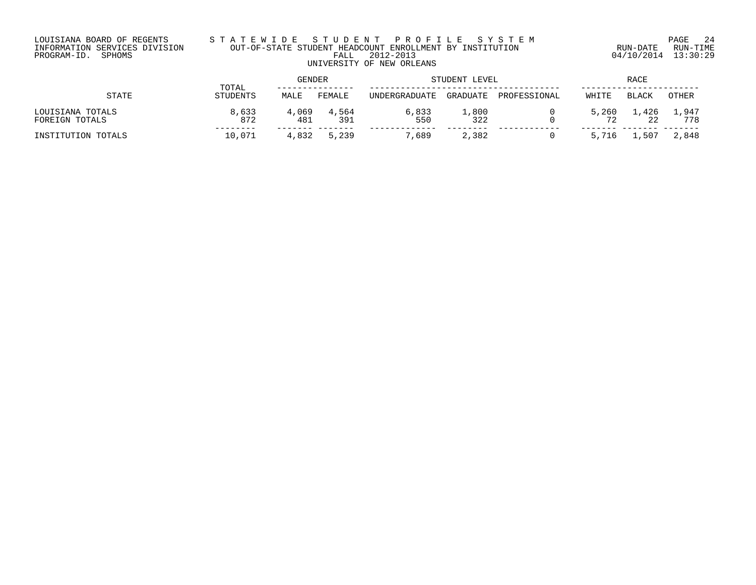LOUISIANA BOARD OF REGENTS
INFORMATION SERVICES DIVISION
PROGRAM-ID. SPHOMS

# STATEWIDE STUDENT PROFILE SYSTEM
## OUT-OF-STATE STUDENT HEADCOUNT ENROLLMENT BY INSTITUTION
### FALL 2012-2013
### UNIVERSITY OF NEW ORLEANS

RUN-DATE 04/10/2014 RUN-TIME 13:30:29

| STATE | TOTAL STUDENTS | GENDER | | STUDENT LEVEL | | | RACE | | |
|---|---|---|---|---|---|---|---|---|---|
| | | MALE | FEMALE | UNDERGRADUATE | GRADUATE | PROFESSIONAL | WHITE | BLACK | OTHER |
| LOUISIANA TOTALS | 8,633 | 4,069 | 4,564 | 6,833 | 1,800 | 0 | 5,260 | 1,426 | 1,947 |
| FOREIGN TOTALS | 872 | 481 | 391 | 550 | 322 | 0 | 72 | 22 | 778 |
| INSTITUTION TOTALS | 10,071 | 4,832 | 5,239 | 7,689 | 2,382 | 0 | 5,716 | 1,507 | 2,848 |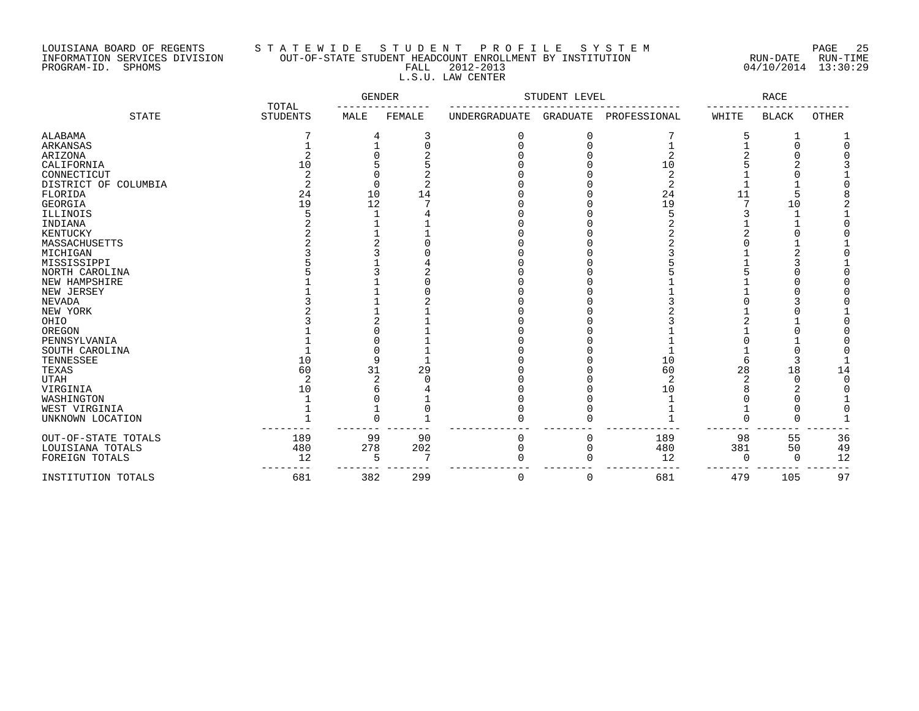LOUISIANA BOARD OF REGENTS
INFORMATION SERVICES DIVISION
PROGRAM-ID. SPHOMS

STATEWIDE STUDENT PROFILE SYSTEM
OUT-OF-STATE STUDENT HEADCOUNT ENROLLMENT BY INSTITUTION
FALL 2012-2013
L.S.U. LAW CENTER

RUN-DATE 04/10/2014 RUN-TIME 13:30:29

| STATE | TOTAL STUDENTS | GENDER | | STUDENT LEVEL | | | RACE | | |
|---|---|---|---|---|---|---|---|---|---|
| | | MALE | FEMALE | UNDERGRADUATE | GRADUATE | PROFESSIONAL | WHITE | BLACK | OTHER |
| ALABAMA | 7 | 4 | 3 | 0 | 0 | 7 | 5 | 1 | 1 |
| ARKANSAS | 1 | 1 | 0 | 0 | 0 | 1 | 1 | 0 | 0 |
| ARIZONA | 2 | 0 | 2 | 0 | 0 | 2 | 2 | 0 | 0 |
| CALIFORNIA | 10 | 5 | 5 | 0 | 0 | 10 | 5 | 2 | 3 |
| CONNECTICUT | 2 | 0 | 2 | 0 | 0 | 2 | 1 | 0 | 1 |
| DISTRICT OF COLUMBIA | 2 | 0 | 2 | 0 | 0 | 2 | 1 | 1 | 0 |
| FLORIDA | 24 | 10 | 14 | 0 | 0 | 24 | 11 | 5 | 8 |
| GEORGIA | 19 | 12 | 7 | 0 | 0 | 19 | 7 | 10 | 2 |
| ILLINOIS | 5 | 1 | 4 | 0 | 0 | 5 | 3 | 1 | 1 |
| INDIANA | 2 | 1 | 1 | 0 | 0 | 2 | 1 | 1 | 0 |
| KENTUCKY | 2 | 1 | 1 | 0 | 0 | 2 | 2 | 0 | 0 |
| MASSACHUSETTS | 2 | 2 | 0 | 0 | 0 | 2 | 0 | 1 | 1 |
| MICHIGAN | 3 | 3 | 0 | 0 | 0 | 3 | 1 | 2 | 0 |
| MISSISSIPPI | 5 | 1 | 4 | 0 | 0 | 5 | 1 | 3 | 1 |
| NORTH CAROLINA | 5 | 3 | 2 | 0 | 0 | 5 | 5 | 0 | 0 |
| NEW HAMPSHIRE | 1 | 1 | 0 | 0 | 0 | 1 | 1 | 0 | 0 |
| NEW JERSEY | 1 | 1 | 0 | 0 | 0 | 1 | 1 | 0 | 0 |
| NEVADA | 3 | 1 | 2 | 0 | 0 | 3 | 0 | 3 | 0 |
| NEW YORK | 2 | 1 | 1 | 0 | 0 | 2 | 1 | 0 | 1 |
| OHIO | 3 | 2 | 1 | 0 | 0 | 3 | 2 | 1 | 0 |
| OREGON | 1 | 0 | 1 | 0 | 0 | 1 | 1 | 0 | 0 |
| PENNSYLVANIA | 1 | 0 | 1 | 0 | 0 | 1 | 0 | 1 | 0 |
| SOUTH CAROLINA | 1 | 0 | 1 | 0 | 0 | 1 | 1 | 0 | 0 |
| TENNESSEE | 10 | 9 | 1 | 0 | 0 | 10 | 6 | 3 | 1 |
| TEXAS | 60 | 31 | 29 | 0 | 0 | 60 | 28 | 18 | 14 |
| UTAH | 2 | 2 | 0 | 0 | 0 | 2 | 2 | 0 | 0 |
| VIRGINIA | 10 | 6 | 4 | 0 | 0 | 10 | 8 | 2 | 0 |
| WASHINGTON | 1 | 0 | 1 | 0 | 0 | 1 | 0 | 0 | 1 |
| WEST VIRGINIA | 1 | 1 | 0 | 0 | 0 | 1 | 1 | 0 | 0 |
| UNKNOWN LOCATION | 1 | 0 | 1 | 0 | 0 | 1 | 0 | 0 | 1 |
| OUT-OF-STATE TOTALS | 189 | 99 | 90 | 0 | 0 | 189 | 98 | 55 | 36 |
| LOUISIANA TOTALS | 480 | 278 | 202 | 0 | 0 | 480 | 381 | 50 | 49 |
| FOREIGN TOTALS | 12 | 5 | 7 | 0 | 0 | 12 | 0 | 0 | 12 |
| INSTITUTION TOTALS | 681 | 382 | 299 | 0 | 0 | 681 | 479 | 105 | 97 |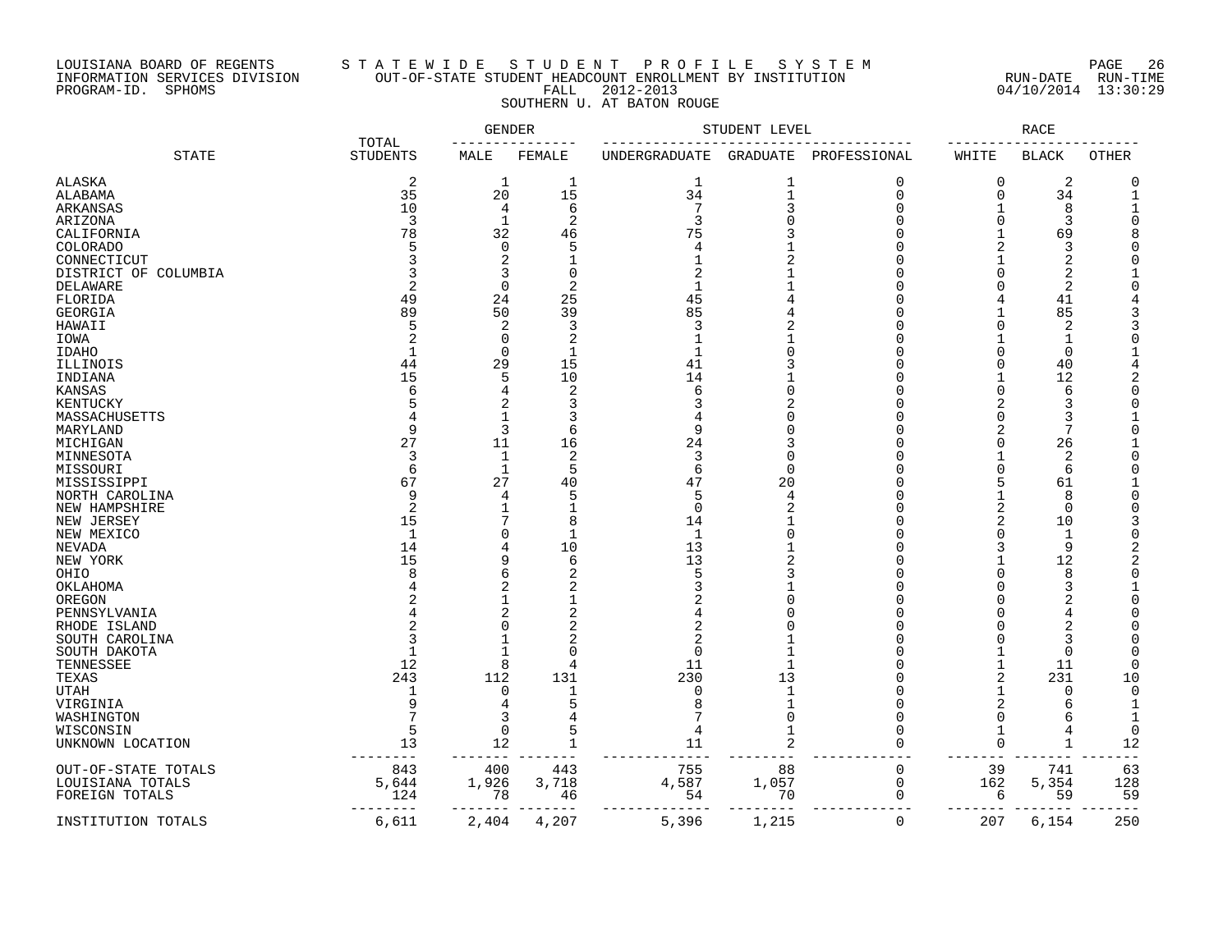LOUISIANA BOARD OF REGENTS
INFORMATION SERVICES DIVISION
PROGRAM-ID. SPHOMS

STATEWIDE STUDENT PROFILE SYSTEM
OUT-OF-STATE STUDENT HEADCOUNT ENROLLMENT BY INSTITUTION
FALL 2012-2013
SOUTHERN U. AT BATON ROUGE

RUN-DATE 04/10/2014 RUN-TIME 13:30:29

| STATE | TOTAL STUDENTS | GENDER | | STUDENT LEVEL | | | RACE | | |
|---|---|---|---|---|---|---|---|---|---|
| | | MALE | FEMALE | UNDERGRADUATE | GRADUATE | PROFESSIONAL | WHITE | BLACK | OTHER |
| ALASKA | 2 | 1 | 1 | 1 | 1 | 0 | 0 | 2 | 0 |
| ALABAMA | 35 | 20 | 15 | 34 | 1 | 0 | 0 | 34 | 1 |
| ARKANSAS | 10 | 4 | 6 | 7 | 3 | 0 | 1 | 8 | 1 |
| ARIZONA | 3 | 1 | 2 | 3 | 0 | 0 | 0 | 3 | 0 |
| CALIFORNIA | 78 | 32 | 46 | 75 | 3 | 0 | 1 | 69 | 8 |
| COLORADO | 5 | 0 | 5 | 4 | 1 | 0 | 2 | 3 | 0 |
| CONNECTICUT | 3 | 2 | 1 | 1 | 2 | 0 | 1 | 2 | 0 |
| DISTRICT OF COLUMBIA | 3 | 3 | 0 | 2 | 1 | 0 | 0 | 2 | 1 |
| DELAWARE | 2 | 0 | 2 | 1 | 1 | 0 | 0 | 2 | 0 |
| FLORIDA | 49 | 24 | 25 | 45 | 4 | 0 | 4 | 41 | 4 |
| GEORGIA | 89 | 50 | 39 | 85 | 4 | 0 | 1 | 85 | 3 |
| HAWAII | 5 | 2 | 3 | 3 | 2 | 0 | 0 | 2 | 3 |
| IOWA | 2 | 0 | 2 | 1 | 1 | 0 | 1 | 1 | 0 |
| IDAHO | 1 | 0 | 1 | 1 | 0 | 0 | 0 | 0 | 1 |
| ILLINOIS | 44 | 29 | 15 | 41 | 3 | 0 | 0 | 40 | 4 |
| INDIANA | 15 | 5 | 10 | 14 | 1 | 0 | 1 | 12 | 2 |
| KANSAS | 6 | 4 | 2 | 6 | 0 | 0 | 0 | 6 | 0 |
| KENTUCKY | 5 | 2 | 3 | 3 | 2 | 0 | 2 | 3 | 0 |
| MASSACHUSETTS | 4 | 1 | 3 | 4 | 0 | 0 | 0 | 3 | 1 |
| MARYLAND | 9 | 3 | 6 | 9 | 0 | 0 | 2 | 7 | 0 |
| MICHIGAN | 27 | 11 | 16 | 24 | 3 | 0 | 0 | 26 | 1 |
| MINNESOTA | 3 | 1 | 2 | 3 | 0 | 0 | 1 | 2 | 0 |
| MISSOURI | 6 | 1 | 5 | 6 | 0 | 0 | 0 | 6 | 0 |
| MISSISSIPPI | 67 | 27 | 40 | 47 | 20 | 0 | 5 | 61 | 1 |
| NORTH CAROLINA | 9 | 4 | 5 | 5 | 4 | 0 | 1 | 8 | 0 |
| NEW HAMPSHIRE | 2 | 1 | 1 | 0 | 2 | 0 | 2 | 0 | 0 |
| NEW JERSEY | 15 | 7 | 8 | 14 | 1 | 0 | 2 | 10 | 3 |
| NEW MEXICO | 1 | 0 | 1 | 1 | 0 | 0 | 0 | 1 | 0 |
| NEVADA | 14 | 4 | 10 | 13 | 1 | 0 | 3 | 9 | 2 |
| NEW YORK | 15 | 9 | 6 | 13 | 2 | 0 | 1 | 12 | 2 |
| OHIO | 8 | 6 | 2 | 5 | 3 | 0 | 0 | 8 | 0 |
| OKLAHOMA | 4 | 2 | 2 | 3 | 1 | 0 | 0 | 3 | 1 |
| OREGON | 2 | 1 | 1 | 2 | 0 | 0 | 0 | 2 | 0 |
| PENNSYLVANIA | 4 | 2 | 2 | 4 | 0 | 0 | 0 | 4 | 0 |
| RHODE ISLAND | 2 | 0 | 2 | 2 | 0 | 0 | 0 | 2 | 0 |
| SOUTH CAROLINA | 3 | 1 | 2 | 2 | 1 | 0 | 0 | 3 | 0 |
| SOUTH DAKOTA | 1 | 1 | 0 | 0 | 1 | 0 | 1 | 0 | 0 |
| TENNESSEE | 12 | 8 | 4 | 11 | 1 | 0 | 1 | 11 | 0 |
| TEXAS | 243 | 112 | 131 | 230 | 13 | 0 | 2 | 231 | 10 |
| UTAH | 1 | 0 | 1 | 0 | 1 | 0 | 1 | 0 | 0 |
| VIRGINIA | 9 | 4 | 5 | 8 | 1 | 0 | 2 | 6 | 1 |
| WASHINGTON | 7 | 3 | 4 | 7 | 0 | 0 | 0 | 6 | 1 |
| WISCONSIN | 5 | 0 | 5 | 4 | 1 | 0 | 1 | 4 | 0 |
| UNKNOWN LOCATION | 13 | 12 | 1 | 11 | 2 | 0 | 0 | 1 | 12 |
| OUT-OF-STATE TOTALS | 843 | 400 | 443 | 755 | 88 | 0 | 39 | 741 | 63 |
| LOUISIANA TOTALS | 5,644 | 1,926 | 3,718 | 4,587 | 1,057 | 0 | 162 | 5,354 | 128 |
| FOREIGN TOTALS | 124 | 78 | 46 | 54 | 70 | 0 | 6 | 59 | 59 |
| INSTITUTION TOTALS | 6,611 | 2,404 | 4,207 | 5,396 | 1,215 | 0 | 207 | 6,154 | 250 |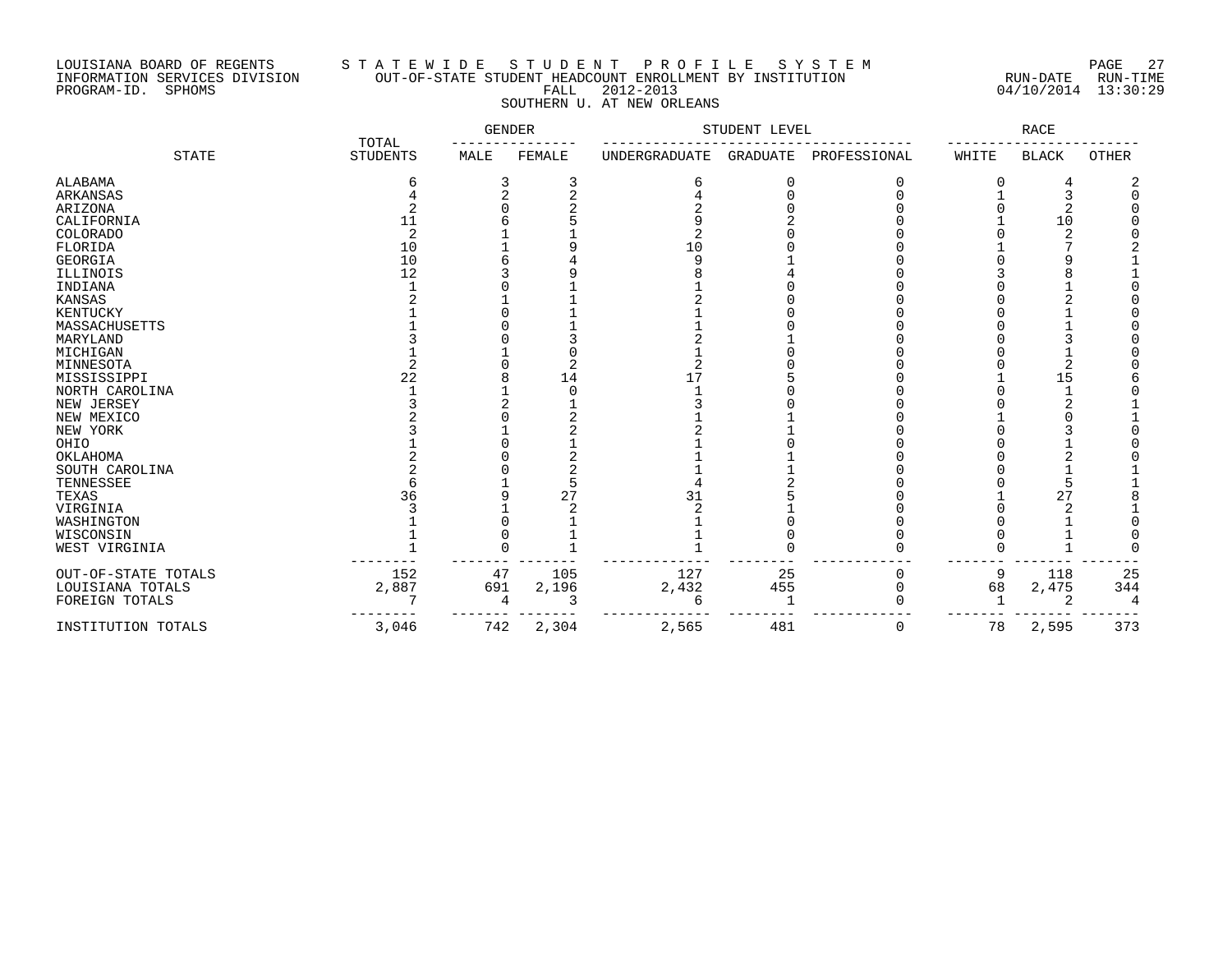LOUISIANA BOARD OF REGENTS
INFORMATION SERVICES DIVISION
PROGRAM-ID. SPHOMS

STATEWIDE STUDENT PROFILE SYSTEM
OUT-OF-STATE STUDENT HEADCOUNT ENROLLMENT BY INSTITUTION
FALL 2012-2013
SOUTHERN U. AT NEW ORLEANS

RUN-DATE 04/10/2014 RUN-TIME 13:30:29

| STATE | TOTAL STUDENTS | GENDER | | STUDENT LEVEL | | | RACE | | |
|---|---|---|---|---|---|---|---|---|---|
| | | MALE | FEMALE | UNDERGRADUATE | GRADUATE | PROFESSIONAL | WHITE | BLACK | OTHER |
| ALABAMA | 6 | 3 | 3 | 6 | 0 | 0 | 0 | 4 | 2 |
| ARKANSAS | 4 | 2 | 2 | 4 | 0 | 0 | 1 | 3 | 0 |
| ARIZONA | 2 | 0 | 2 | 2 | 0 | 0 | 0 | 2 | 0 |
| CALIFORNIA | 11 | 6 | 5 | 9 | 2 | 0 | 1 | 10 | 0 |
| COLORADO | 2 | 1 | 1 | 2 | 0 | 0 | 0 | 2 | 0 |
| FLORIDA | 10 | 1 | 9 | 10 | 0 | 0 | 1 | 7 | 2 |
| GEORGIA | 10 | 6 | 4 | 9 | 1 | 0 | 0 | 9 | 1 |
| ILLINOIS | 12 | 3 | 9 | 8 | 4 | 0 | 3 | 8 | 1 |
| INDIANA | 1 | 0 | 1 | 1 | 0 | 0 | 0 | 1 | 0 |
| KANSAS | 2 | 1 | 1 | 2 | 0 | 0 | 0 | 2 | 0 |
| KENTUCKY | 1 | 0 | 1 | 1 | 0 | 0 | 0 | 1 | 0 |
| MASSACHUSETTS | 1 | 0 | 1 | 1 | 0 | 0 | 0 | 1 | 0 |
| MARYLAND | 3 | 0 | 3 | 2 | 1 | 0 | 0 | 3 | 0 |
| MICHIGAN | 1 | 1 | 0 | 1 | 0 | 0 | 0 | 1 | 0 |
| MINNESOTA | 2 | 0 | 2 | 2 | 0 | 0 | 0 | 2 | 0 |
| MISSISSIPPI | 22 | 8 | 14 | 17 | 5 | 0 | 1 | 15 | 6 |
| NORTH CAROLINA | 1 | 1 | 0 | 1 | 0 | 0 | 0 | 1 | 0 |
| NEW JERSEY | 3 | 2 | 1 | 3 | 0 | 0 | 0 | 2 | 1 |
| NEW MEXICO | 2 | 0 | 2 | 1 | 1 | 0 | 1 | 0 | 1 |
| NEW YORK | 3 | 1 | 2 | 2 | 1 | 0 | 0 | 3 | 0 |
| OHIO | 1 | 0 | 1 | 1 | 0 | 0 | 0 | 1 | 0 |
| OKLAHOMA | 2 | 0 | 2 | 1 | 1 | 0 | 0 | 2 | 0 |
| SOUTH CAROLINA | 2 | 0 | 2 | 1 | 1 | 0 | 0 | 1 | 1 |
| TENNESSEE | 6 | 1 | 5 | 4 | 2 | 0 | 0 | 5 | 1 |
| TEXAS | 36 | 9 | 27 | 31 | 5 | 0 | 1 | 27 | 8 |
| VIRGINIA | 3 | 1 | 2 | 2 | 1 | 0 | 0 | 2 | 1 |
| WASHINGTON | 1 | 0 | 1 | 1 | 0 | 0 | 0 | 1 | 0 |
| WISCONSIN | 1 | 0 | 1 | 1 | 0 | 0 | 0 | 1 | 0 |
| WEST VIRGINIA | 1 | 0 | 1 | 1 | 0 | 0 | 0 | 1 | 0 |
| OUT-OF-STATE TOTALS | 152 | 47 | 105 | 127 | 25 | 0 | 9 | 118 | 25 |
| LOUISIANA TOTALS | 2,887 | 691 | 2,196 | 2,432 | 455 | 0 | 68 | 2,475 | 344 |
| FOREIGN TOTALS | 7 | 4 | 3 | 6 | 1 | 0 | 1 | 2 | 4 |
| INSTITUTION TOTALS | 3,046 | 742 | 2,304 | 2,565 | 481 | 0 | 78 | 2,595 | 373 |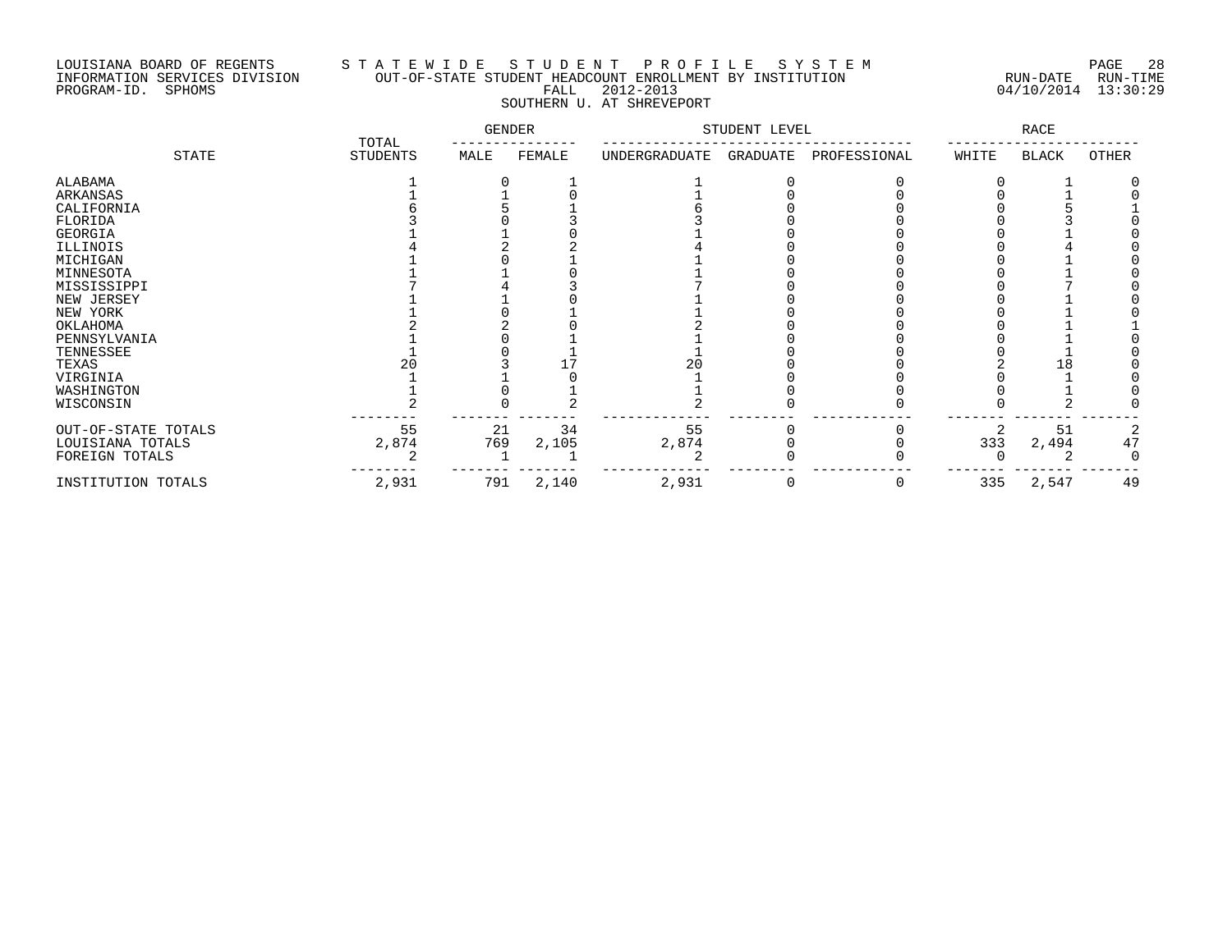LOUISIANA BOARD OF REGENTS — INFORMATION SERVICES DIVISION — PROGRAM-ID. SPHOMS

# STATEWIDE STUDENT PROFILE SYSTEM

## OUT-OF-STATE STUDENT HEADCOUNT ENROLLMENT BY INSTITUTION

FALL 2012-2013

SOUTHERN U. AT SHREVEPORT

RUN-DATE 04/10/2014 RUN-TIME 13:30:29

| STATE | TOTAL STUDENTS | GENDER | | STUDENT LEVEL | | | RACE | | |
|---|---|---|---|---|---|---|---|---|---|
| | | MALE | FEMALE | UNDERGRADUATE | GRADUATE | PROFESSIONAL | WHITE | BLACK | OTHER |
| ALABAMA | 1 | 0 | 1 | 1 | 0 | 0 | 0 | 1 | 0 |
| ARKANSAS | 1 | 1 | 0 | 1 | 0 | 0 | 0 | 1 | 0 |
| CALIFORNIA | 6 | 5 | 1 | 6 | 0 | 0 | 0 | 5 | 1 |
| FLORIDA | 3 | 0 | 3 | 3 | 0 | 0 | 0 | 3 | 0 |
| GEORGIA | 1 | 1 | 0 | 1 | 0 | 0 | 0 | 1 | 0 |
| ILLINOIS | 4 | 2 | 2 | 4 | 0 | 0 | 0 | 4 | 0 |
| MICHIGAN | 1 | 0 | 1 | 1 | 0 | 0 | 0 | 1 | 0 |
| MINNESOTA | 1 | 1 | 0 | 1 | 0 | 0 | 0 | 1 | 0 |
| MISSISSIPPI | 7 | 4 | 3 | 7 | 0 | 0 | 0 | 7 | 0 |
| NEW JERSEY | 1 | 1 | 0 | 1 | 0 | 0 | 0 | 1 | 0 |
| NEW YORK | 1 | 0 | 1 | 1 | 0 | 0 | 0 | 1 | 0 |
| OKLAHOMA | 2 | 2 | 0 | 2 | 0 | 0 | 0 | 1 | 1 |
| PENNSYLVANIA | 1 | 0 | 1 | 1 | 0 | 0 | 0 | 1 | 0 |
| TENNESSEE | 1 | 0 | 1 | 1 | 0 | 0 | 0 | 1 | 0 |
| TEXAS | 20 | 3 | 17 | 20 | 0 | 0 | 2 | 18 | 0 |
| VIRGINIA | 1 | 1 | 0 | 1 | 0 | 0 | 0 | 1 | 0 |
| WASHINGTON | 1 | 0 | 1 | 1 | 0 | 0 | 0 | 1 | 0 |
| WISCONSIN | 2 | 0 | 2 | 2 | 0 | 0 | 0 | 2 | 0 |
| OUT-OF-STATE TOTALS | 55 | 21 | 34 | 55 | 0 | 0 | 2 | 51 | 2 |
| LOUISIANA TOTALS | 2,874 | 769 | 2,105 | 2,874 | 0 | 0 | 333 | 2,494 | 47 |
| FOREIGN TOTALS | 2 | 1 | 1 | 2 | 0 | 0 | 0 | 2 | 0 |
| INSTITUTION TOTALS | 2,931 | 791 | 2,140 | 2,931 | 0 | 0 | 335 | 2,547 | 49 |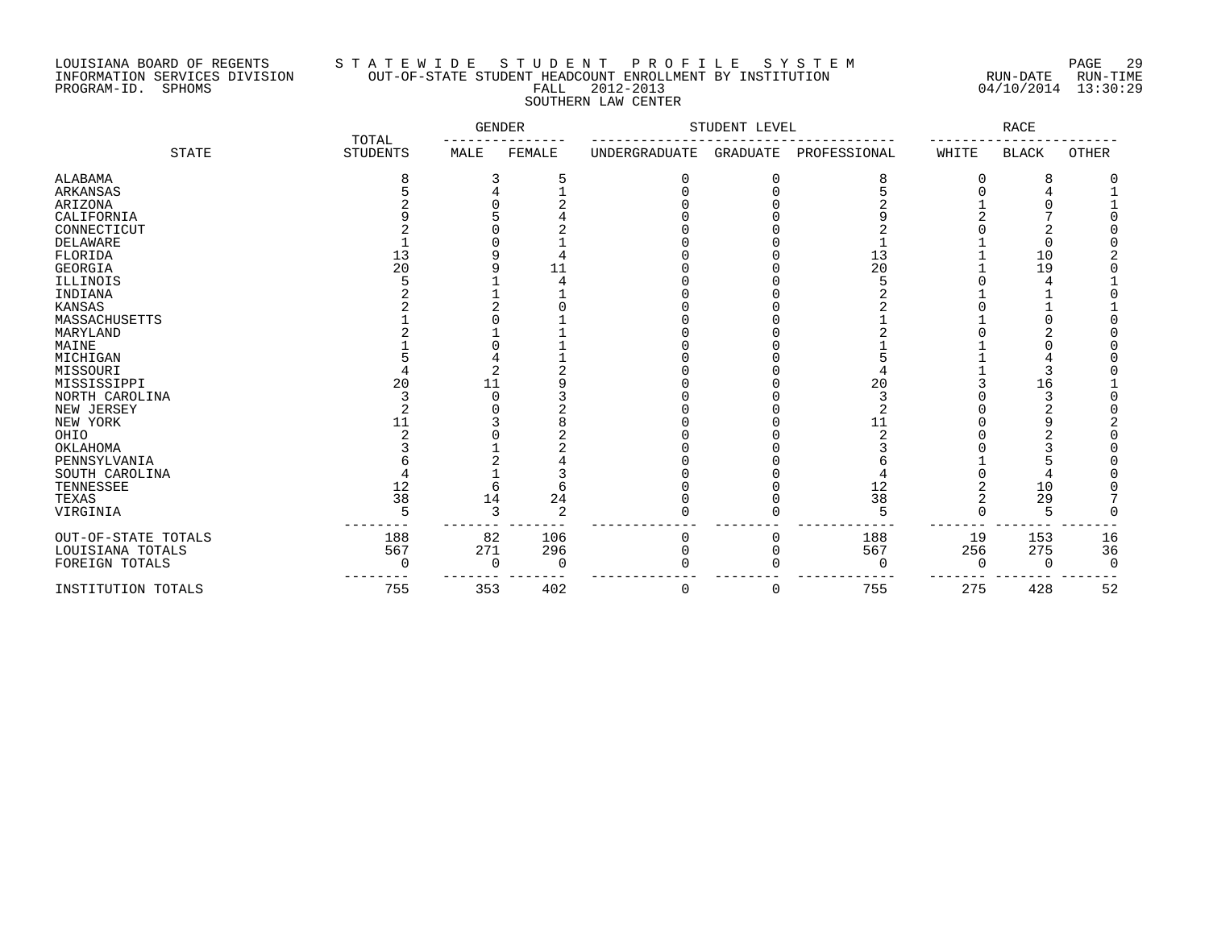LOUISIANA BOARD OF REGENTS
INFORMATION SERVICES DIVISION
PROGRAM-ID. SPHOMS

# STATEWIDE STUDENT PROFILE SYSTEM

## OUT-OF-STATE STUDENT HEADCOUNT ENROLLMENT BY INSTITUTION

FALL 2012-2013

SOUTHERN LAW CENTER

RUN-DATE 04/10/2014 RUN-TIME 13:30:29

| STATE | TOTAL STUDENTS | GENDER | | STUDENT LEVEL | | | RACE | | |
|---|---|---|---|---|---|---|---|---|---|
| | | MALE | FEMALE | UNDERGRADUATE | GRADUATE | PROFESSIONAL | WHITE | BLACK | OTHER |
| ALABAMA | 8 | 3 | 5 | 0 | 0 | 8 | 0 | 8 | 0 |
| ARKANSAS | 5 | 4 | 1 | 0 | 0 | 5 | 0 | 4 | 1 |
| ARIZONA | 2 | 0 | 2 | 0 | 0 | 2 | 1 | 0 | 1 |
| CALIFORNIA | 9 | 5 | 4 | 0 | 0 | 9 | 2 | 7 | 0 |
| CONNECTICUT | 2 | 0 | 2 | 0 | 0 | 2 | 0 | 2 | 0 |
| DELAWARE | 1 | 0 | 1 | 0 | 0 | 1 | 1 | 0 | 0 |
| FLORIDA | 13 | 9 | 4 | 0 | 0 | 13 | 1 | 10 | 2 |
| GEORGIA | 20 | 9 | 11 | 0 | 0 | 20 | 1 | 19 | 0 |
| ILLINOIS | 5 | 1 | 4 | 0 | 0 | 5 | 0 | 4 | 1 |
| INDIANA | 2 | 1 | 1 | 0 | 0 | 2 | 1 | 1 | 0 |
| KANSAS | 2 | 2 | 0 | 0 | 0 | 2 | 0 | 1 | 1 |
| MASSACHUSETTS | 1 | 0 | 1 | 0 | 0 | 1 | 1 | 0 | 0 |
| MARYLAND | 2 | 1 | 1 | 0 | 0 | 2 | 0 | 2 | 0 |
| MAINE | 1 | 0 | 1 | 0 | 0 | 1 | 1 | 0 | 0 |
| MICHIGAN | 5 | 4 | 1 | 0 | 0 | 5 | 1 | 4 | 0 |
| MISSOURI | 4 | 2 | 2 | 0 | 0 | 4 | 1 | 3 | 0 |
| MISSISSIPPI | 20 | 11 | 9 | 0 | 0 | 20 | 3 | 16 | 1 |
| NORTH CAROLINA | 3 | 0 | 3 | 0 | 0 | 3 | 0 | 3 | 0 |
| NEW JERSEY | 2 | 0 | 2 | 0 | 0 | 2 | 0 | 2 | 0 |
| NEW YORK | 11 | 3 | 8 | 0 | 0 | 11 | 0 | 9 | 2 |
| OHIO | 2 | 0 | 2 | 0 | 0 | 2 | 0 | 2 | 0 |
| OKLAHOMA | 3 | 1 | 2 | 0 | 0 | 3 | 0 | 3 | 0 |
| PENNSYLVANIA | 6 | 2 | 4 | 0 | 0 | 6 | 1 | 5 | 0 |
| SOUTH CAROLINA | 4 | 1 | 3 | 0 | 0 | 4 | 0 | 4 | 0 |
| TENNESSEE | 12 | 6 | 6 | 0 | 0 | 12 | 2 | 10 | 0 |
| TEXAS | 38 | 14 | 24 | 0 | 0 | 38 | 2 | 29 | 7 |
| VIRGINIA | 5 | 3 | 2 | 0 | 0 | 5 | 0 | 5 | 0 |
| OUT-OF-STATE TOTALS | 188 | 82 | 106 | 0 | 0 | 188 | 19 | 153 | 16 |
| LOUISIANA TOTALS | 567 | 271 | 296 | 0 | 0 | 567 | 256 | 275 | 36 |
| FOREIGN TOTALS | 0 | 0 | 0 | 0 | 0 | 0 | 0 | 0 | 0 |
| INSTITUTION TOTALS | 755 | 353 | 402 | 0 | 0 | 755 | 275 | 428 | 52 |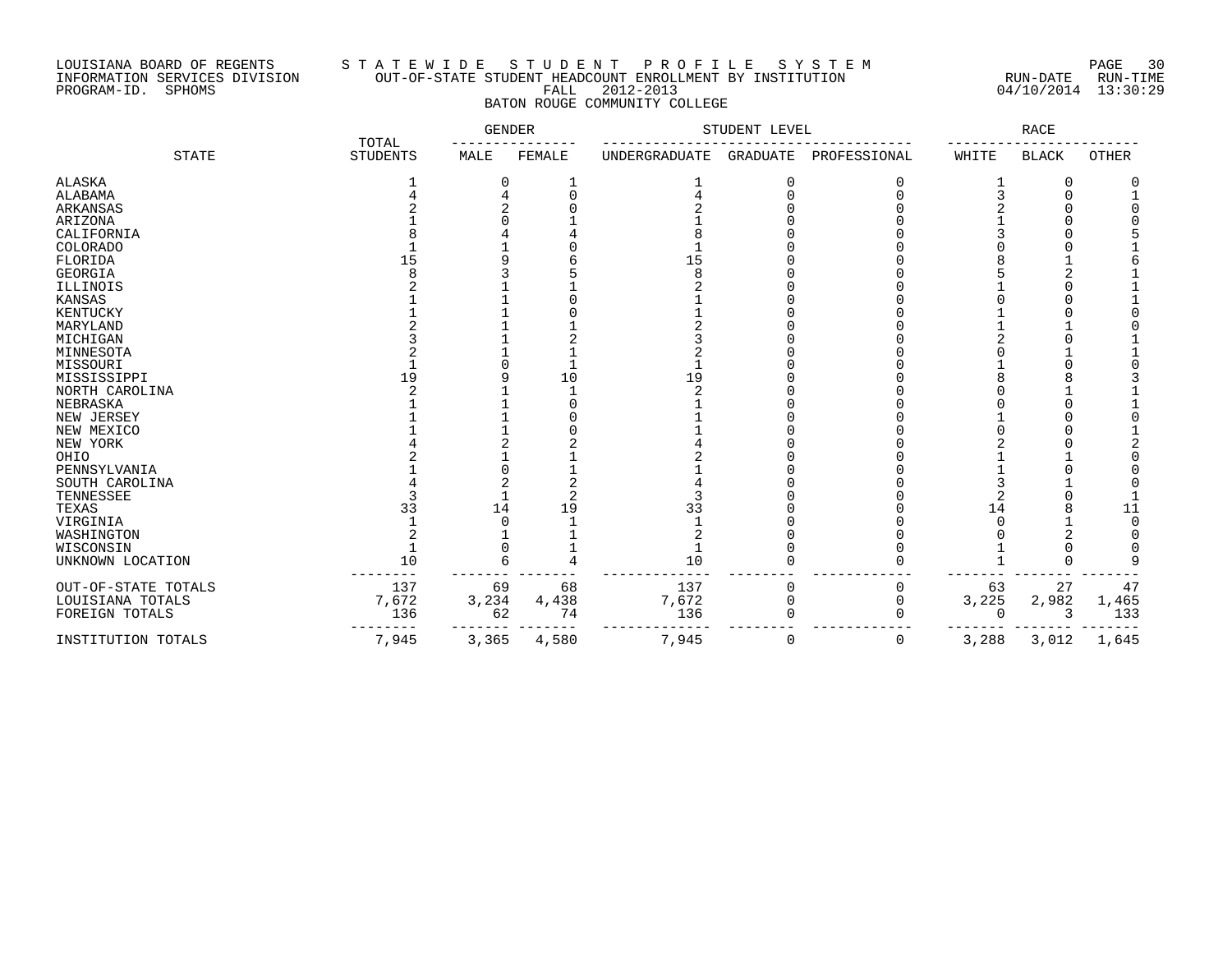LOUISIANA BOARD OF REGENTS
INFORMATION SERVICES DIVISION
PROGRAM-ID. SPHOMS

# S T A T E W I D E   S T U D E N T   P R O F I L E   S Y S T E M

## OUT-OF-STATE STUDENT HEADCOUNT ENROLLMENT BY INSTITUTION

FALL 2012-2013

BATON ROUGE COMMUNITY COLLEGE

RUN-DATE 04/10/2014 RUN-TIME 13:30:29

| STATE | TOTAL STUDENTS | GENDER | | STUDENT LEVEL | | | RACE | | |
|---|---|---|---|---|---|---|---|---|---|
| | | MALE | FEMALE | UNDERGRADUATE | GRADUATE | PROFESSIONAL | WHITE | BLACK | OTHER |
| ALASKA | 1 | 0 | 1 | 1 | 0 | 0 | 1 | 0 | 0 |
| ALABAMA | 4 | 4 | 0 | 4 | 0 | 0 | 3 | 0 | 1 |
| ARKANSAS | 2 | 2 | 0 | 2 | 0 | 0 | 2 | 0 | 0 |
| ARIZONA | 1 | 0 | 1 | 1 | 0 | 0 | 1 | 0 | 0 |
| CALIFORNIA | 8 | 4 | 4 | 8 | 0 | 0 | 3 | 0 | 5 |
| COLORADO | 1 | 1 | 0 | 1 | 0 | 0 | 0 | 0 | 1 |
| FLORIDA | 15 | 9 | 6 | 15 | 0 | 0 | 8 | 1 | 6 |
| GEORGIA | 8 | 3 | 5 | 8 | 0 | 0 | 5 | 2 | 1 |
| ILLINOIS | 2 | 1 | 1 | 2 | 0 | 0 | 1 | 0 | 1 |
| KANSAS | 1 | 1 | 0 | 1 | 0 | 0 | 0 | 0 | 1 |
| KENTUCKY | 1 | 1 | 0 | 1 | 0 | 0 | 1 | 0 | 0 |
| MARYLAND | 2 | 1 | 1 | 2 | 0 | 0 | 1 | 1 | 0 |
| MICHIGAN | 3 | 1 | 2 | 3 | 0 | 0 | 2 | 0 | 1 |
| MINNESOTA | 2 | 1 | 1 | 2 | 0 | 0 | 0 | 1 | 1 |
| MISSOURI | 1 | 0 | 1 | 1 | 0 | 0 | 1 | 0 | 0 |
| MISSISSIPPI | 19 | 9 | 10 | 19 | 0 | 0 | 8 | 8 | 3 |
| NORTH CAROLINA | 2 | 1 | 1 | 2 | 0 | 0 | 0 | 1 | 1 |
| NEBRASKA | 1 | 1 | 0 | 1 | 0 | 0 | 0 | 0 | 1 |
| NEW JERSEY | 1 | 1 | 0 | 1 | 0 | 0 | 1 | 0 | 0 |
| NEW MEXICO | 1 | 1 | 0 | 1 | 0 | 0 | 0 | 0 | 1 |
| NEW YORK | 4 | 2 | 2 | 4 | 0 | 0 | 2 | 0 | 2 |
| OHIO | 2 | 1 | 1 | 2 | 0 | 0 | 1 | 1 | 0 |
| PENNSYLVANIA | 1 | 0 | 1 | 1 | 0 | 0 | 1 | 0 | 0 |
| SOUTH CAROLINA | 4 | 2 | 2 | 4 | 0 | 0 | 3 | 1 | 0 |
| TENNESSEE | 3 | 1 | 2 | 3 | 0 | 0 | 2 | 0 | 1 |
| TEXAS | 33 | 14 | 19 | 33 | 0 | 0 | 14 | 8 | 11 |
| VIRGINIA | 1 | 0 | 1 | 1 | 0 | 0 | 0 | 1 | 0 |
| WASHINGTON | 2 | 1 | 1 | 2 | 0 | 0 | 0 | 2 | 0 |
| WISCONSIN | 1 | 0 | 1 | 1 | 0 | 0 | 1 | 0 | 0 |
| UNKNOWN LOCATION | 10 | 6 | 4 | 10 | 0 | 0 | 1 | 0 | 9 |
| OUT-OF-STATE TOTALS | 137 | 69 | 68 | 137 | 0 | 0 | 63 | 27 | 47 |
| LOUISIANA TOTALS | 7,672 | 3,234 | 4,438 | 7,672 | 0 | 0 | 3,225 | 2,982 | 1,465 |
| FOREIGN TOTALS | 136 | 62 | 74 | 136 | 0 | 0 | 0 | 3 | 133 |
| INSTITUTION TOTALS | 7,945 | 3,365 | 4,580 | 7,945 | 0 | 0 | 3,288 | 3,012 | 1,645 |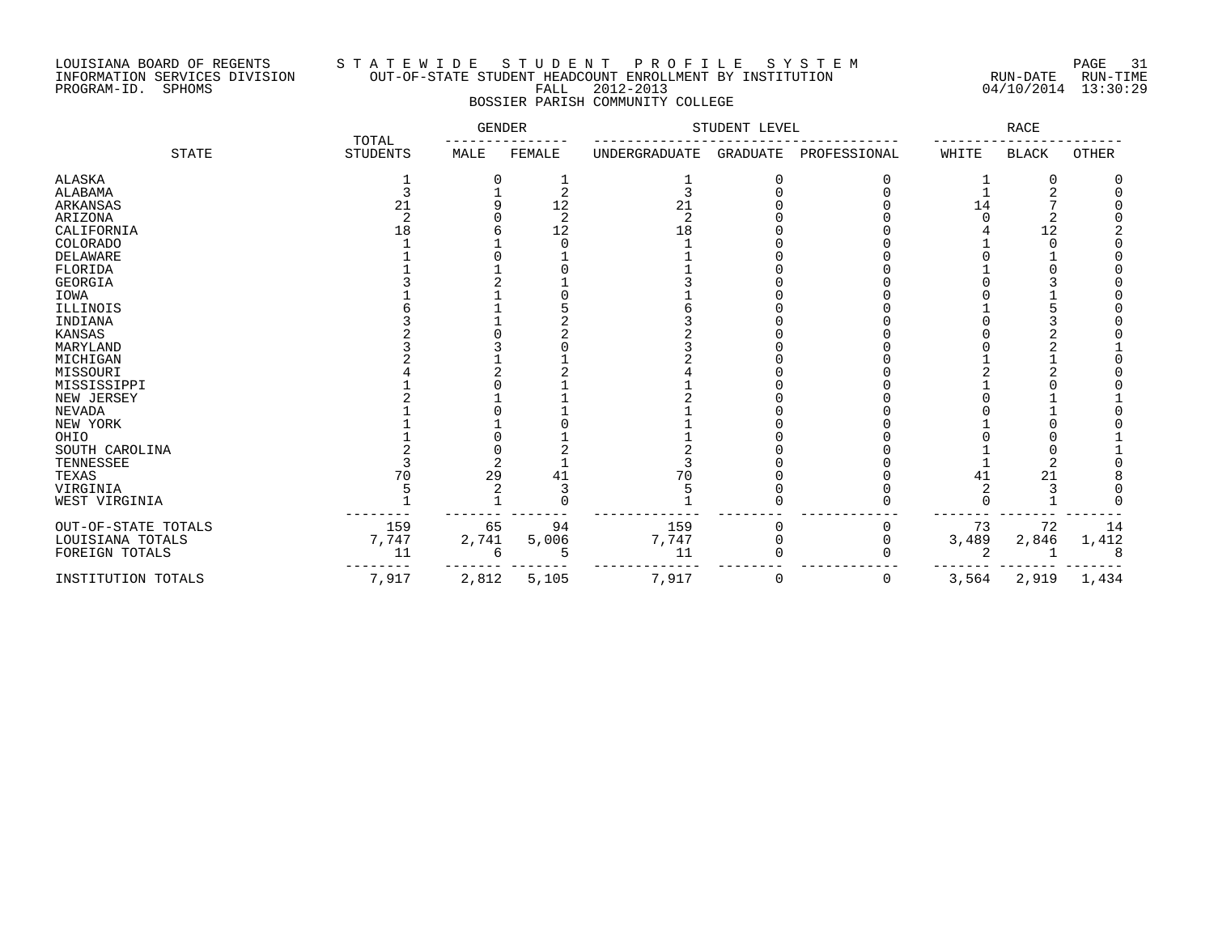LOUISIANA BOARD OF REGENTS
INFORMATION SERVICES DIVISION
PROGRAM-ID. SPHOMS

# STATEWIDE STUDENT PROFILE SYSTEM

## OUT-OF-STATE STUDENT HEADCOUNT ENROLLMENT BY INSTITUTION

FALL 2012-2013

### BOSSIER PARISH COMMUNITY COLLEGE

RUN-DATE 04/10/2014 RUN-TIME 13:30:29

| STATE | TOTAL STUDENTS | GENDER | | STUDENT LEVEL | | | RACE | | |
|---|---|---|---|---|---|---|---|---|---|
| | | MALE | FEMALE | UNDERGRADUATE | GRADUATE | PROFESSIONAL | WHITE | BLACK | OTHER |
| ALASKA | 1 | 0 | 1 | 1 | 0 | 0 | 1 | 0 | 0 |
| ALABAMA | 3 | 1 | 2 | 3 | 0 | 0 | 1 | 2 | 0 |
| ARKANSAS | 21 | 9 | 12 | 21 | 0 | 0 | 14 | 7 | 0 |
| ARIZONA | 2 | 0 | 2 | 2 | 0 | 0 | 0 | 2 | 0 |
| CALIFORNIA | 18 | 6 | 12 | 18 | 0 | 0 | 4 | 12 | 2 |
| COLORADO | 1 | 1 | 0 | 1 | 0 | 0 | 1 | 0 | 0 |
| DELAWARE | 1 | 0 | 1 | 1 | 0 | 0 | 0 | 1 | 0 |
| FLORIDA | 1 | 1 | 0 | 1 | 0 | 0 | 1 | 0 | 0 |
| GEORGIA | 3 | 2 | 1 | 3 | 0 | 0 | 0 | 3 | 0 |
| IOWA | 1 | 1 | 0 | 1 | 0 | 0 | 0 | 1 | 0 |
| ILLINOIS | 6 | 1 | 5 | 6 | 0 | 0 | 1 | 5 | 0 |
| INDIANA | 3 | 1 | 2 | 3 | 0 | 0 | 0 | 3 | 0 |
| KANSAS | 2 | 0 | 2 | 2 | 0 | 0 | 0 | 2 | 0 |
| MARYLAND | 3 | 3 | 0 | 3 | 0 | 0 | 0 | 2 | 1 |
| MICHIGAN | 2 | 1 | 1 | 2 | 0 | 0 | 1 | 1 | 0 |
| MISSOURI | 4 | 2 | 2 | 4 | 0 | 0 | 2 | 2 | 0 |
| MISSISSIPPI | 1 | 0 | 1 | 1 | 0 | 0 | 1 | 0 | 0 |
| NEW JERSEY | 2 | 1 | 1 | 2 | 0 | 0 | 0 | 1 | 1 |
| NEVADA | 1 | 0 | 1 | 1 | 0 | 0 | 0 | 1 | 0 |
| NEW YORK | 1 | 1 | 0 | 1 | 0 | 0 | 1 | 0 | 0 |
| OHIO | 1 | 0 | 1 | 1 | 0 | 0 | 0 | 0 | 1 |
| SOUTH CAROLINA | 2 | 0 | 2 | 2 | 0 | 0 | 1 | 0 | 1 |
| TENNESSEE | 3 | 2 | 1 | 3 | 0 | 0 | 1 | 2 | 0 |
| TEXAS | 70 | 29 | 41 | 70 | 0 | 0 | 41 | 21 | 8 |
| VIRGINIA | 5 | 2 | 3 | 5 | 0 | 0 | 2 | 3 | 0 |
| WEST VIRGINIA | 1 | 1 | 0 | 1 | 0 | 0 | 0 | 1 | 0 |
| OUT-OF-STATE TOTALS | 159 | 65 | 94 | 159 | 0 | 0 | 73 | 72 | 14 |
| LOUISIANA TOTALS | 7,747 | 2,741 | 5,006 | 7,747 | 0 | 0 | 3,489 | 2,846 | 1,412 |
| FOREIGN TOTALS | 11 | 6 | 5 | 11 | 0 | 0 | 2 | 1 | 8 |
| INSTITUTION TOTALS | 7,917 | 2,812 | 5,105 | 7,917 | 0 | 0 | 3,564 | 2,919 | 1,434 |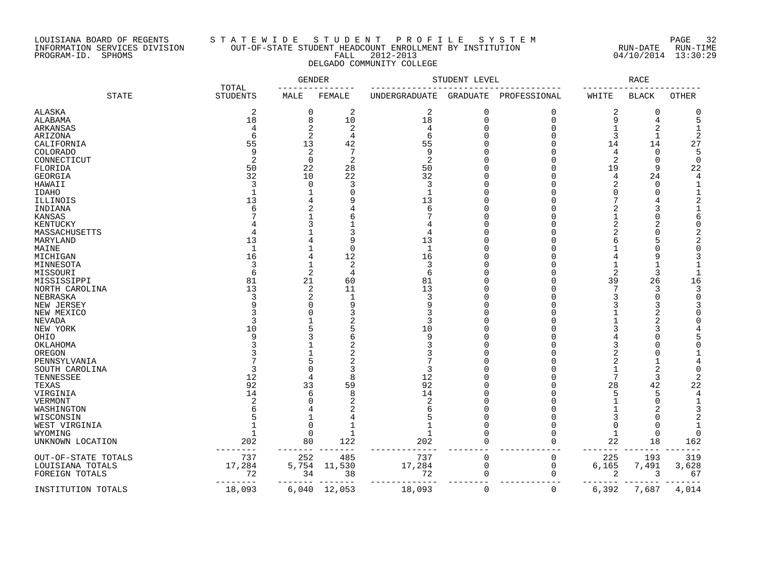LOUISIANA BOARD OF REGENTS
INFORMATION SERVICES DIVISION
PROGRAM-ID. SPHOMS

STATEWIDE STUDENT PROFILE SYSTEM
OUT-OF-STATE STUDENT HEADCOUNT ENROLLMENT BY INSTITUTION
FALL 2012-2013
DELGADO COMMUNITY COLLEGE

RUN-DATE 04/10/2014 RUN-TIME 13:30:29

| STATE | TOTAL STUDENTS | GENDER | | STUDENT LEVEL | | | RACE | | |
|---|---|---|---|---|---|---|---|---|---|
| | | MALE | FEMALE | UNDERGRADUATE | GRADUATE | PROFESSIONAL | WHITE | BLACK | OTHER |
| ALASKA | 2 | 0 | 2 | 2 | 0 | 0 | 2 | 0 | 0 |
| ALABAMA | 18 | 8 | 10 | 18 | 0 | 0 | 9 | 4 | 5 |
| ARKANSAS | 4 | 2 | 2 | 4 | 0 | 0 | 1 | 2 | 1 |
| ARIZONA | 6 | 2 | 4 | 6 | 0 | 0 | 3 | 1 | 2 |
| CALIFORNIA | 55 | 13 | 42 | 55 | 0 | 0 | 14 | 14 | 27 |
| COLORADO | 9 | 2 | 7 | 9 | 0 | 0 | 4 | 0 | 5 |
| CONNECTICUT | 2 | 0 | 2 | 2 | 0 | 0 | 2 | 0 | 0 |
| FLORIDA | 50 | 22 | 28 | 50 | 0 | 0 | 19 | 9 | 22 |
| GEORGIA | 32 | 10 | 22 | 32 | 0 | 0 | 4 | 24 | 4 |
| HAWAII | 3 | 0 | 3 | 3 | 0 | 0 | 2 | 0 | 1 |
| IDAHO | 1 | 1 | 0 | 1 | 0 | 0 | 0 | 0 | 1 |
| ILLINOIS | 13 | 4 | 9 | 13 | 0 | 0 | 7 | 4 | 2 |
| INDIANA | 6 | 2 | 4 | 6 | 0 | 0 | 2 | 3 | 1 |
| KANSAS | 7 | 1 | 6 | 7 | 0 | 0 | 1 | 0 | 6 |
| KENTUCKY | 4 | 3 | 1 | 4 | 0 | 0 | 2 | 2 | 0 |
| MASSACHUSETTS | 4 | 1 | 3 | 4 | 0 | 0 | 2 | 0 | 2 |
| MARYLAND | 13 | 4 | 9 | 13 | 0 | 0 | 6 | 5 | 2 |
| MAINE | 1 | 1 | 0 | 1 | 0 | 0 | 1 | 0 | 0 |
| MICHIGAN | 16 | 4 | 12 | 16 | 0 | 0 | 4 | 9 | 3 |
| MINNESOTA | 3 | 1 | 2 | 3 | 0 | 0 | 1 | 1 | 1 |
| MISSOURI | 6 | 2 | 4 | 6 | 0 | 0 | 2 | 3 | 1 |
| MISSISSIPPI | 81 | 21 | 60 | 81 | 0 | 0 | 39 | 26 | 16 |
| NORTH CAROLINA | 13 | 2 | 11 | 13 | 0 | 0 | 7 | 3 | 3 |
| NEBRASKA | 3 | 2 | 1 | 3 | 0 | 0 | 3 | 0 | 0 |
| NEW JERSEY | 9 | 0 | 9 | 9 | 0 | 0 | 3 | 3 | 3 |
| NEW MEXICO | 3 | 0 | 3 | 3 | 0 | 0 | 1 | 2 | 0 |
| NEVADA | 3 | 1 | 2 | 3 | 0 | 0 | 1 | 2 | 0 |
| NEW YORK | 10 | 5 | 5 | 10 | 0 | 0 | 3 | 3 | 4 |
| OHIO | 9 | 3 | 6 | 9 | 0 | 0 | 4 | 0 | 5 |
| OKLAHOMA | 3 | 1 | 2 | 3 | 0 | 0 | 3 | 0 | 0 |
| OREGON | 3 | 1 | 2 | 3 | 0 | 0 | 2 | 0 | 1 |
| PENNSYLVANIA | 7 | 5 | 2 | 7 | 0 | 0 | 2 | 1 | 4 |
| SOUTH CAROLINA | 3 | 0 | 3 | 3 | 0 | 0 | 1 | 2 | 0 |
| TENNESSEE | 12 | 4 | 8 | 12 | 0 | 0 | 7 | 3 | 2 |
| TEXAS | 92 | 33 | 59 | 92 | 0 | 0 | 28 | 42 | 22 |
| VIRGINIA | 14 | 6 | 8 | 14 | 0 | 0 | 5 | 5 | 4 |
| VERMONT | 2 | 0 | 2 | 2 | 0 | 0 | 1 | 0 | 1 |
| WASHINGTON | 6 | 4 | 2 | 6 | 0 | 0 | 1 | 2 | 3 |
| WISCONSIN | 5 | 1 | 4 | 5 | 0 | 0 | 3 | 0 | 2 |
| WEST VIRGINIA | 1 | 0 | 1 | 1 | 0 | 0 | 0 | 0 | 1 |
| WYOMING | 1 | 0 | 1 | 1 | 0 | 0 | 1 | 0 | 0 |
| UNKNOWN LOCATION | 202 | 80 | 122 | 202 | 0 | 0 | 22 | 18 | 162 |
| OUT-OF-STATE TOTALS | 737 | 252 | 485 | 737 | 0 | 0 | 225 | 193 | 319 |
| LOUISIANA TOTALS | 17,284 | 5,754 | 11,530 | 17,284 | 0 | 0 | 6,165 | 7,491 | 3,628 |
| FOREIGN TOTALS | 72 | 34 | 38 | 72 | 0 | 0 | 2 | 3 | 67 |
| INSTITUTION TOTALS | 18,093 | 6,040 | 12,053 | 18,093 | 0 | 0 | 6,392 | 7,687 | 4,014 |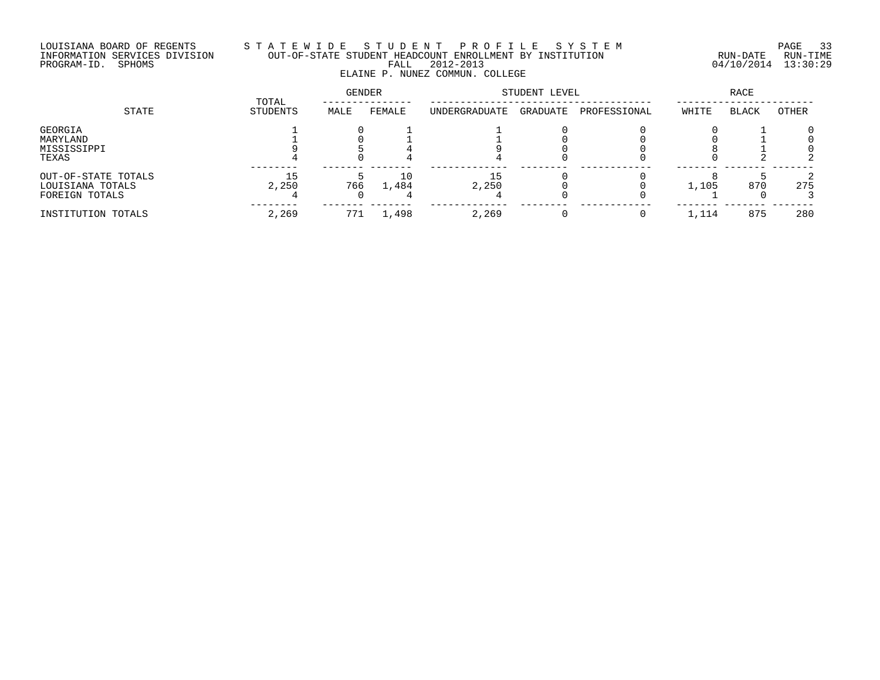LOUISIANA BOARD OF REGENTS
INFORMATION SERVICES DIVISION
PROGRAM-ID. SPHOMS

# STATEWIDE STUDENT PROFILE SYSTEM
## OUT-OF-STATE STUDENT HEADCOUNT ENROLLMENT BY INSTITUTION
FALL 2012-2013

ELAINE P. NUNEZ COMMUN. COLLEGE

RUN-DATE 04/10/2014 RUN-TIME 13:30:29

| STATE | TOTAL STUDENTS | GENDER | | STUDENT LEVEL | | | RACE | | |
|---|---|---|---|---|---|---|---|---|---|
| | | MALE | FEMALE | UNDERGRADUATE | GRADUATE | PROFESSIONAL | WHITE | BLACK | OTHER |
| GEORGIA | 1 | 0 | 1 | 1 | 0 | 0 | 0 | 1 | 0 |
| MARYLAND | 1 | 0 | 1 | 1 | 0 | 0 | 0 | 1 | 0 |
| MISSISSIPPI | 9 | 5 | 4 | 9 | 0 | 0 | 8 | 1 | 0 |
| TEXAS | 4 | 0 | 4 | 4 | 0 | 0 | 0 | 2 | 2 |
| OUT-OF-STATE TOTALS | 15 | 5 | 10 | 15 | 0 | 0 | 8 | 5 | 2 |
| LOUISIANA TOTALS | 2,250 | 766 | 1,484 | 2,250 | 0 | 0 | 1,105 | 870 | 275 |
| FOREIGN TOTALS | 4 | 0 | 4 | 4 | 0 | 0 | 1 | 0 | 3 |
| INSTITUTION TOTALS | 2,269 | 771 | 1,498 | 2,269 | 0 | 0 | 1,114 | 875 | 280 |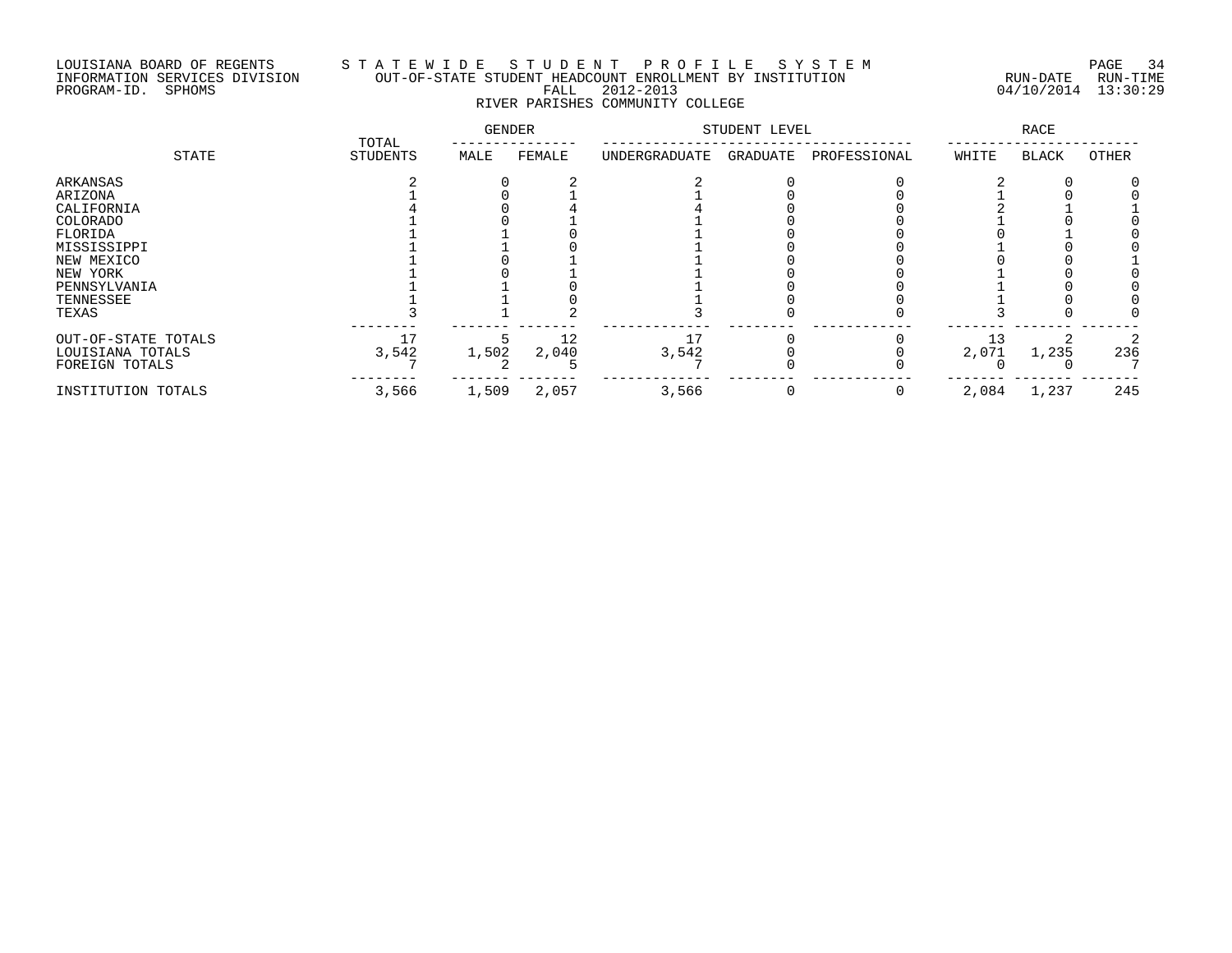LOUISIANA BOARD OF REGENTS
INFORMATION SERVICES DIVISION
PROGRAM-ID. SPHOMS

STATEWIDE STUDENT PROFILE SYSTEM
OUT-OF-STATE STUDENT HEADCOUNT ENROLLMENT BY INSTITUTION
FALL 2012-2013
RIVER PARISHES COMMUNITY COLLEGE

RUN-DATE 04/10/2014 RUN-TIME 13:30:29

| STATE | TOTAL STUDENTS | GENDER | | STUDENT LEVEL | | | RACE | | |
|---|---|---|---|---|---|---|---|---|---|
| | | MALE | FEMALE | UNDERGRADUATE | GRADUATE | PROFESSIONAL | WHITE | BLACK | OTHER |
| ARKANSAS | 2 | 0 | 2 | 2 | 0 | 0 | 2 | 0 | 0 |
| ARIZONA | 1 | 0 | 1 | 1 | 0 | 0 | 1 | 0 | 0 |
| CALIFORNIA | 4 | 0 | 4 | 4 | 0 | 0 | 2 | 1 | 1 |
| COLORADO | 1 | 0 | 1 | 1 | 0 | 0 | 1 | 0 | 0 |
| FLORIDA | 1 | 1 | 0 | 1 | 0 | 0 | 0 | 1 | 0 |
| MISSISSIPPI | 1 | 1 | 0 | 1 | 0 | 0 | 1 | 0 | 0 |
| NEW MEXICO | 1 | 0 | 1 | 1 | 0 | 0 | 0 | 0 | 1 |
| NEW YORK | 1 | 0 | 1 | 1 | 0 | 0 | 1 | 0 | 0 |
| PENNSYLVANIA | 1 | 1 | 0 | 1 | 0 | 0 | 1 | 0 | 0 |
| TENNESSEE | 1 | 1 | 0 | 1 | 0 | 0 | 1 | 0 | 0 |
| TEXAS | 3 | 1 | 2 | 3 | 0 | 0 | 3 | 0 | 0 |
| OUT-OF-STATE TOTALS | 17 | 5 | 12 | 17 | 0 | 0 | 13 | 2 | 2 |
| LOUISIANA TOTALS | 3,542 | 1,502 | 2,040 | 3,542 | 0 | 0 | 2,071 | 1,235 | 236 |
| FOREIGN TOTALS | 7 | 2 | 5 | 7 | 0 | 0 | 0 | 0 | 7 |
| INSTITUTION TOTALS | 3,566 | 1,509 | 2,057 | 3,566 | 0 | 0 | 2,084 | 1,237 | 245 |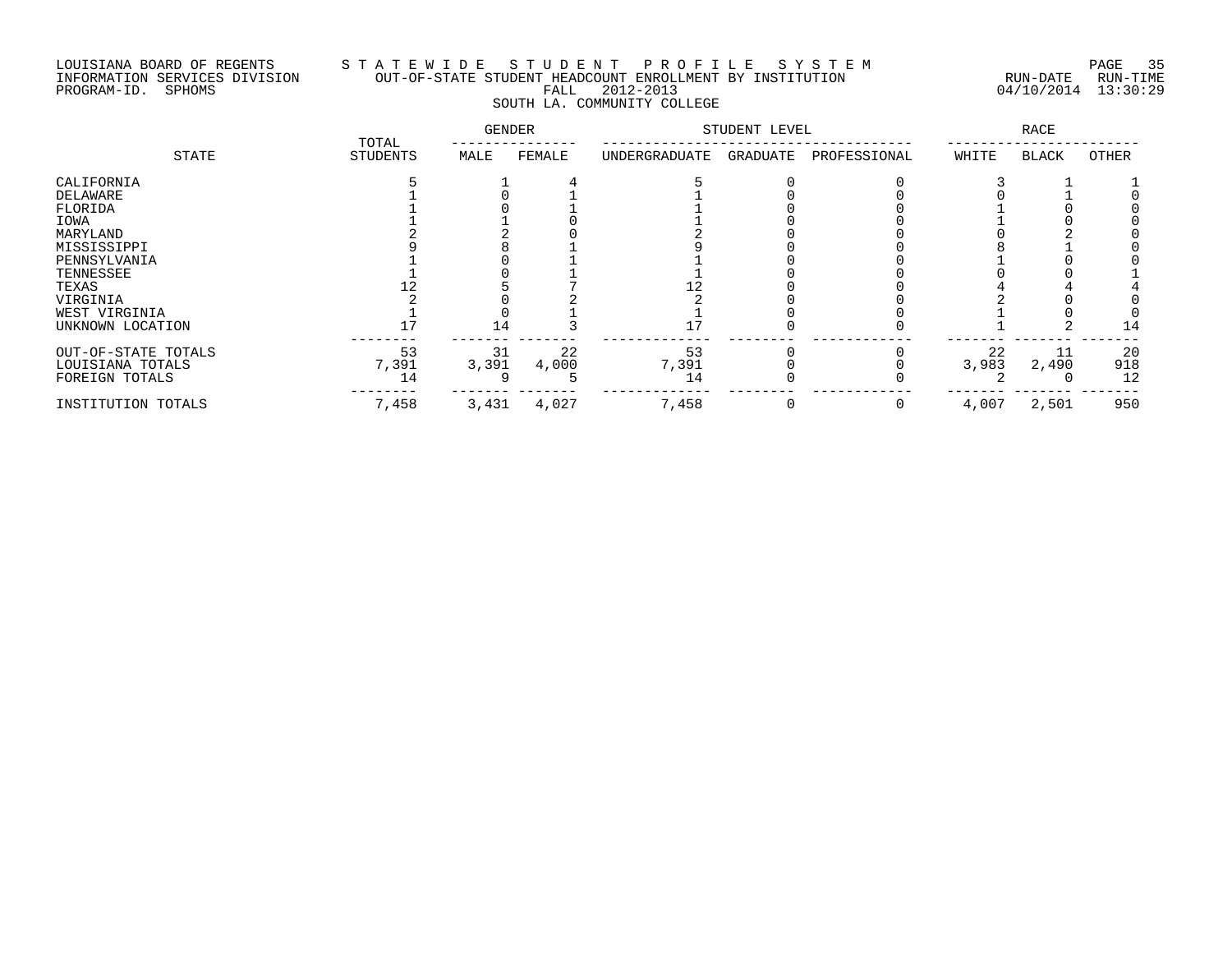LOUISIANA BOARD OF REGENTS
INFORMATION SERVICES DIVISION
PROGRAM-ID. SPHOMS

# STATEWIDE STUDENT PROFILE SYSTEM

OUT-OF-STATE STUDENT HEADCOUNT ENROLLMENT BY INSTITUTION
FALL 2012-2013
SOUTH LA. COMMUNITY COLLEGE

RUN-DATE 04/10/2014 RUN-TIME 13:30:29

| STATE | TOTAL STUDENTS | GENDER | | STUDENT LEVEL | | | RACE | | |
|---|---|---|---|---|---|---|---|---|---|
| | | MALE | FEMALE | UNDERGRADUATE | GRADUATE | PROFESSIONAL | WHITE | BLACK | OTHER |
| CALIFORNIA | 5 | 1 | 4 | 5 | 0 | 0 | 3 | 1 | 1 |
| DELAWARE | 1 | 0 | 1 | 1 | 0 | 0 | 0 | 1 | 0 |
| FLORIDA | 1 | 0 | 1 | 1 | 0 | 0 | 1 | 0 | 0 |
| IOWA | 1 | 1 | 0 | 1 | 0 | 0 | 1 | 0 | 0 |
| MARYLAND | 2 | 2 | 0 | 2 | 0 | 0 | 0 | 2 | 0 |
| MISSISSIPPI | 9 | 8 | 1 | 9 | 0 | 0 | 8 | 1 | 0 |
| PENNSYLVANIA | 1 | 0 | 1 | 1 | 0 | 0 | 1 | 0 | 0 |
| TENNESSEE | 1 | 0 | 1 | 1 | 0 | 0 | 0 | 0 | 1 |
| TEXAS | 12 | 5 | 7 | 12 | 0 | 0 | 4 | 4 | 4 |
| VIRGINIA | 2 | 0 | 2 | 2 | 0 | 0 | 2 | 0 | 0 |
| WEST VIRGINIA | 1 | 0 | 1 | 1 | 0 | 0 | 1 | 0 | 0 |
| UNKNOWN LOCATION | 17 | 14 | 3 | 17 | 0 | 0 | 1 | 2 | 14 |
| OUT-OF-STATE TOTALS | 53 | 31 | 22 | 53 | 0 | 0 | 22 | 11 | 20 |
| LOUISIANA TOTALS | 7,391 | 3,391 | 4,000 | 7,391 | 0 | 0 | 3,983 | 2,490 | 918 |
| FOREIGN TOTALS | 14 | 9 | 5 | 14 | 0 | 0 | 2 | 0 | 12 |
| INSTITUTION TOTALS | 7,458 | 3,431 | 4,027 | 7,458 | 0 | 0 | 4,007 | 2,501 | 950 |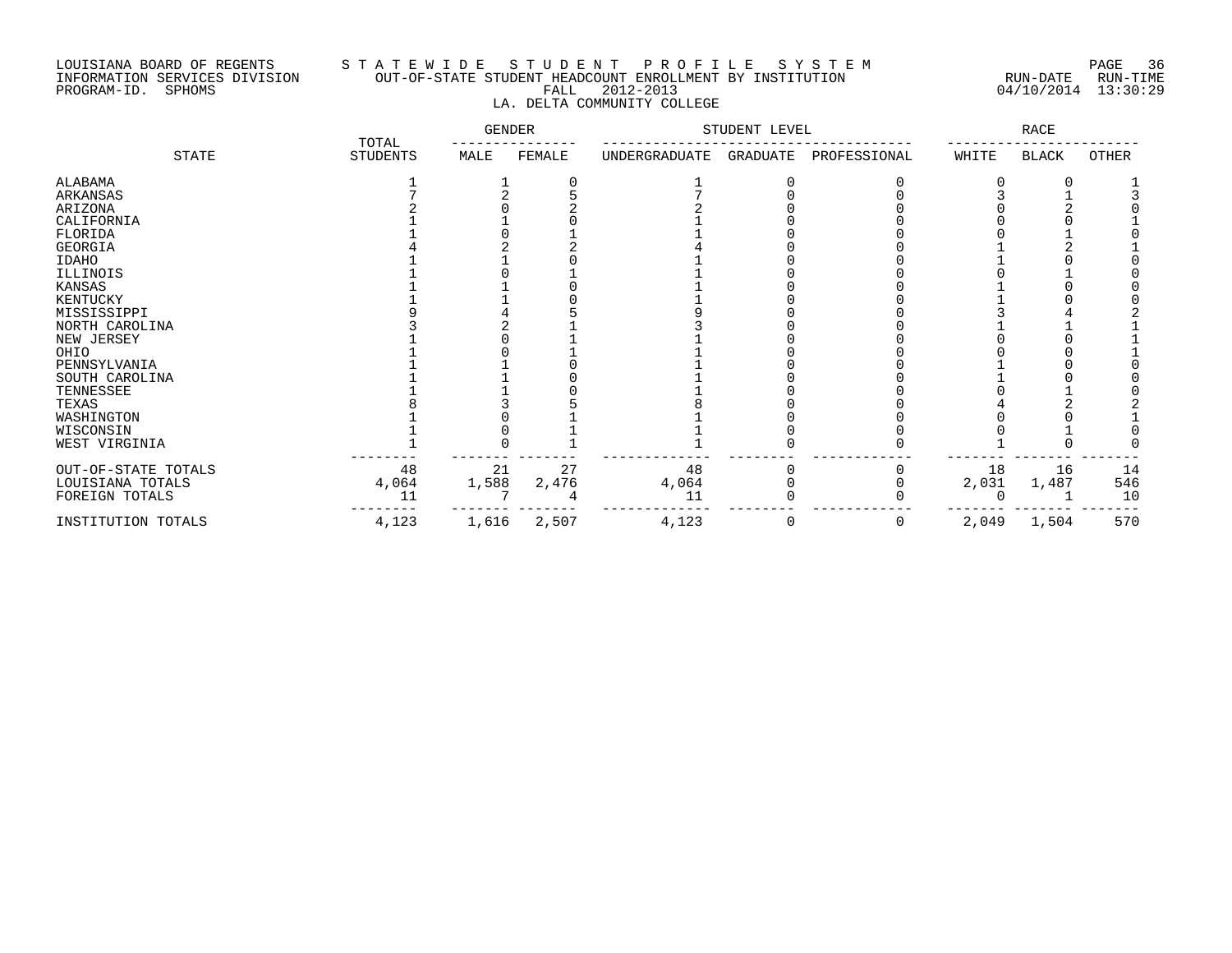LOUISIANA BOARD OF REGENTS
INFORMATION SERVICES DIVISION
PROGRAM-ID. SPHOMS

STATEWIDE STUDENT PROFILE SYSTEM
OUT-OF-STATE STUDENT HEADCOUNT ENROLLMENT BY INSTITUTION
FALL 2012-2013
LA. DELTA COMMUNITY COLLEGE

RUN-DATE 04/10/2014 RUN-TIME 13:30:29

| STATE | TOTAL STUDENTS | GENDER | | STUDENT LEVEL | | | RACE | | |
|---|---|---|---|---|---|---|---|---|---|
| | | MALE | FEMALE | UNDERGRADUATE | GRADUATE | PROFESSIONAL | WHITE | BLACK | OTHER |
| ALABAMA | 1 | 1 | 0 | 1 | 0 | 0 | 0 | 0 | 1 |
| ARKANSAS | 7 | 2 | 5 | 7 | 0 | 0 | 3 | 1 | 3 |
| ARIZONA | 2 | 0 | 2 | 2 | 0 | 0 | 0 | 2 | 0 |
| CALIFORNIA | 1 | 1 | 0 | 1 | 0 | 0 | 0 | 0 | 1 |
| FLORIDA | 1 | 0 | 1 | 1 | 0 | 0 | 0 | 1 | 0 |
| GEORGIA | 4 | 2 | 2 | 4 | 0 | 0 | 1 | 2 | 1 |
| IDAHO | 1 | 1 | 0 | 1 | 0 | 0 | 1 | 0 | 0 |
| ILLINOIS | 1 | 0 | 1 | 1 | 0 | 0 | 0 | 1 | 0 |
| KANSAS | 1 | 1 | 0 | 1 | 0 | 0 | 1 | 0 | 0 |
| KENTUCKY | 1 | 1 | 0 | 1 | 0 | 0 | 1 | 0 | 0 |
| MISSISSIPPI | 9 | 4 | 5 | 9 | 0 | 0 | 3 | 4 | 2 |
| NORTH CAROLINA | 3 | 2 | 1 | 3 | 0 | 0 | 1 | 1 | 1 |
| NEW JERSEY | 1 | 0 | 1 | 1 | 0 | 0 | 0 | 0 | 1 |
| OHIO | 1 | 0 | 1 | 1 | 0 | 0 | 0 | 0 | 1 |
| PENNSYLVANIA | 1 | 1 | 0 | 1 | 0 | 0 | 1 | 0 | 0 |
| SOUTH CAROLINA | 1 | 1 | 0 | 1 | 0 | 0 | 1 | 0 | 0 |
| TENNESSEE | 1 | 1 | 0 | 1 | 0 | 0 | 0 | 1 | 0 |
| TEXAS | 8 | 3 | 5 | 8 | 0 | 0 | 4 | 2 | 2 |
| WASHINGTON | 1 | 0 | 1 | 1 | 0 | 0 | 0 | 0 | 1 |
| WISCONSIN | 1 | 0 | 1 | 1 | 0 | 0 | 0 | 1 | 0 |
| WEST VIRGINIA | 1 | 0 | 1 | 1 | 0 | 0 | 1 | 0 | 0 |
| OUT-OF-STATE TOTALS | 48 | 21 | 27 | 48 | 0 | 0 | 18 | 16 | 14 |
| LOUISIANA TOTALS | 4,064 | 1,588 | 2,476 | 4,064 | 0 | 0 | 2,031 | 1,487 | 546 |
| FOREIGN TOTALS | 11 | 7 | 4 | 11 | 0 | 0 | 0 | 1 | 10 |
| INSTITUTION TOTALS | 4,123 | 1,616 | 2,507 | 4,123 | 0 | 0 | 2,049 | 1,504 | 570 |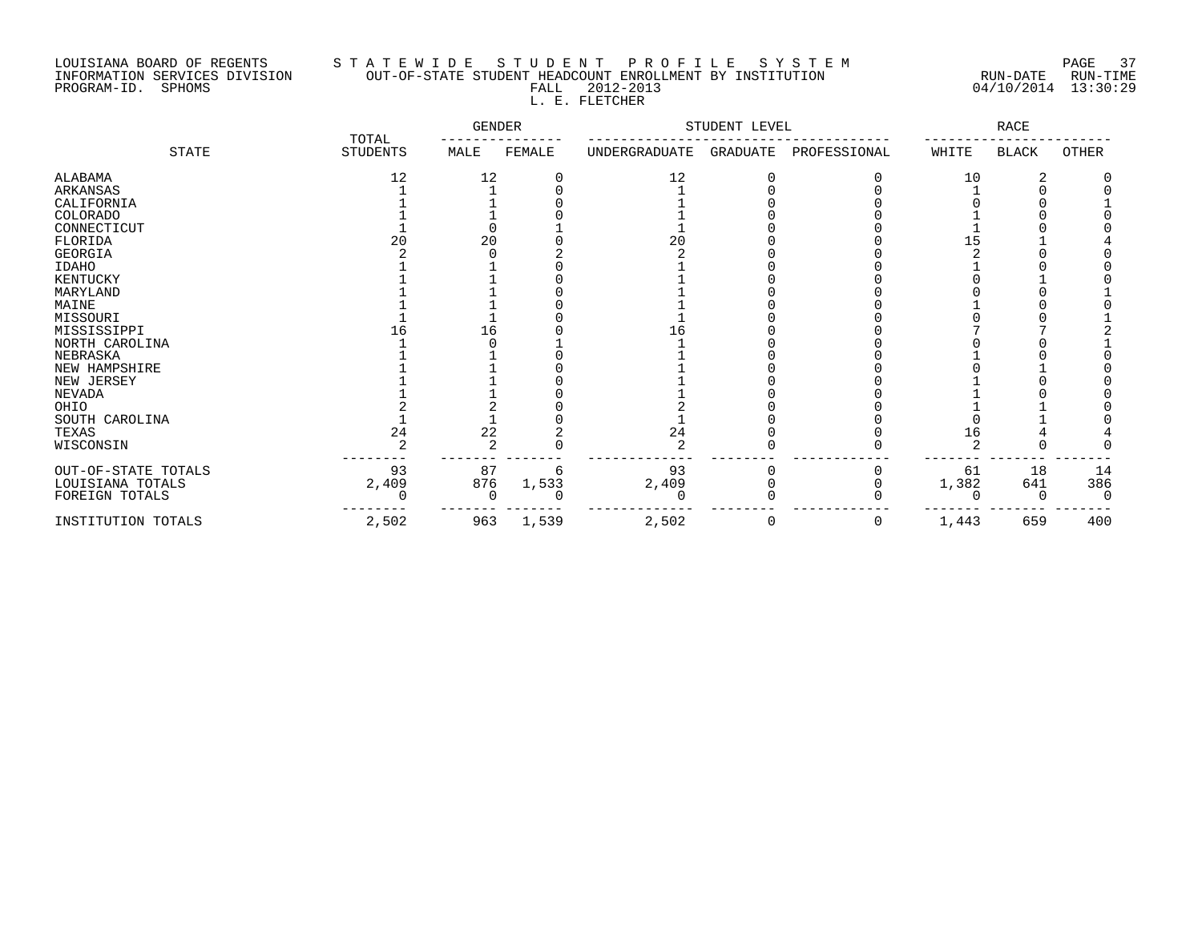LOUISIANA BOARD OF REGENTS
INFORMATION SERVICES DIVISION
PROGRAM-ID. SPHOMS

STATEWIDE STUDENT PROFILE SYSTEM
OUT-OF-STATE STUDENT HEADCOUNT ENROLLMENT BY INSTITUTION
FALL 2012-2013
L. E. FLETCHER

RUN-DATE 04/10/2014 RUN-TIME 13:30:29

| STATE | TOTAL STUDENTS | GENDER | | STUDENT LEVEL | | | RACE | | |
|---|---|---|---|---|---|---|---|---|---|
| | | MALE | FEMALE | UNDERGRADUATE | GRADUATE | PROFESSIONAL | WHITE | BLACK | OTHER |
| ALABAMA | 12 | 12 | 0 | 12 | 0 | 0 | 10 | 2 | 0 |
| ARKANSAS | 1 | 1 | 0 | 1 | 0 | 0 | 1 | 0 | 0 |
| CALIFORNIA | 1 | 1 | 0 | 1 | 0 | 0 | 0 | 0 | 1 |
| COLORADO | 1 | 1 | 0 | 1 | 0 | 0 | 1 | 0 | 0 |
| CONNECTICUT | 1 | 0 | 1 | 1 | 0 | 0 | 1 | 0 | 0 |
| FLORIDA | 20 | 20 | 0 | 20 | 0 | 0 | 15 | 1 | 4 |
| GEORGIA | 2 | 0 | 2 | 2 | 0 | 0 | 2 | 0 | 0 |
| IDAHO | 1 | 1 | 0 | 1 | 0 | 0 | 1 | 0 | 0 |
| KENTUCKY | 1 | 1 | 0 | 1 | 0 | 0 | 0 | 1 | 0 |
| MARYLAND | 1 | 1 | 0 | 1 | 0 | 0 | 0 | 0 | 1 |
| MAINE | 1 | 1 | 0 | 1 | 0 | 0 | 1 | 0 | 0 |
| MISSOURI | 1 | 1 | 0 | 1 | 0 | 0 | 0 | 0 | 1 |
| MISSISSIPPI | 16 | 16 | 0 | 16 | 0 | 0 | 7 | 7 | 2 |
| NORTH CAROLINA | 1 | 0 | 1 | 1 | 0 | 0 | 0 | 0 | 1 |
| NEBRASKA | 1 | 1 | 0 | 1 | 0 | 0 | 1 | 0 | 0 |
| NEW HAMPSHIRE | 1 | 1 | 0 | 1 | 0 | 0 | 0 | 1 | 0 |
| NEW JERSEY | 1 | 1 | 0 | 1 | 0 | 0 | 1 | 0 | 0 |
| NEVADA | 1 | 1 | 0 | 1 | 0 | 0 | 1 | 0 | 0 |
| OHIO | 2 | 2 | 0 | 2 | 0 | 0 | 1 | 1 | 0 |
| SOUTH CAROLINA | 1 | 1 | 0 | 1 | 0 | 0 | 0 | 1 | 0 |
| TEXAS | 24 | 22 | 2 | 24 | 0 | 0 | 16 | 4 | 4 |
| WISCONSIN | 2 | 2 | 0 | 2 | 0 | 0 | 2 | 0 | 0 |
| OUT-OF-STATE TOTALS | 93 | 87 | 6 | 93 | 0 | 0 | 61 | 18 | 14 |
| LOUISIANA TOTALS | 2,409 | 876 | 1,533 | 2,409 | 0 | 0 | 1,382 | 641 | 386 |
| FOREIGN TOTALS | 0 | 0 | 0 | 0 | 0 | 0 | 0 | 0 | 0 |
| INSTITUTION TOTALS | 2,502 | 963 | 1,539 | 2,502 | 0 | 0 | 1,443 | 659 | 400 |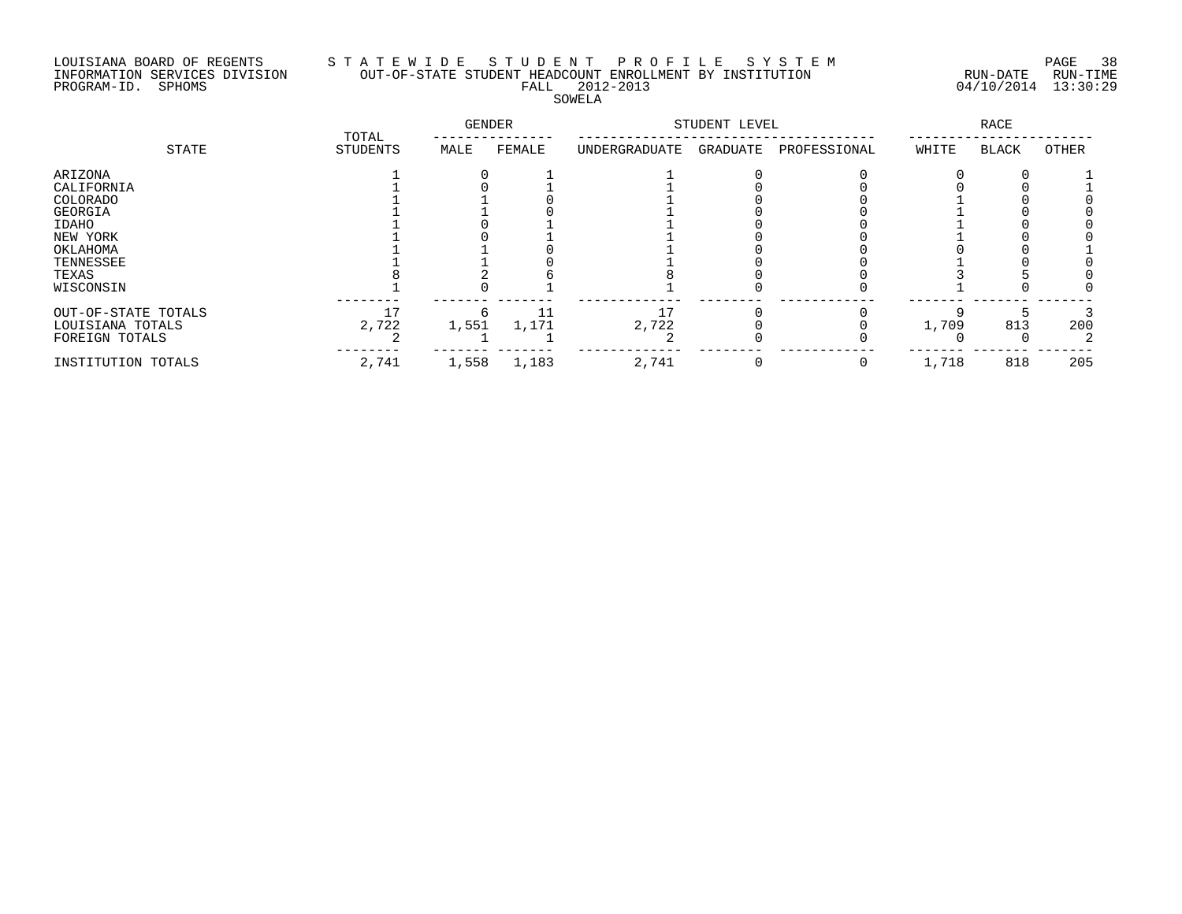LOUISIANA BOARD OF REGENTS
INFORMATION SERVICES DIVISION
PROGRAM-ID. SPHOMS

# S T A T E W I D E   S T U D E N T   P R O F I L E   S Y S T E M

## OUT-OF-STATE STUDENT HEADCOUNT ENROLLMENT BY INSTITUTION

FALL 2012-2013

SOWELA

RUN-DATE 04/10/2014 RUN-TIME 13:30:29

| STATE | TOTAL STUDENTS | GENDER | | STUDENT LEVEL | | | RACE | | |
|---|---|---|---|---|---|---|---|---|---|
| | | MALE | FEMALE | UNDERGRADUATE | GRADUATE | PROFESSIONAL | WHITE | BLACK | OTHER |
| ARIZONA | 1 | 0 | 1 | 1 | 0 | 0 | 0 | 0 | 1 |
| CALIFORNIA | 1 | 0 | 1 | 1 | 0 | 0 | 0 | 0 | 1 |
| COLORADO | 1 | 1 | 0 | 1 | 0 | 0 | 1 | 0 | 0 |
| GEORGIA | 1 | 1 | 0 | 1 | 0 | 0 | 1 | 0 | 0 |
| IDAHO | 1 | 0 | 1 | 1 | 0 | 0 | 1 | 0 | 0 |
| NEW YORK | 1 | 0 | 1 | 1 | 0 | 0 | 1 | 0 | 0 |
| OKLAHOMA | 1 | 1 | 0 | 1 | 0 | 0 | 0 | 0 | 1 |
| TENNESSEE | 1 | 1 | 0 | 1 | 0 | 0 | 1 | 0 | 0 |
| TEXAS | 8 | 2 | 6 | 8 | 0 | 0 | 3 | 5 | 0 |
| WISCONSIN | 1 | 0 | 1 | 1 | 0 | 0 | 1 | 0 | 0 |
| OUT-OF-STATE TOTALS | 17 | 6 | 11 | 17 | 0 | 0 | 9 | 5 | 3 |
| LOUISIANA TOTALS | 2,722 | 1,551 | 1,171 | 2,722 | 0 | 0 | 1,709 | 813 | 200 |
| FOREIGN TOTALS | 2 | 1 | 1 | 2 | 0 | 0 | 0 | 0 | 2 |
| INSTITUTION TOTALS | 2,741 | 1,558 | 1,183 | 2,741 | 0 | 0 | 1,718 | 818 | 205 |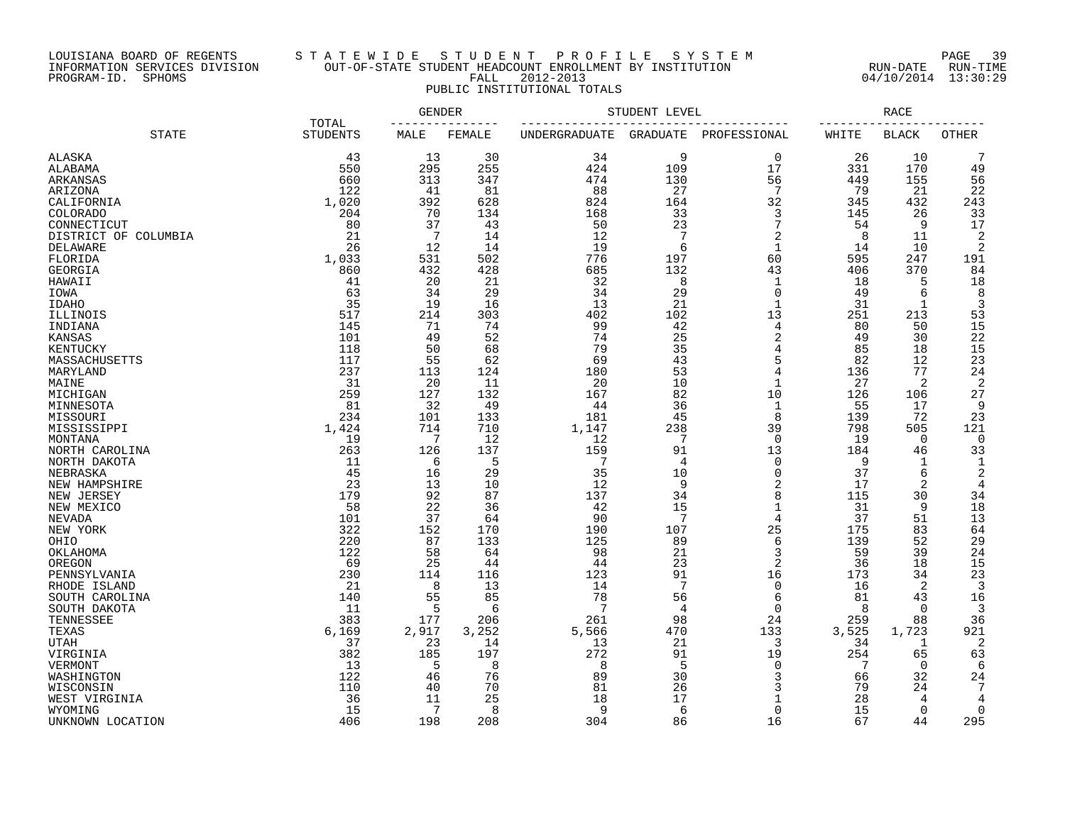LOUISIANA BOARD OF REGENTS
INFORMATION SERVICES DIVISION
PROGRAM-ID. SPHOMS

STATEWIDE STUDENT PROFILE SYSTEM
OUT-OF-STATE STUDENT HEADCOUNT ENROLLMENT BY INSTITUTION
FALL 2012-2013
PUBLIC INSTITUTIONAL TOTALS

RUN-DATE 04/10/2014 RUN-TIME 13:30:29

| STATE | TOTAL STUDENTS | GENDER | | STUDENT LEVEL | | | RACE | | |
|---|---|---|---|---|---|---|---|---|---|
| | | MALE | FEMALE | UNDERGRADUATE | GRADUATE | PROFESSIONAL | WHITE | BLACK | OTHER |
| ALASKA | 43 | 13 | 30 | 34 | 9 | 0 | 26 | 10 | 7 |
| ALABAMA | 550 | 295 | 255 | 424 | 109 | 17 | 331 | 170 | 49 |
| ARKANSAS | 660 | 313 | 347 | 474 | 130 | 56 | 449 | 155 | 56 |
| ARIZONA | 122 | 41 | 81 | 88 | 27 | 7 | 79 | 21 | 22 |
| CALIFORNIA | 1,020 | 392 | 628 | 824 | 164 | 32 | 345 | 432 | 243 |
| COLORADO | 204 | 70 | 134 | 168 | 33 | 3 | 145 | 26 | 33 |
| CONNECTICUT | 80 | 37 | 43 | 50 | 23 | 7 | 54 | 9 | 17 |
| DISTRICT OF COLUMBIA | 21 | 7 | 14 | 12 | 7 | 2 | 8 | 11 | 2 |
| DELAWARE | 26 | 12 | 14 | 19 | 6 | 1 | 14 | 10 | 2 |
| FLORIDA | 1,033 | 531 | 502 | 776 | 197 | 60 | 595 | 247 | 191 |
| GEORGIA | 860 | 432 | 428 | 685 | 132 | 43 | 406 | 370 | 84 |
| HAWAII | 41 | 20 | 21 | 32 | 8 | 1 | 18 | 5 | 18 |
| IOWA | 63 | 34 | 29 | 34 | 29 | 0 | 49 | 6 | 8 |
| IDAHO | 35 | 19 | 16 | 13 | 21 | 1 | 31 | 1 | 3 |
| ILLINOIS | 517 | 214 | 303 | 402 | 102 | 13 | 251 | 213 | 53 |
| INDIANA | 145 | 71 | 74 | 99 | 42 | 4 | 80 | 50 | 15 |
| KANSAS | 101 | 49 | 52 | 74 | 25 | 2 | 49 | 30 | 22 |
| KENTUCKY | 118 | 50 | 68 | 79 | 35 | 4 | 85 | 18 | 15 |
| MASSACHUSETTS | 117 | 55 | 62 | 69 | 43 | 5 | 82 | 12 | 23 |
| MARYLAND | 237 | 113 | 124 | 180 | 53 | 4 | 136 | 77 | 24 |
| MAINE | 31 | 20 | 11 | 20 | 10 | 1 | 27 | 2 | 2 |
| MICHIGAN | 259 | 127 | 132 | 167 | 82 | 10 | 126 | 106 | 27 |
| MINNESOTA | 81 | 32 | 49 | 44 | 36 | 1 | 55 | 17 | 9 |
| MISSOURI | 234 | 101 | 133 | 181 | 45 | 8 | 139 | 72 | 23 |
| MISSISSIPPI | 1,424 | 714 | 710 | 1,147 | 238 | 39 | 798 | 505 | 121 |
| MONTANA | 19 | 7 | 12 | 12 | 7 | 0 | 19 | 0 | 0 |
| NORTH CAROLINA | 263 | 126 | 137 | 159 | 91 | 13 | 184 | 46 | 33 |
| NORTH DAKOTA | 11 | 6 | 5 | 7 | 4 | 0 | 9 | 1 | 1 |
| NEBRASKA | 45 | 16 | 29 | 35 | 10 | 0 | 37 | 6 | 2 |
| NEW HAMPSHIRE | 23 | 13 | 10 | 12 | 9 | 2 | 17 | 2 | 4 |
| NEW JERSEY | 179 | 92 | 87 | 137 | 34 | 8 | 115 | 30 | 34 |
| NEW MEXICO | 58 | 22 | 36 | 42 | 15 | 1 | 31 | 9 | 18 |
| NEVADA | 101 | 37 | 64 | 90 | 7 | 4 | 37 | 51 | 13 |
| NEW YORK | 322 | 152 | 170 | 190 | 107 | 25 | 175 | 83 | 64 |
| OHIO | 220 | 87 | 133 | 125 | 89 | 6 | 139 | 52 | 29 |
| OKLAHOMA | 122 | 58 | 64 | 98 | 21 | 3 | 59 | 39 | 24 |
| OREGON | 69 | 25 | 44 | 44 | 23 | 2 | 36 | 18 | 15 |
| PENNSYLVANIA | 230 | 114 | 116 | 123 | 91 | 16 | 173 | 34 | 23 |
| RHODE ISLAND | 21 | 8 | 13 | 14 | 7 | 0 | 16 | 2 | 3 |
| SOUTH CAROLINA | 140 | 55 | 85 | 78 | 56 | 6 | 81 | 43 | 16 |
| SOUTH DAKOTA | 11 | 5 | 6 | 7 | 4 | 0 | 8 | 0 | 3 |
| TENNESSEE | 383 | 177 | 206 | 261 | 98 | 24 | 259 | 88 | 36 |
| TEXAS | 6,169 | 2,917 | 3,252 | 5,566 | 470 | 133 | 3,525 | 1,723 | 921 |
| UTAH | 37 | 23 | 14 | 13 | 21 | 3 | 34 | 1 | 2 |
| VIRGINIA | 382 | 185 | 197 | 272 | 91 | 19 | 254 | 65 | 63 |
| VERMONT | 13 | 5 | 8 | 8 | 5 | 0 | 7 | 0 | 6 |
| WASHINGTON | 122 | 46 | 76 | 89 | 30 | 3 | 66 | 32 | 24 |
| WISCONSIN | 110 | 40 | 70 | 81 | 26 | 3 | 79 | 24 | 7 |
| WEST VIRGINIA | 36 | 11 | 25 | 18 | 17 | 1 | 28 | 4 | 4 |
| WYOMING | 15 | 7 | 8 | 9 | 6 | 0 | 15 | 0 | 0 |
| UNKNOWN LOCATION | 406 | 198 | 208 | 304 | 86 | 16 | 67 | 44 | 295 |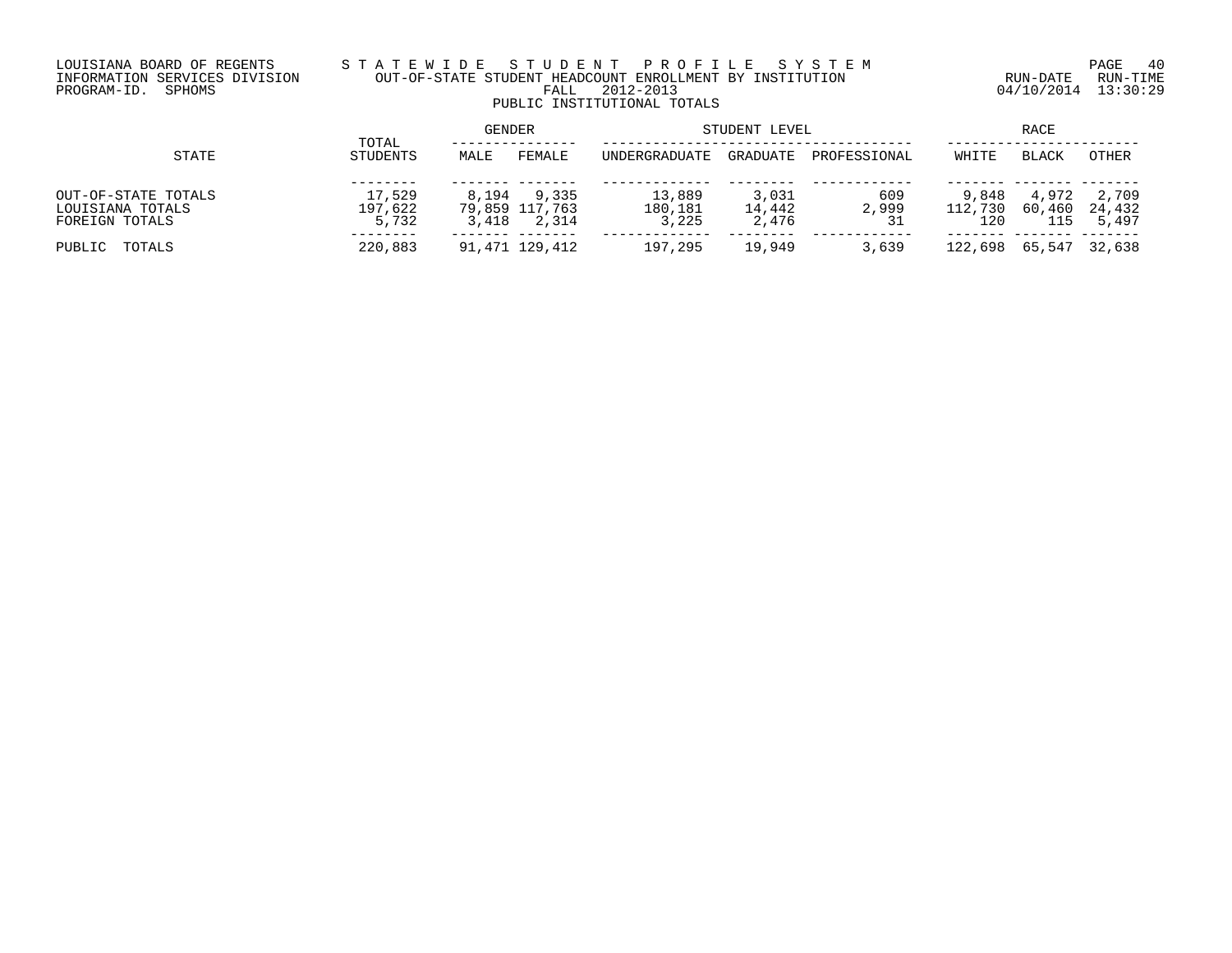LOUISIANA BOARD OF REGENTS
INFORMATION SERVICES DIVISION
PROGRAM-ID. SPHOMS

# STATEWIDE STUDENT PROFILE SYSTEM

## OUT-OF-STATE STUDENT HEADCOUNT ENROLLMENT BY INSTITUTION

FALL 2012-2013

PUBLIC INSTITUTIONAL TOTALS

RUN-DATE 04/10/2014 RUN-TIME 13:30:29

| STATE | TOTAL STUDENTS | GENDER | | STUDENT LEVEL | | | RACE | | |
|---|---|---|---|---|---|---|---|---|---|
| | | MALE | FEMALE | UNDERGRADUATE | GRADUATE | PROFESSIONAL | WHITE | BLACK | OTHER |
| OUT-OF-STATE TOTALS | 17,529 | 8,194 | 9,335 | 13,889 | 3,031 | 609 | 9,848 | 4,972 | 2,709 |
| LOUISIANA TOTALS | 197,622 | 79,859 | 117,763 | 180,181 | 14,442 | 2,999 | 112,730 | 60,460 | 24,432 |
| FOREIGN TOTALS | 5,732 | 3,418 | 2,314 | 3,225 | 2,476 | 31 | 120 | 115 | 5,497 |
| PUBLIC TOTALS | 220,883 | 91,471 | 129,412 | 197,295 | 19,949 | 3,639 | 122,698 | 65,547 | 32,638 |